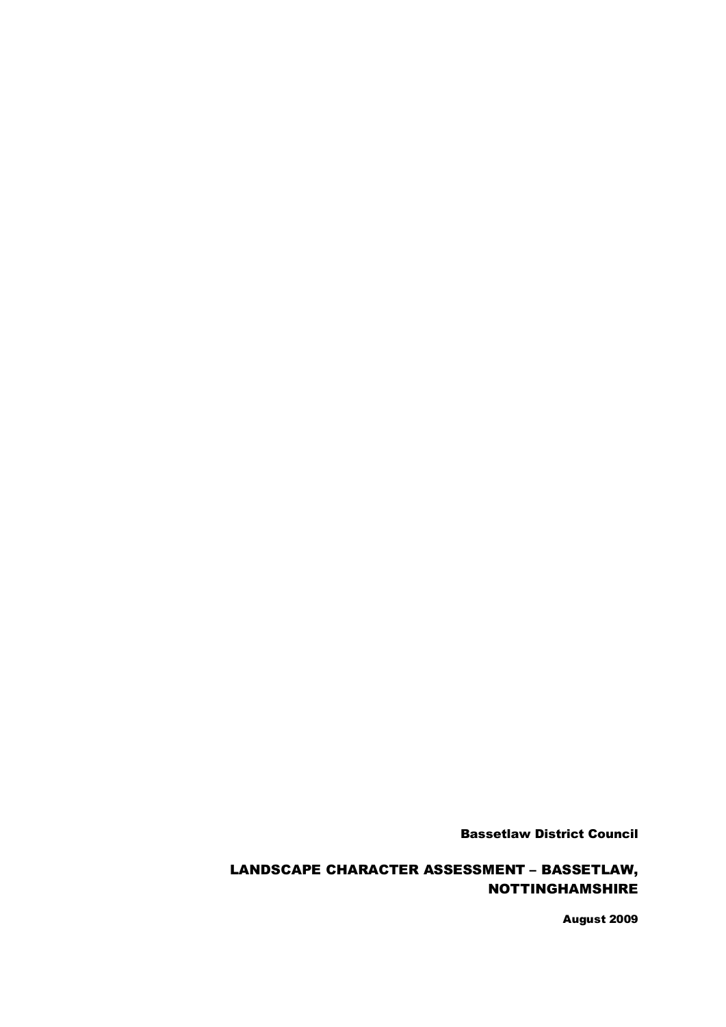**Bassetlaw District Council**

# LANDSCAPE CHARACTER ASSESSMENT – BASSETLAW, NOTTINGHAMSHIRE

**August 2009**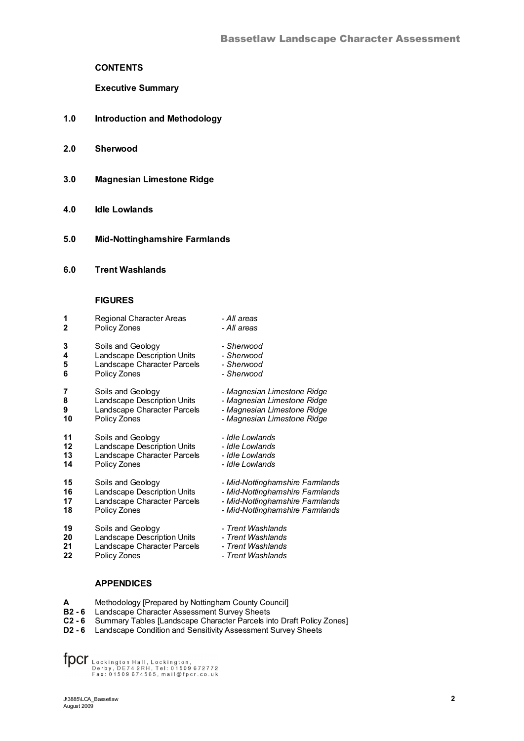## CONTENTS

**Executive Summary**

**1.0 Introduction and Methodology**

**2.0 Sherwood**

**3.0 Magnesian Limestone Ridge**

**4.0 Idle Lowlands**

**5.0 Mid-Nottinghamshire Farmlands**

**6.0 Trent Washlands**

### FIGURES

| | | |
|---|---|---|
| **1** | Regional Character Areas | *- All areas* |
| **2** | Policy Zones | *- All areas* |
| **3** | Soils and Geology | *- Sherwood* |
| **4** | Landscape Description Units | *- Sherwood* |
| **5** | Landscape Character Parcels | *- Sherwood* |
| **6** | Policy Zones | *- Sherwood* |
| **7** | Soils and Geology | *- Magnesian Limestone Ridge* |
| **8** | Landscape Description Units | *- Magnesian Limestone Ridge* |
| **9** | Landscape Character Parcels | *- Magnesian Limestone Ridge* |
| **10** | Policy Zones | *- Magnesian Limestone Ridge* |
| **11** | Soils and Geology | *- Idle Lowlands* |
| **12** | Landscape Description Units | *- Idle Lowlands* |
| **13** | Landscape Character Parcels | *- Idle Lowlands* |
| **14** | Policy Zones | *- Idle Lowlands* |
| **15** | Soils and Geology | *- Mid-Nottinghamshire Farmlands* |
| **16** | Landscape Description Units | *- Mid-Nottinghamshire Farmlands* |
| **17** | Landscape Character Parcels | *- Mid-Nottinghamshire Farmlands* |
| **18** | Policy Zones | *- Mid-Nottinghamshire Farmlands* |
| **19** | Soils and Geology | *- Trent Washlands* |
| **20** | Landscape Description Units | *- Trent Washlands* |
| **21** | Landscape Character Parcels | *- Trent Washlands* |
| **22** | Policy Zones | *- Trent Washlands* |

### APPENDICES

| | |
|---|---|
| **A** | Methodology [Prepared by Nottingham County Council] |
| **B2 - 6** | Landscape Character Assessment Survey Sheets |
| **C2 - 6** | Summary Tables [Landscape Character Parcels into Draft Policy Zones] |
| **D2 - 6** | Landscape Condition and Sensitivity Assessment Survey Sheets |

fpcr Lockington Hall, Lockington, Derby, DE74 2RH, Tel: 01509 672772 Fax: 01509 674565, mail@fpcr.co.uk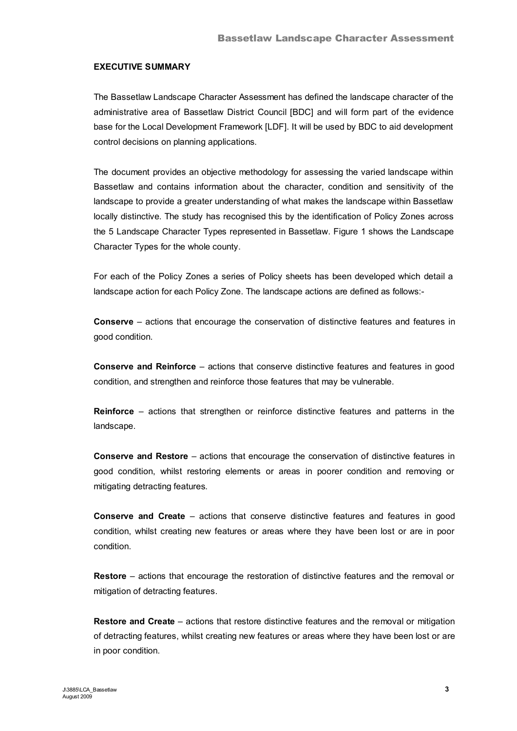## EXECUTIVE SUMMARY

The Bassetlaw Landscape Character Assessment has defined the landscape character of the administrative area of Bassetlaw District Council [BDC] and will form part of the evidence base for the Local Development Framework [LDF]. It will be used by BDC to aid development control decisions on planning applications.

The document provides an objective methodology for assessing the varied landscape within Bassetlaw and contains information about the character, condition and sensitivity of the landscape to provide a greater understanding of what makes the landscape within Bassetlaw locally distinctive. The study has recognised this by the identification of Policy Zones across the 5 Landscape Character Types represented in Bassetlaw. Figure 1 shows the Landscape Character Types for the whole county.

For each of the Policy Zones a series of Policy sheets has been developed which detail a landscape action for each Policy Zone. The landscape actions are defined as follows:-

**Conserve** – actions that encourage the conservation of distinctive features and features in good condition.

**Conserve and Reinforce** – actions that conserve distinctive features and features in good condition, and strengthen and reinforce those features that may be vulnerable.

**Reinforce** – actions that strengthen or reinforce distinctive features and patterns in the landscape.

**Conserve and Restore** – actions that encourage the conservation of distinctive features in good condition, whilst restoring elements or areas in poorer condition and removing or mitigating detracting features.

**Conserve and Create** – actions that conserve distinctive features and features in good condition, whilst creating new features or areas where they have been lost or are in poor condition.

**Restore** – actions that encourage the restoration of distinctive features and the removal or mitigation of detracting features.

**Restore and Create** – actions that restore distinctive features and the removal or mitigation of detracting features, whilst creating new features or areas where they have been lost or are in poor condition.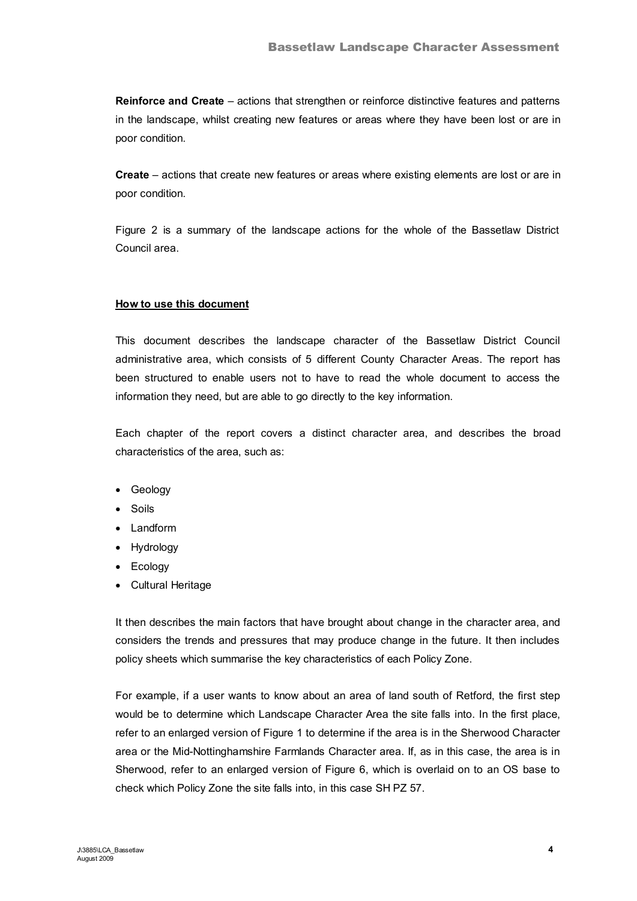**Reinforce and Create** – actions that strengthen or reinforce distinctive features and patterns in the landscape, whilst creating new features or areas where they have been lost or are in poor condition.

**Create** – actions that create new features or areas where existing elements are lost or are in poor condition.

Figure 2 is a summary of the landscape actions for the whole of the Bassetlaw District Council area.

## How to use this document

This document describes the landscape character of the Bassetlaw District Council administrative area, which consists of 5 different County Character Areas. The report has been structured to enable users not to have to read the whole document to access the information they need, but are able to go directly to the key information.

Each chapter of the report covers a distinct character area, and describes the broad characteristics of the area, such as:

- Geology
- Soils
- Landform
- Hydrology
- Ecology
- Cultural Heritage

It then describes the main factors that have brought about change in the character area, and considers the trends and pressures that may produce change in the future. It then includes policy sheets which summarise the key characteristics of each Policy Zone.

For example, if a user wants to know about an area of land south of Retford, the first step would be to determine which Landscape Character Area the site falls into. In the first place, refer to an enlarged version of Figure 1 to determine if the area is in the Sherwood Character area or the Mid-Nottinghamshire Farmlands Character area. If, as in this case, the area is in Sherwood, refer to an enlarged version of Figure 6, which is overlaid on to an OS base to check which Policy Zone the site falls into, in this case SH PZ 57.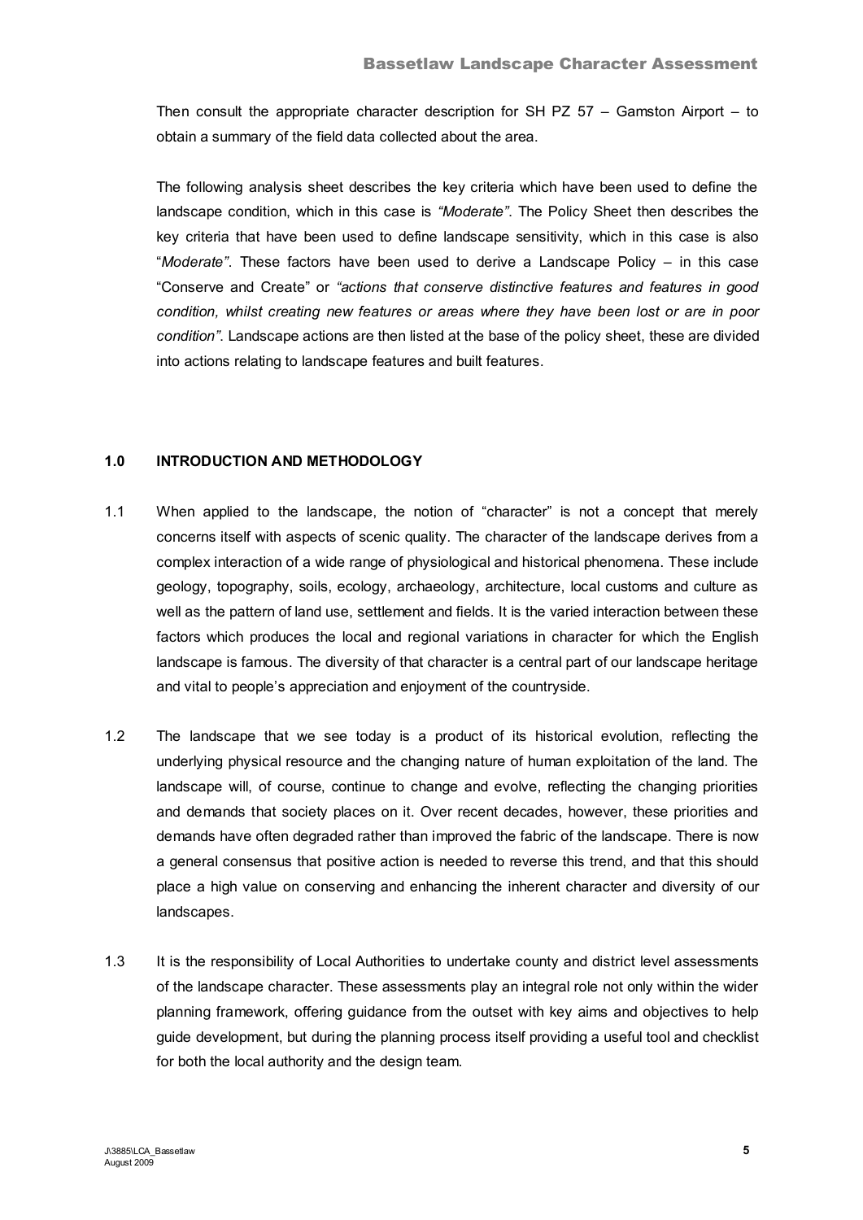Then consult the appropriate character description for SH PZ 57 – Gamston Airport – to obtain a summary of the field data collected about the area.

The following analysis sheet describes the key criteria which have been used to define the landscape condition, which in this case is *"Moderate"*. The Policy Sheet then describes the key criteria that have been used to define landscape sensitivity, which in this case is also "*Moderate"*. These factors have been used to derive a Landscape Policy – in this case "Conserve and Create" or *"actions that conserve distinctive features and features in good condition, whilst creating new features or areas where they have been lost or are in poor condition"*. Landscape actions are then listed at the base of the policy sheet, these are divided into actions relating to landscape features and built features.

## 1.0 INTRODUCTION AND METHODOLOGY

1.1 When applied to the landscape, the notion of "character" is not a concept that merely concerns itself with aspects of scenic quality. The character of the landscape derives from a complex interaction of a wide range of physiological and historical phenomena. These include geology, topography, soils, ecology, archaeology, architecture, local customs and culture as well as the pattern of land use, settlement and fields. It is the varied interaction between these factors which produces the local and regional variations in character for which the English landscape is famous. The diversity of that character is a central part of our landscape heritage and vital to people's appreciation and enjoyment of the countryside.

1.2 The landscape that we see today is a product of its historical evolution, reflecting the underlying physical resource and the changing nature of human exploitation of the land. The landscape will, of course, continue to change and evolve, reflecting the changing priorities and demands that society places on it. Over recent decades, however, these priorities and demands have often degraded rather than improved the fabric of the landscape. There is now a general consensus that positive action is needed to reverse this trend, and that this should place a high value on conserving and enhancing the inherent character and diversity of our landscapes.

1.3 It is the responsibility of Local Authorities to undertake county and district level assessments of the landscape character. These assessments play an integral role not only within the wider planning framework, offering guidance from the outset with key aims and objectives to help guide development, but during the planning process itself providing a useful tool and checklist for both the local authority and the design team.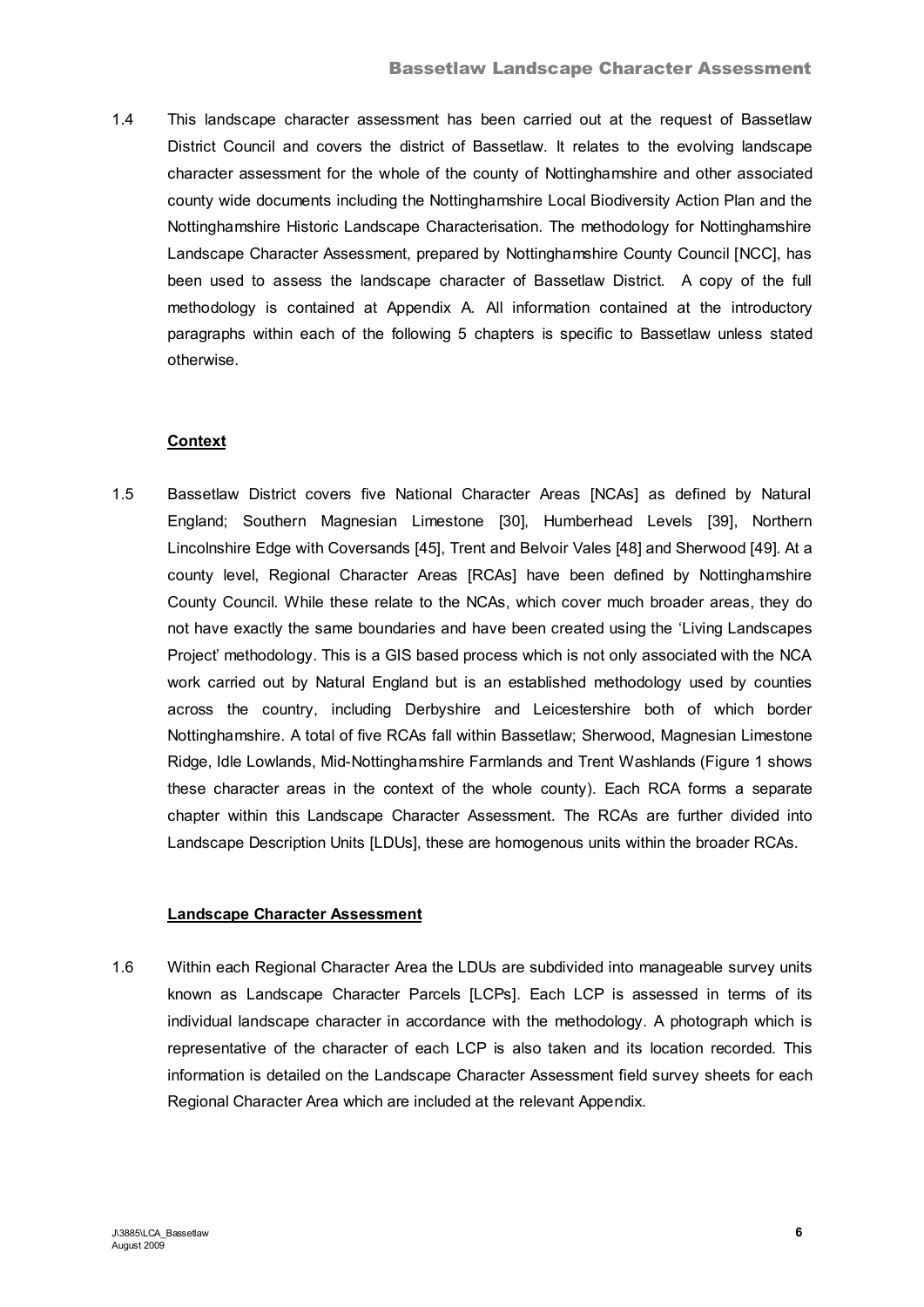1.4 This landscape character assessment has been carried out at the request of Bassetlaw District Council and covers the district of Bassetlaw. It relates to the evolving landscape character assessment for the whole of the county of Nottinghamshire and other associated county wide documents including the Nottinghamshire Local Biodiversity Action Plan and the Nottinghamshire Historic Landscape Characterisation. The methodology for Nottinghamshire Landscape Character Assessment, prepared by Nottinghamshire County Council [NCC], has been used to assess the landscape character of Bassetlaw District. A copy of the full methodology is contained at Appendix A. All information contained at the introductory paragraphs within each of the following 5 chapters is specific to Bassetlaw unless stated otherwise.

**Context**

1.5 Bassetlaw District covers five National Character Areas [NCAs] as defined by Natural England; Southern Magnesian Limestone [30], Humberhead Levels [39], Northern Lincolnshire Edge with Coversands [45], Trent and Belvoir Vales [48] and Sherwood [49]. At a county level, Regional Character Areas [RCAs] have been defined by Nottinghamshire County Council. While these relate to the NCAs, which cover much broader areas, they do not have exactly the same boundaries and have been created using the 'Living Landscapes Project' methodology. This is a GIS based process which is not only associated with the NCA work carried out by Natural England but is an established methodology used by counties across the country, including Derbyshire and Leicestershire both of which border Nottinghamshire. A total of five RCAs fall within Bassetlaw; Sherwood, Magnesian Limestone Ridge, Idle Lowlands, Mid-Nottinghamshire Farmlands and Trent Washlands (Figure 1 shows these character areas in the context of the whole county). Each RCA forms a separate chapter within this Landscape Character Assessment. The RCAs are further divided into Landscape Description Units [LDUs], these are homogenous units within the broader RCAs.

**Landscape Character Assessment**

1.6 Within each Regional Character Area the LDUs are subdivided into manageable survey units known as Landscape Character Parcels [LCPs]. Each LCP is assessed in terms of its individual landscape character in accordance with the methodology. A photograph which is representative of the character of each LCP is also taken and its location recorded. This information is detailed on the Landscape Character Assessment field survey sheets for each Regional Character Area which are included at the relevant Appendix.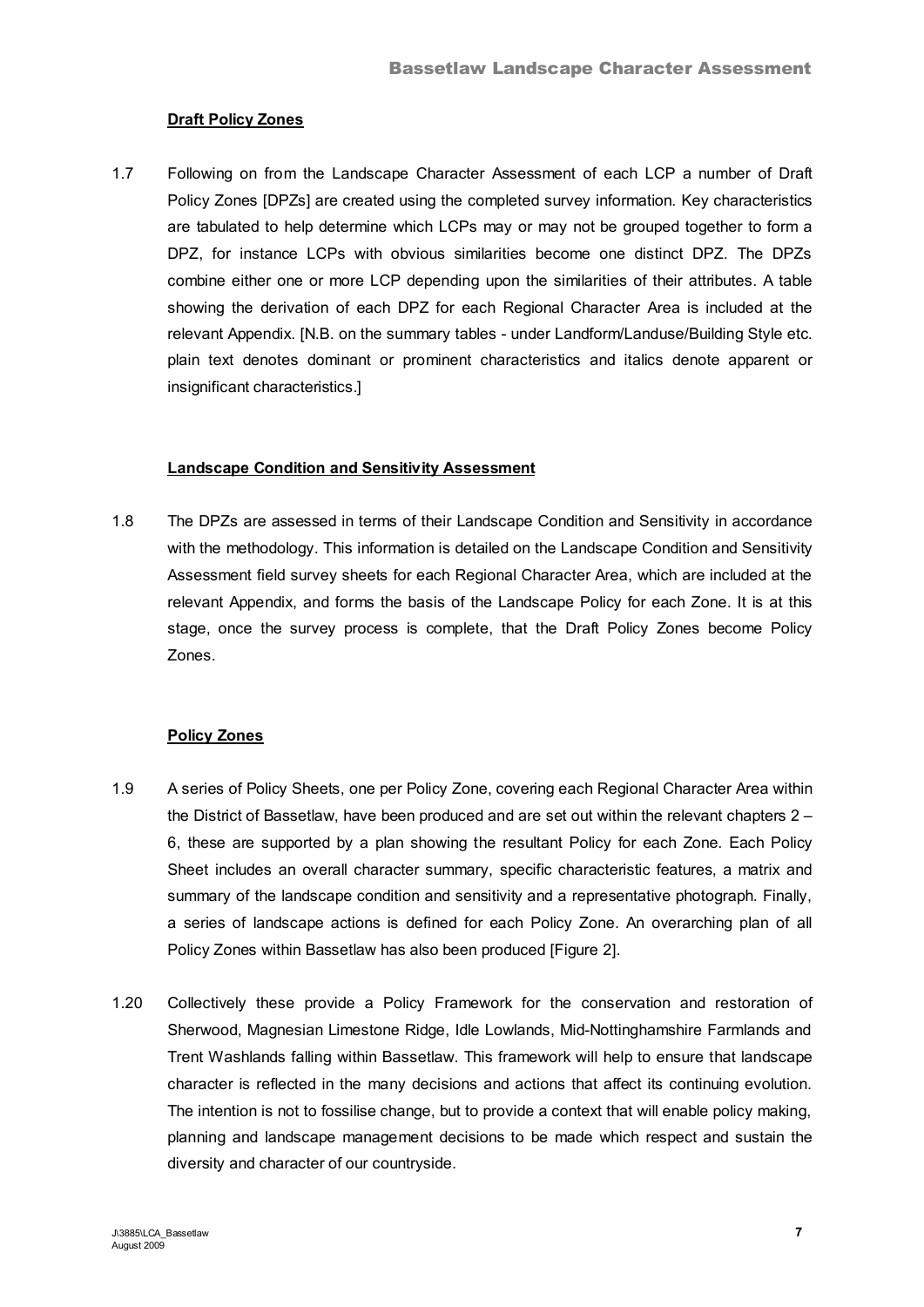**Draft Policy Zones**

1.7 Following on from the Landscape Character Assessment of each LCP a number of Draft Policy Zones [DPZs] are created using the completed survey information. Key characteristics are tabulated to help determine which LCPs may or may not be grouped together to form a DPZ, for instance LCPs with obvious similarities become one distinct DPZ. The DPZs combine either one or more LCP depending upon the similarities of their attributes. A table showing the derivation of each DPZ for each Regional Character Area is included at the relevant Appendix. [N.B. on the summary tables - under Landform/Landuse/Building Style etc. plain text denotes dominant or prominent characteristics and italics denote apparent or insignificant characteristics.]

**Landscape Condition and Sensitivity Assessment**

1.8 The DPZs are assessed in terms of their Landscape Condition and Sensitivity in accordance with the methodology. This information is detailed on the Landscape Condition and Sensitivity Assessment field survey sheets for each Regional Character Area, which are included at the relevant Appendix, and forms the basis of the Landscape Policy for each Zone. It is at this stage, once the survey process is complete, that the Draft Policy Zones become Policy Zones.

**Policy Zones**

1.9 A series of Policy Sheets, one per Policy Zone, covering each Regional Character Area within the District of Bassetlaw, have been produced and are set out within the relevant chapters 2 – 6, these are supported by a plan showing the resultant Policy for each Zone. Each Policy Sheet includes an overall character summary, specific characteristic features, a matrix and summary of the landscape condition and sensitivity and a representative photograph. Finally, a series of landscape actions is defined for each Policy Zone. An overarching plan of all Policy Zones within Bassetlaw has also been produced [Figure 2].

1.20 Collectively these provide a Policy Framework for the conservation and restoration of Sherwood, Magnesian Limestone Ridge, Idle Lowlands, Mid-Nottinghamshire Farmlands and Trent Washlands falling within Bassetlaw. This framework will help to ensure that landscape character is reflected in the many decisions and actions that affect its continuing evolution. The intention is not to fossilise change, but to provide a context that will enable policy making, planning and landscape management decisions to be made which respect and sustain the diversity and character of our countryside.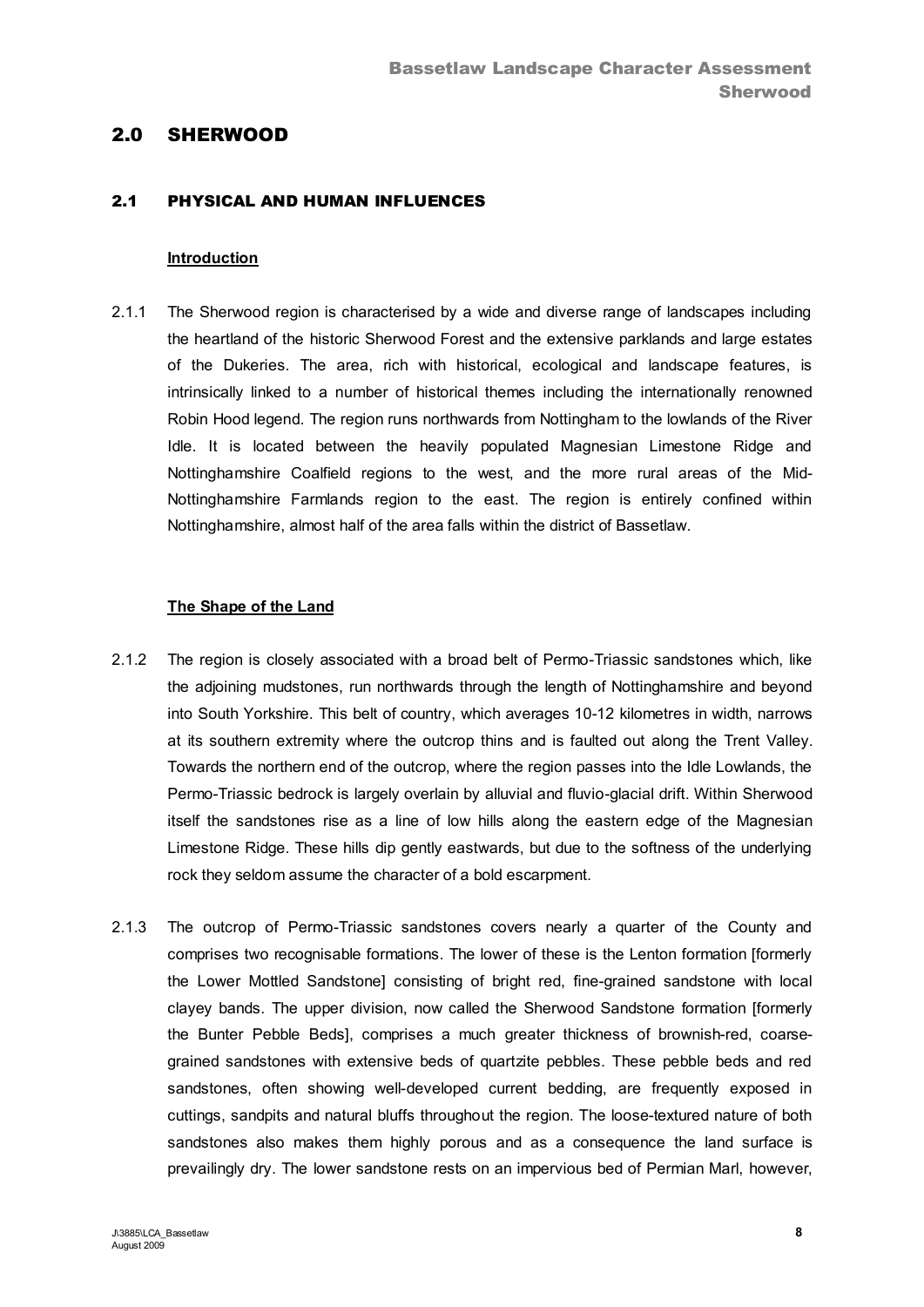# 2.0 SHERWOOD

## 2.1 PHYSICAL AND HUMAN INFLUENCES

**Introduction**

2.1.1 The Sherwood region is characterised by a wide and diverse range of landscapes including the heartland of the historic Sherwood Forest and the extensive parklands and large estates of the Dukeries. The area, rich with historical, ecological and landscape features, is intrinsically linked to a number of historical themes including the internationally renowned Robin Hood legend. The region runs northwards from Nottingham to the lowlands of the River Idle. It is located between the heavily populated Magnesian Limestone Ridge and Nottinghamshire Coalfield regions to the west, and the more rural areas of the Mid-Nottinghamshire Farmlands region to the east. The region is entirely confined within Nottinghamshire, almost half of the area falls within the district of Bassetlaw.

**The Shape of the Land**

2.1.2 The region is closely associated with a broad belt of Permo-Triassic sandstones which, like the adjoining mudstones, run northwards through the length of Nottinghamshire and beyond into South Yorkshire. This belt of country, which averages 10-12 kilometres in width, narrows at its southern extremity where the outcrop thins and is faulted out along the Trent Valley. Towards the northern end of the outcrop, where the region passes into the Idle Lowlands, the Permo-Triassic bedrock is largely overlain by alluvial and fluvio-glacial drift. Within Sherwood itself the sandstones rise as a line of low hills along the eastern edge of the Magnesian Limestone Ridge. These hills dip gently eastwards, but due to the softness of the underlying rock they seldom assume the character of a bold escarpment.

2.1.3 The outcrop of Permo-Triassic sandstones covers nearly a quarter of the County and comprises two recognisable formations. The lower of these is the Lenton formation [formerly the Lower Mottled Sandstone] consisting of bright red, fine-grained sandstone with local clayey bands. The upper division, now called the Sherwood Sandstone formation [formerly the Bunter Pebble Beds], comprises a much greater thickness of brownish-red, coarse-grained sandstones with extensive beds of quartzite pebbles. These pebble beds and red sandstones, often showing well-developed current bedding, are frequently exposed in cuttings, sandpits and natural bluffs throughout the region. The loose-textured nature of both sandstones also makes them highly porous and as a consequence the land surface is prevailingly dry. The lower sandstone rests on an impervious bed of Permian Marl, however,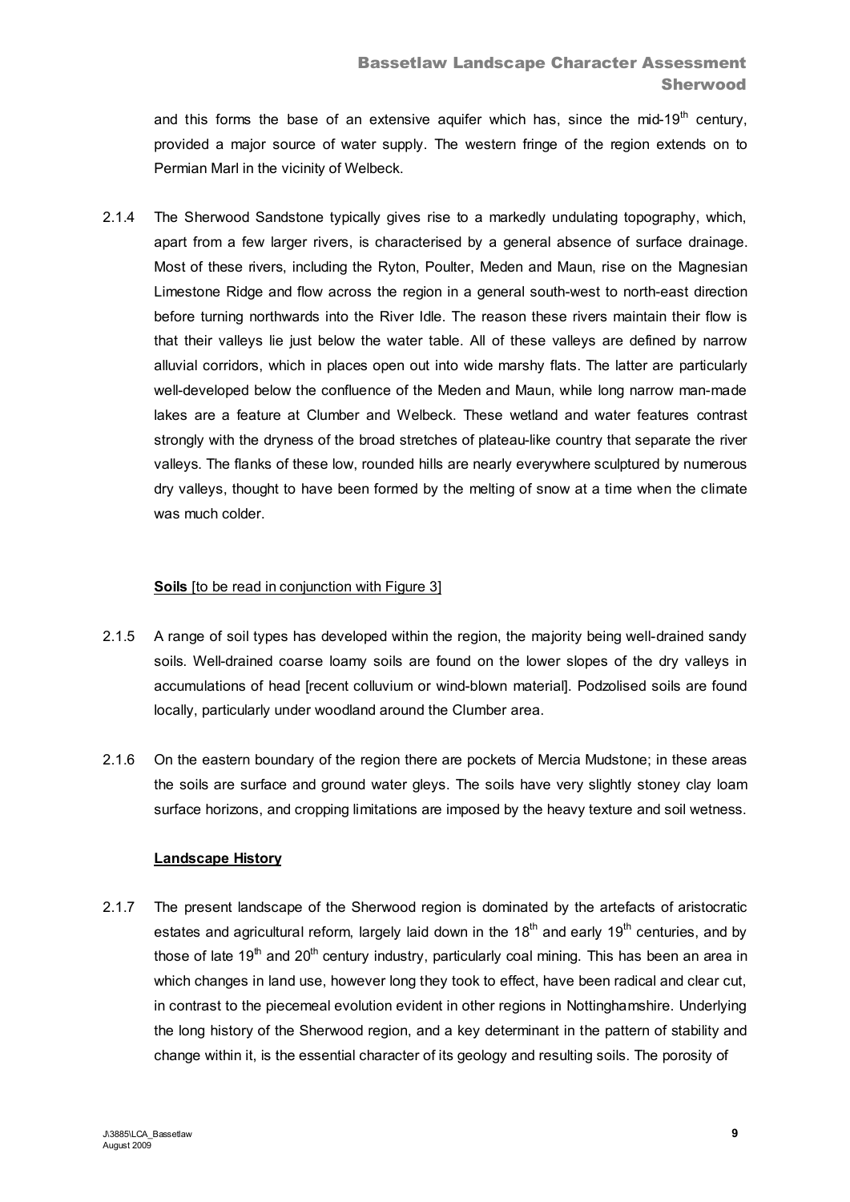and this forms the base of an extensive aquifer which has, since the mid-19th century, provided a major source of water supply. The western fringe of the region extends on to Permian Marl in the vicinity of Welbeck.

2.1.4 The Sherwood Sandstone typically gives rise to a markedly undulating topography, which, apart from a few larger rivers, is characterised by a general absence of surface drainage. Most of these rivers, including the Ryton, Poulter, Meden and Maun, rise on the Magnesian Limestone Ridge and flow across the region in a general south-west to north-east direction before turning northwards into the River Idle. The reason these rivers maintain their flow is that their valleys lie just below the water table. All of these valleys are defined by narrow alluvial corridors, which in places open out into wide marshy flats. The latter are particularly well-developed below the confluence of the Meden and Maun, while long narrow man-made lakes are a feature at Clumber and Welbeck. These wetland and water features contrast strongly with the dryness of the broad stretches of plateau-like country that separate the river valleys. The flanks of these low, rounded hills are nearly everywhere sculptured by numerous dry valleys, thought to have been formed by the melting of snow at a time when the climate was much colder.

**Soils** [to be read in conjunction with Figure 3]

2.1.5 A range of soil types has developed within the region, the majority being well-drained sandy soils. Well-drained coarse loamy soils are found on the lower slopes of the dry valleys in accumulations of head [recent colluvium or wind-blown material]. Podzolised soils are found locally, particularly under woodland around the Clumber area.

2.1.6 On the eastern boundary of the region there are pockets of Mercia Mudstone; in these areas the soils are surface and ground water gleys. The soils have very slightly stoney clay loam surface horizons, and cropping limitations are imposed by the heavy texture and soil wetness.

**Landscape History**

2.1.7 The present landscape of the Sherwood region is dominated by the artefacts of aristocratic estates and agricultural reform, largely laid down in the 18th and early 19th centuries, and by those of late 19th and 20th century industry, particularly coal mining. This has been an area in which changes in land use, however long they took to effect, have been radical and clear cut, in contrast to the piecemeal evolution evident in other regions in Nottinghamshire. Underlying the long history of the Sherwood region, and a key determinant in the pattern of stability and change within it, is the essential character of its geology and resulting soils. The porosity of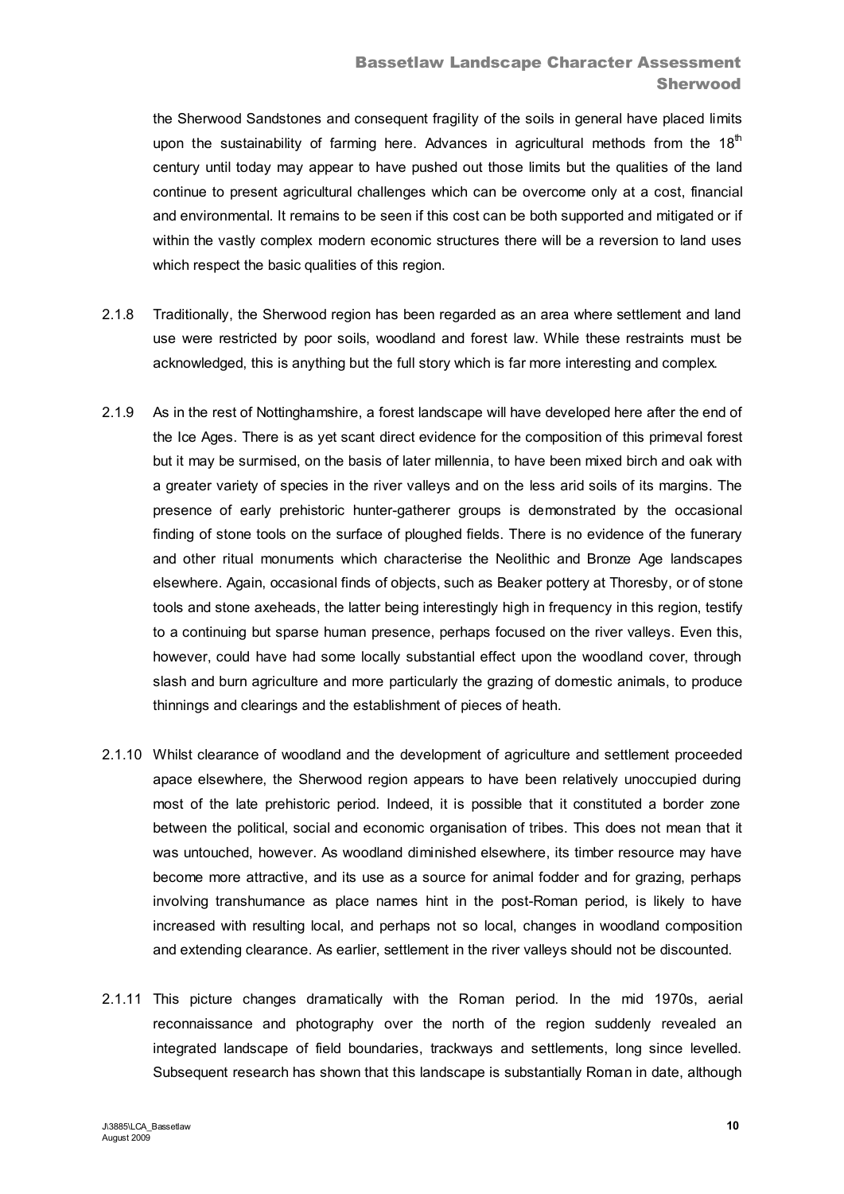the Sherwood Sandstones and consequent fragility of the soils in general have placed limits upon the sustainability of farming here. Advances in agricultural methods from the 18th century until today may appear to have pushed out those limits but the qualities of the land continue to present agricultural challenges which can be overcome only at a cost, financial and environmental. It remains to be seen if this cost can be both supported and mitigated or if within the vastly complex modern economic structures there will be a reversion to land uses which respect the basic qualities of this region.

2.1.8 Traditionally, the Sherwood region has been regarded as an area where settlement and land use were restricted by poor soils, woodland and forest law. While these restraints must be acknowledged, this is anything but the full story which is far more interesting and complex.

2.1.9 As in the rest of Nottinghamshire, a forest landscape will have developed here after the end of the Ice Ages. There is as yet scant direct evidence for the composition of this primeval forest but it may be surmised, on the basis of later millennia, to have been mixed birch and oak with a greater variety of species in the river valleys and on the less arid soils of its margins. The presence of early prehistoric hunter-gatherer groups is demonstrated by the occasional finding of stone tools on the surface of ploughed fields. There is no evidence of the funerary and other ritual monuments which characterise the Neolithic and Bronze Age landscapes elsewhere. Again, occasional finds of objects, such as Beaker pottery at Thoresby, or of stone tools and stone axeheads, the latter being interestingly high in frequency in this region, testify to a continuing but sparse human presence, perhaps focused on the river valleys. Even this, however, could have had some locally substantial effect upon the woodland cover, through slash and burn agriculture and more particularly the grazing of domestic animals, to produce thinnings and clearings and the establishment of pieces of heath.

2.1.10 Whilst clearance of woodland and the development of agriculture and settlement proceeded apace elsewhere, the Sherwood region appears to have been relatively unoccupied during most of the late prehistoric period. Indeed, it is possible that it constituted a border zone between the political, social and economic organisation of tribes. This does not mean that it was untouched, however. As woodland diminished elsewhere, its timber resource may have become more attractive, and its use as a source for animal fodder and for grazing, perhaps involving transhumance as place names hint in the post-Roman period, is likely to have increased with resulting local, and perhaps not so local, changes in woodland composition and extending clearance. As earlier, settlement in the river valleys should not be discounted.

2.1.11 This picture changes dramatically with the Roman period. In the mid 1970s, aerial reconnaissance and photography over the north of the region suddenly revealed an integrated landscape of field boundaries, trackways and settlements, long since levelled. Subsequent research has shown that this landscape is substantially Roman in date, although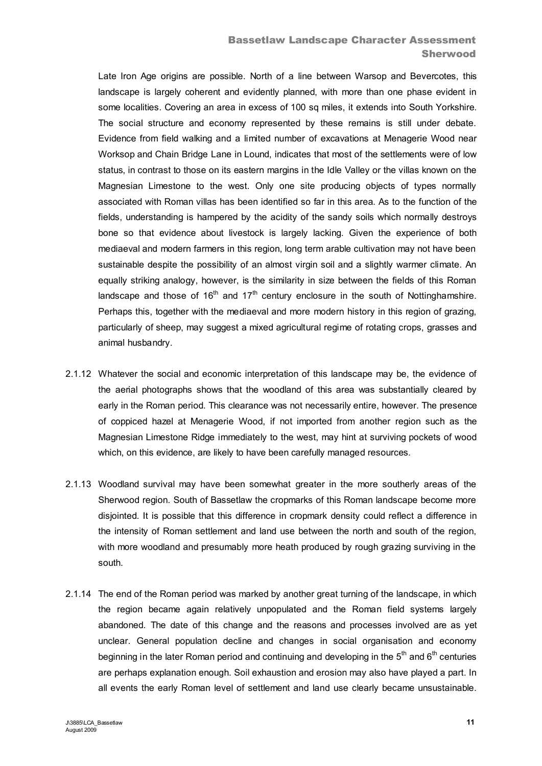Late Iron Age origins are possible. North of a line between Warsop and Bevercotes, this landscape is largely coherent and evidently planned, with more than one phase evident in some localities. Covering an area in excess of 100 sq miles, it extends into South Yorkshire. The social structure and economy represented by these remains is still under debate. Evidence from field walking and a limited number of excavations at Menagerie Wood near Worksop and Chain Bridge Lane in Lound, indicates that most of the settlements were of low status, in contrast to those on its eastern margins in the Idle Valley or the villas known on the Magnesian Limestone to the west. Only one site producing objects of types normally associated with Roman villas has been identified so far in this area. As to the function of the fields, understanding is hampered by the acidity of the sandy soils which normally destroys bone so that evidence about livestock is largely lacking. Given the experience of both mediaeval and modern farmers in this region, long term arable cultivation may not have been sustainable despite the possibility of an almost virgin soil and a slightly warmer climate. An equally striking analogy, however, is the similarity in size between the fields of this Roman landscape and those of 16th and 17th century enclosure in the south of Nottinghamshire. Perhaps this, together with the mediaeval and more modern history in this region of grazing, particularly of sheep, may suggest a mixed agricultural regime of rotating crops, grasses and animal husbandry.

2.1.12 Whatever the social and economic interpretation of this landscape may be, the evidence of the aerial photographs shows that the woodland of this area was substantially cleared by early in the Roman period. This clearance was not necessarily entire, however. The presence of coppiced hazel at Menagerie Wood, if not imported from another region such as the Magnesian Limestone Ridge immediately to the west, may hint at surviving pockets of wood which, on this evidence, are likely to have been carefully managed resources.

2.1.13 Woodland survival may have been somewhat greater in the more southerly areas of the Sherwood region. South of Bassetlaw the cropmarks of this Roman landscape become more disjointed. It is possible that this difference in cropmark density could reflect a difference in the intensity of Roman settlement and land use between the north and south of the region, with more woodland and presumably more heath produced by rough grazing surviving in the south.

2.1.14 The end of the Roman period was marked by another great turning of the landscape, in which the region became again relatively unpopulated and the Roman field systems largely abandoned. The date of this change and the reasons and processes involved are as yet unclear. General population decline and changes in social organisation and economy beginning in the later Roman period and continuing and developing in the 5th and 6th centuries are perhaps explanation enough. Soil exhaustion and erosion may also have played a part. In all events the early Roman level of settlement and land use clearly became unsustainable.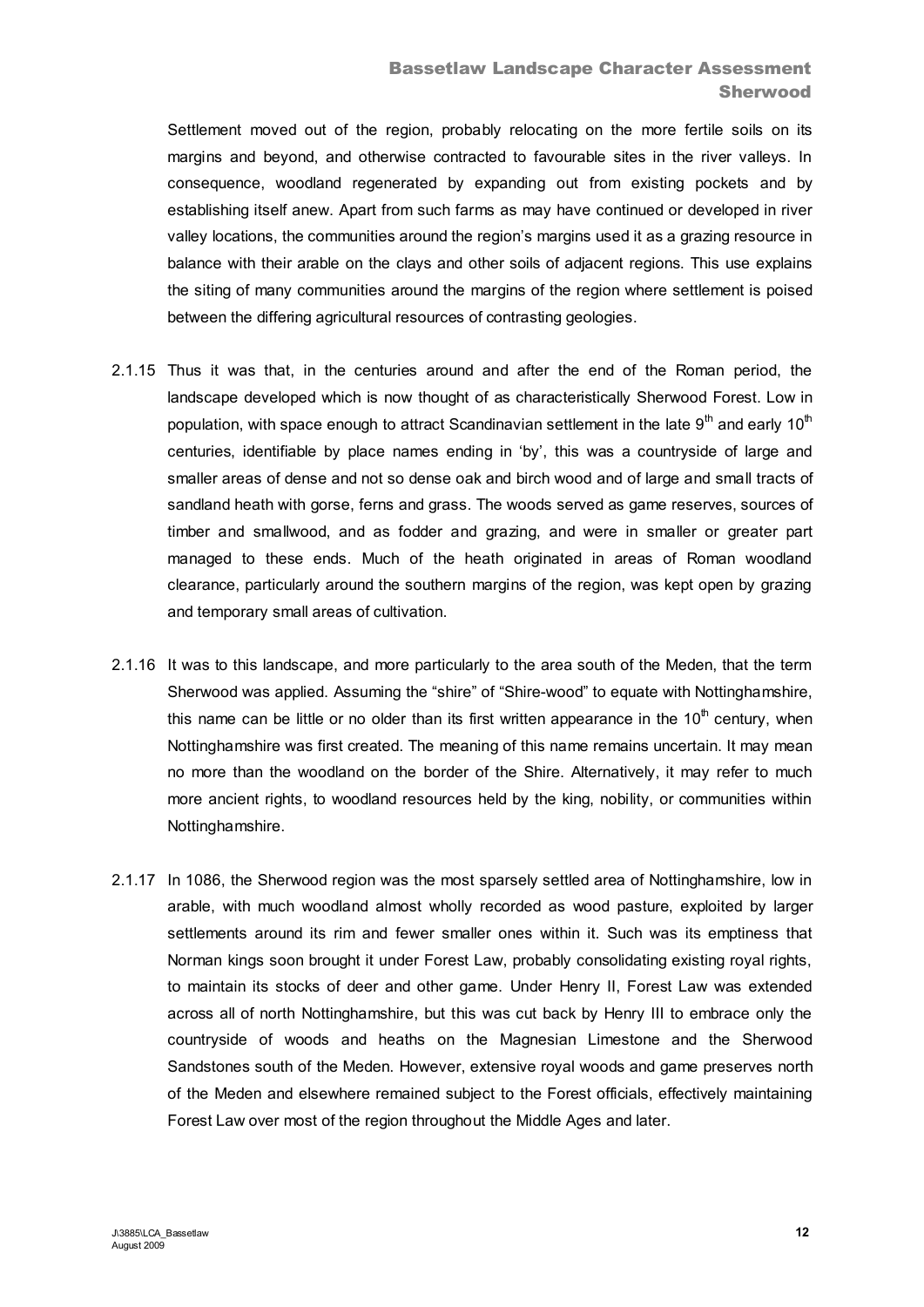Settlement moved out of the region, probably relocating on the more fertile soils on its margins and beyond, and otherwise contracted to favourable sites in the river valleys. In consequence, woodland regenerated by expanding out from existing pockets and by establishing itself anew. Apart from such farms as may have continued or developed in river valley locations, the communities around the region's margins used it as a grazing resource in balance with their arable on the clays and other soils of adjacent regions. This use explains the siting of many communities around the margins of the region where settlement is poised between the differing agricultural resources of contrasting geologies.

2.1.15 Thus it was that, in the centuries around and after the end of the Roman period, the landscape developed which is now thought of as characteristically Sherwood Forest. Low in population, with space enough to attract Scandinavian settlement in the late 9th and early 10th centuries, identifiable by place names ending in 'by', this was a countryside of large and smaller areas of dense and not so dense oak and birch wood and of large and small tracts of sandland heath with gorse, ferns and grass. The woods served as game reserves, sources of timber and smallwood, and as fodder and grazing, and were in smaller or greater part managed to these ends. Much of the heath originated in areas of Roman woodland clearance, particularly around the southern margins of the region, was kept open by grazing and temporary small areas of cultivation.

2.1.16 It was to this landscape, and more particularly to the area south of the Meden, that the term Sherwood was applied. Assuming the "shire" of "Shire-wood" to equate with Nottinghamshire, this name can be little or no older than its first written appearance in the 10th century, when Nottinghamshire was first created. The meaning of this name remains uncertain. It may mean no more than the woodland on the border of the Shire. Alternatively, it may refer to much more ancient rights, to woodland resources held by the king, nobility, or communities within Nottinghamshire.

2.1.17 In 1086, the Sherwood region was the most sparsely settled area of Nottinghamshire, low in arable, with much woodland almost wholly recorded as wood pasture, exploited by larger settlements around its rim and fewer smaller ones within it. Such was its emptiness that Norman kings soon brought it under Forest Law, probably consolidating existing royal rights, to maintain its stocks of deer and other game. Under Henry II, Forest Law was extended across all of north Nottinghamshire, but this was cut back by Henry III to embrace only the countryside of woods and heaths on the Magnesian Limestone and the Sherwood Sandstones south of the Meden. However, extensive royal woods and game preserves north of the Meden and elsewhere remained subject to the Forest officials, effectively maintaining Forest Law over most of the region throughout the Middle Ages and later.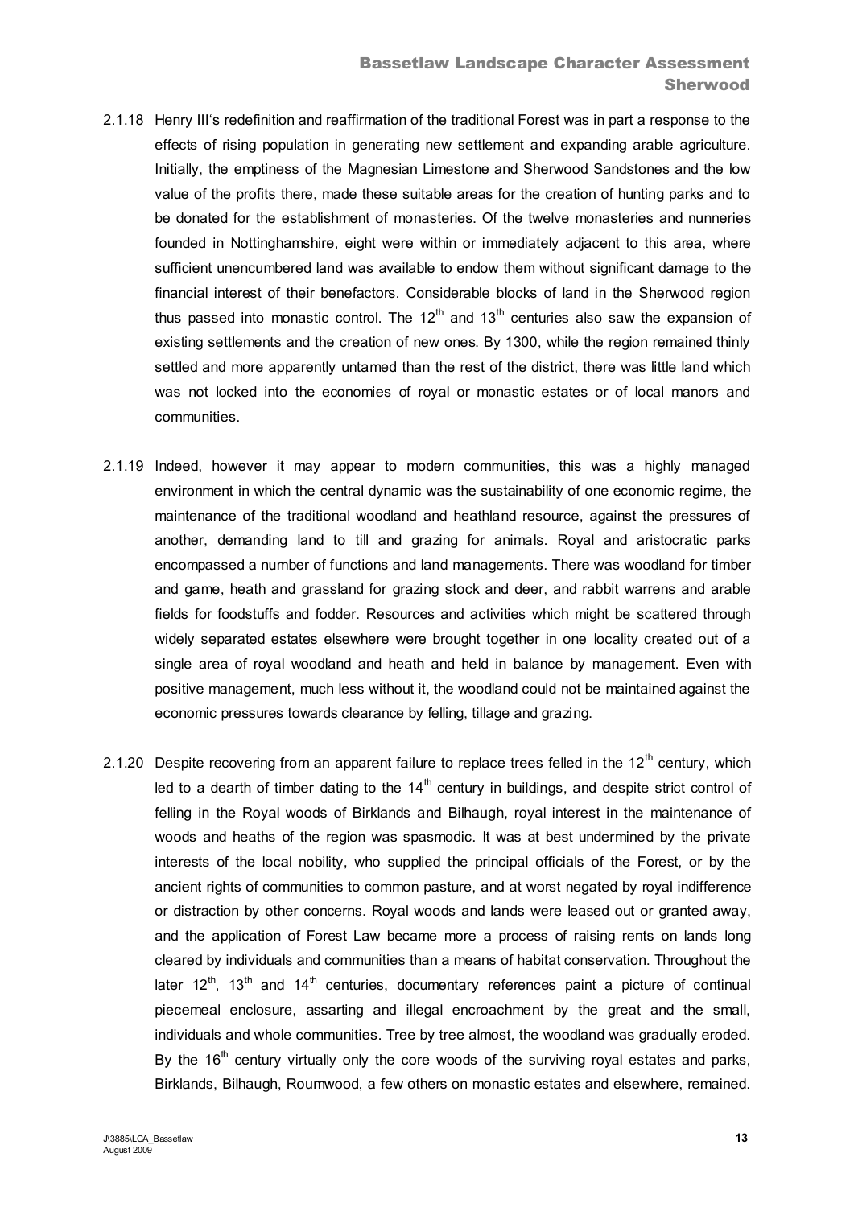2.1.18 Henry III's redefinition and reaffirmation of the traditional Forest was in part a response to the effects of rising population in generating new settlement and expanding arable agriculture. Initially, the emptiness of the Magnesian Limestone and Sherwood Sandstones and the low value of the profits there, made these suitable areas for the creation of hunting parks and to be donated for the establishment of monasteries. Of the twelve monasteries and nunneries founded in Nottinghamshire, eight were within or immediately adjacent to this area, where sufficient unencumbered land was available to endow them without significant damage to the financial interest of their benefactors. Considerable blocks of land in the Sherwood region thus passed into monastic control. The 12th and 13th centuries also saw the expansion of existing settlements and the creation of new ones. By 1300, while the region remained thinly settled and more apparently untamed than the rest of the district, there was little land which was not locked into the economies of royal or monastic estates or of local manors and communities.

2.1.19 Indeed, however it may appear to modern communities, this was a highly managed environment in which the central dynamic was the sustainability of one economic regime, the maintenance of the traditional woodland and heathland resource, against the pressures of another, demanding land to till and grazing for animals. Royal and aristocratic parks encompassed a number of functions and land managements. There was woodland for timber and game, heath and grassland for grazing stock and deer, and rabbit warrens and arable fields for foodstuffs and fodder. Resources and activities which might be scattered through widely separated estates elsewhere were brought together in one locality created out of a single area of royal woodland and heath and held in balance by management. Even with positive management, much less without it, the woodland could not be maintained against the economic pressures towards clearance by felling, tillage and grazing.

2.1.20 Despite recovering from an apparent failure to replace trees felled in the 12th century, which led to a dearth of timber dating to the 14th century in buildings, and despite strict control of felling in the Royal woods of Birklands and Bilhaugh, royal interest in the maintenance of woods and heaths of the region was spasmodic. It was at best undermined by the private interests of the local nobility, who supplied the principal officials of the Forest, or by the ancient rights of communities to common pasture, and at worst negated by royal indifference or distraction by other concerns. Royal woods and lands were leased out or granted away, and the application of Forest Law became more a process of raising rents on lands long cleared by individuals and communities than a means of habitat conservation. Throughout the later 12th, 13th and 14th centuries, documentary references paint a picture of continual piecemeal enclosure, assarting and illegal encroachment by the great and the small, individuals and whole communities. Tree by tree almost, the woodland was gradually eroded. By the 16th century virtually only the core woods of the surviving royal estates and parks, Birklands, Bilhaugh, Roumwood, a few others on monastic estates and elsewhere, remained.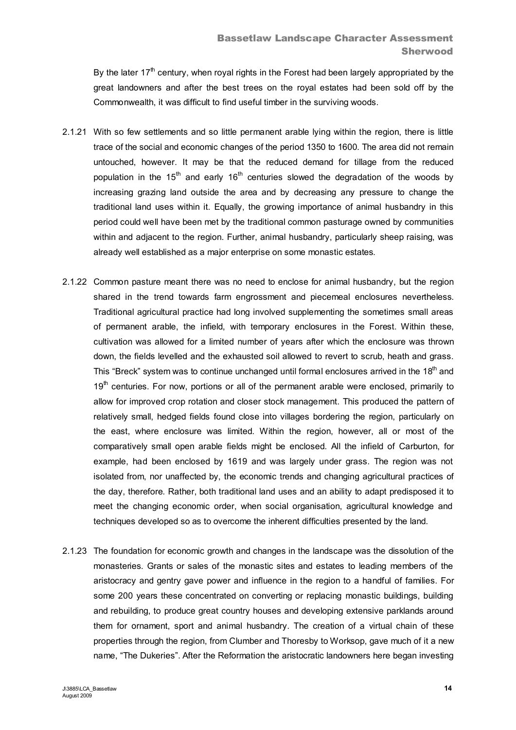By the later 17th century, when royal rights in the Forest had been largely appropriated by the great landowners and after the best trees on the royal estates had been sold off by the Commonwealth, it was difficult to find useful timber in the surviving woods.

2.1.21 With so few settlements and so little permanent arable lying within the region, there is little trace of the social and economic changes of the period 1350 to 1600. The area did not remain untouched, however. It may be that the reduced demand for tillage from the reduced population in the 15th and early 16th centuries slowed the degradation of the woods by increasing grazing land outside the area and by decreasing any pressure to change the traditional land uses within it. Equally, the growing importance of animal husbandry in this period could well have been met by the traditional common pasturage owned by communities within and adjacent to the region. Further, animal husbandry, particularly sheep raising, was already well established as a major enterprise on some monastic estates.

2.1.22 Common pasture meant there was no need to enclose for animal husbandry, but the region shared in the trend towards farm engrossment and piecemeal enclosures nevertheless. Traditional agricultural practice had long involved supplementing the sometimes small areas of permanent arable, the infield, with temporary enclosures in the Forest. Within these, cultivation was allowed for a limited number of years after which the enclosure was thrown down, the fields levelled and the exhausted soil allowed to revert to scrub, heath and grass. This "Breck" system was to continue unchanged until formal enclosures arrived in the 18th and 19th centuries. For now, portions or all of the permanent arable were enclosed, primarily to allow for improved crop rotation and closer stock management. This produced the pattern of relatively small, hedged fields found close into villages bordering the region, particularly on the east, where enclosure was limited. Within the region, however, all or most of the comparatively small open arable fields might be enclosed. All the infield of Carburton, for example, had been enclosed by 1619 and was largely under grass. The region was not isolated from, nor unaffected by, the economic trends and changing agricultural practices of the day, therefore. Rather, both traditional land uses and an ability to adapt predisposed it to meet the changing economic order, when social organisation, agricultural knowledge and techniques developed so as to overcome the inherent difficulties presented by the land.

2.1.23 The foundation for economic growth and changes in the landscape was the dissolution of the monasteries. Grants or sales of the monastic sites and estates to leading members of the aristocracy and gentry gave power and influence in the region to a handful of families. For some 200 years these concentrated on converting or replacing monastic buildings, building and rebuilding, to produce great country houses and developing extensive parklands around them for ornament, sport and animal husbandry. The creation of a virtual chain of these properties through the region, from Clumber and Thoresby to Worksop, gave much of it a new name, "The Dukeries". After the Reformation the aristocratic landowners here began investing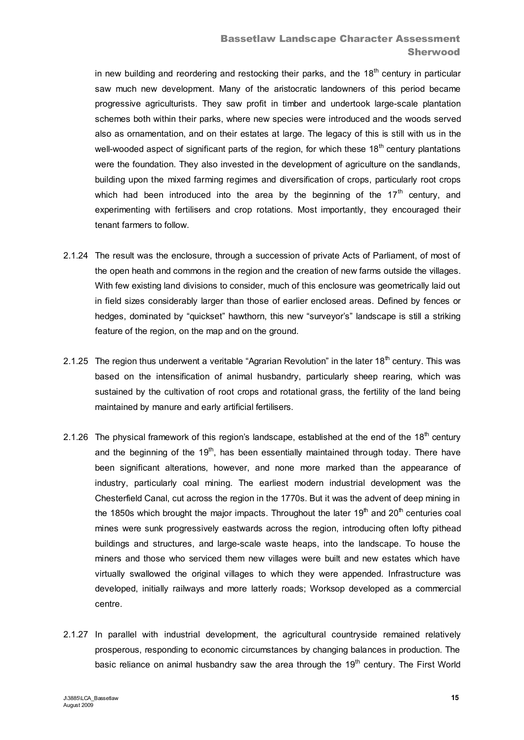in new building and reordering and restocking their parks, and the 18th century in particular saw much new development. Many of the aristocratic landowners of this period became progressive agriculturists. They saw profit in timber and undertook large-scale plantation schemes both within their parks, where new species were introduced and the woods served also as ornamentation, and on their estates at large. The legacy of this is still with us in the well-wooded aspect of significant parts of the region, for which these 18th century plantations were the foundation. They also invested in the development of agriculture on the sandlands, building upon the mixed farming regimes and diversification of crops, particularly root crops which had been introduced into the area by the beginning of the 17th century, and experimenting with fertilisers and crop rotations. Most importantly, they encouraged their tenant farmers to follow.

2.1.24 The result was the enclosure, through a succession of private Acts of Parliament, of most of the open heath and commons in the region and the creation of new farms outside the villages. With few existing land divisions to consider, much of this enclosure was geometrically laid out in field sizes considerably larger than those of earlier enclosed areas. Defined by fences or hedges, dominated by "quickset" hawthorn, this new "surveyor's" landscape is still a striking feature of the region, on the map and on the ground.

2.1.25 The region thus underwent a veritable "Agrarian Revolution" in the later 18th century. This was based on the intensification of animal husbandry, particularly sheep rearing, which was sustained by the cultivation of root crops and rotational grass, the fertility of the land being maintained by manure and early artificial fertilisers.

2.1.26 The physical framework of this region's landscape, established at the end of the 18th century and the beginning of the 19th, has been essentially maintained through today. There have been significant alterations, however, and none more marked than the appearance of industry, particularly coal mining. The earliest modern industrial development was the Chesterfield Canal, cut across the region in the 1770s. But it was the advent of deep mining in the 1850s which brought the major impacts. Throughout the later 19th and 20th centuries coal mines were sunk progressively eastwards across the region, introducing often lofty pithead buildings and structures, and large-scale waste heaps, into the landscape. To house the miners and those who serviced them new villages were built and new estates which have virtually swallowed the original villages to which they were appended. Infrastructure was developed, initially railways and more latterly roads; Worksop developed as a commercial centre.

2.1.27 In parallel with industrial development, the agricultural countryside remained relatively prosperous, responding to economic circumstances by changing balances in production. The basic reliance on animal husbandry saw the area through the 19th century. The First World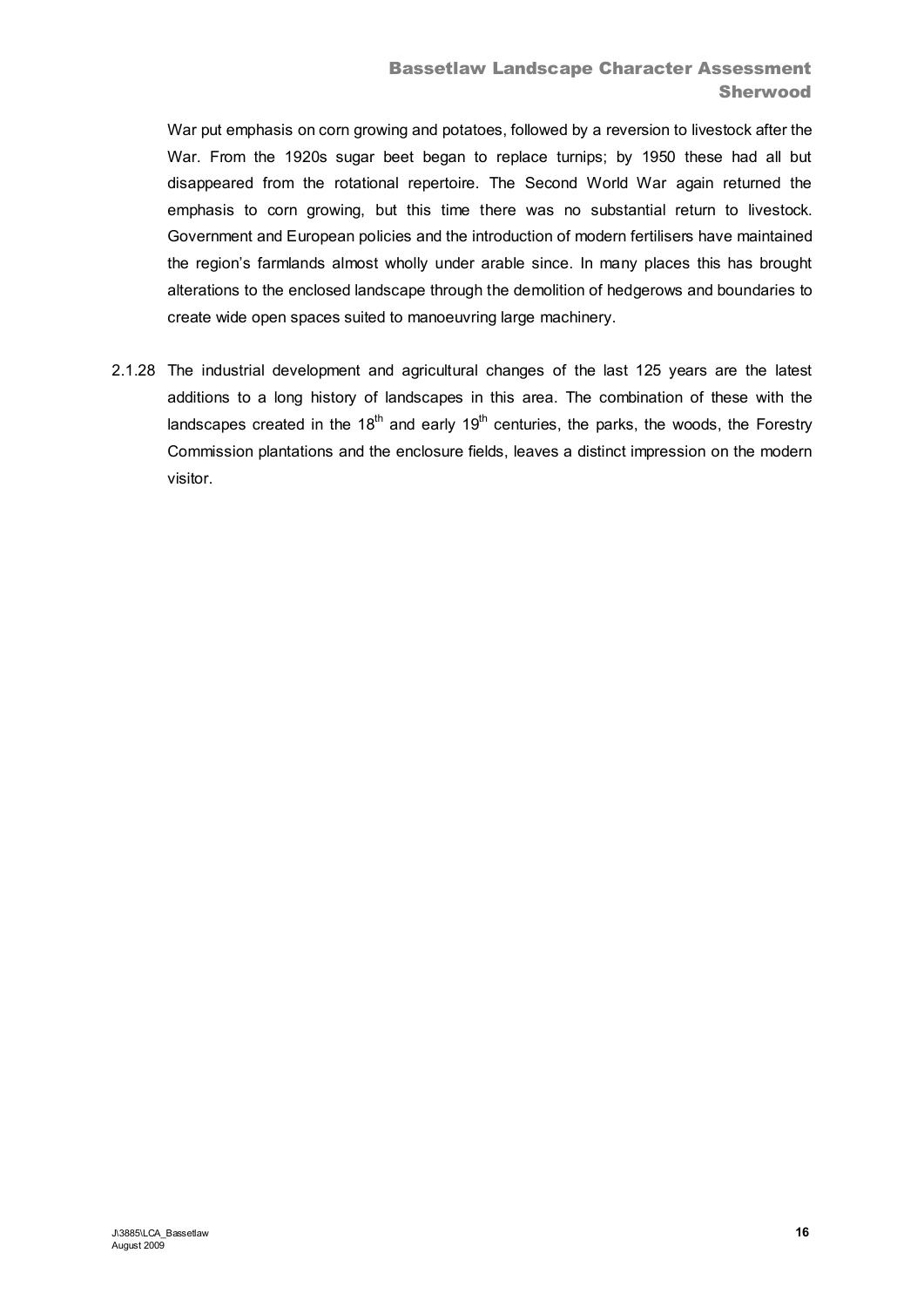War put emphasis on corn growing and potatoes, followed by a reversion to livestock after the War. From the 1920s sugar beet began to replace turnips; by 1950 these had all but disappeared from the rotational repertoire. The Second World War again returned the emphasis to corn growing, but this time there was no substantial return to livestock. Government and European policies and the introduction of modern fertilisers have maintained the region's farmlands almost wholly under arable since. In many places this has brought alterations to the enclosed landscape through the demolition of hedgerows and boundaries to create wide open spaces suited to manoeuvring large machinery.

2.1.28 The industrial development and agricultural changes of the last 125 years are the latest additions to a long history of landscapes in this area. The combination of these with the landscapes created in the 18th and early 19th centuries, the parks, the woods, the Forestry Commission plantations and the enclosure fields, leaves a distinct impression on the modern visitor.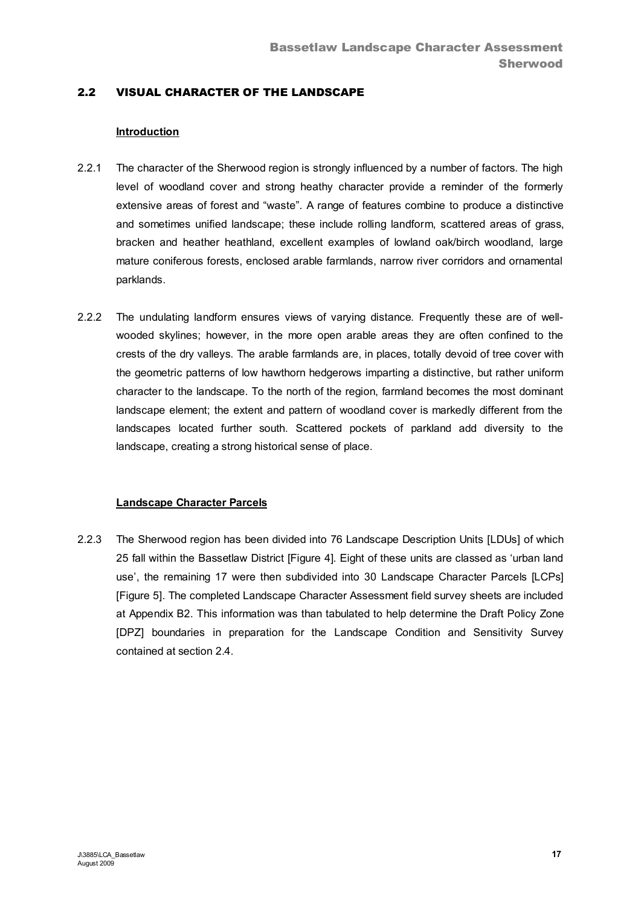## 2.2 VISUAL CHARACTER OF THE LANDSCAPE

### Introduction

2.2.1 The character of the Sherwood region is strongly influenced by a number of factors. The high level of woodland cover and strong heathy character provide a reminder of the formerly extensive areas of forest and "waste". A range of features combine to produce a distinctive and sometimes unified landscape; these include rolling landform, scattered areas of grass, bracken and heather heathland, excellent examples of lowland oak/birch woodland, large mature coniferous forests, enclosed arable farmlands, narrow river corridors and ornamental parklands.

2.2.2 The undulating landform ensures views of varying distance. Frequently these are of well-wooded skylines; however, in the more open arable areas they are often confined to the crests of the dry valleys. The arable farmlands are, in places, totally devoid of tree cover with the geometric patterns of low hawthorn hedgerows imparting a distinctive, but rather uniform character to the landscape. To the north of the region, farmland becomes the most dominant landscape element; the extent and pattern of woodland cover is markedly different from the landscapes located further south. Scattered pockets of parkland add diversity to the landscape, creating a strong historical sense of place.

### Landscape Character Parcels

2.2.3 The Sherwood region has been divided into 76 Landscape Description Units [LDUs] of which 25 fall within the Bassetlaw District [Figure 4]. Eight of these units are classed as 'urban land use', the remaining 17 were then subdivided into 30 Landscape Character Parcels [LCPs] [Figure 5]. The completed Landscape Character Assessment field survey sheets are included at Appendix B2. This information was than tabulated to help determine the Draft Policy Zone [DPZ] boundaries in preparation for the Landscape Condition and Sensitivity Survey contained at section 2.4.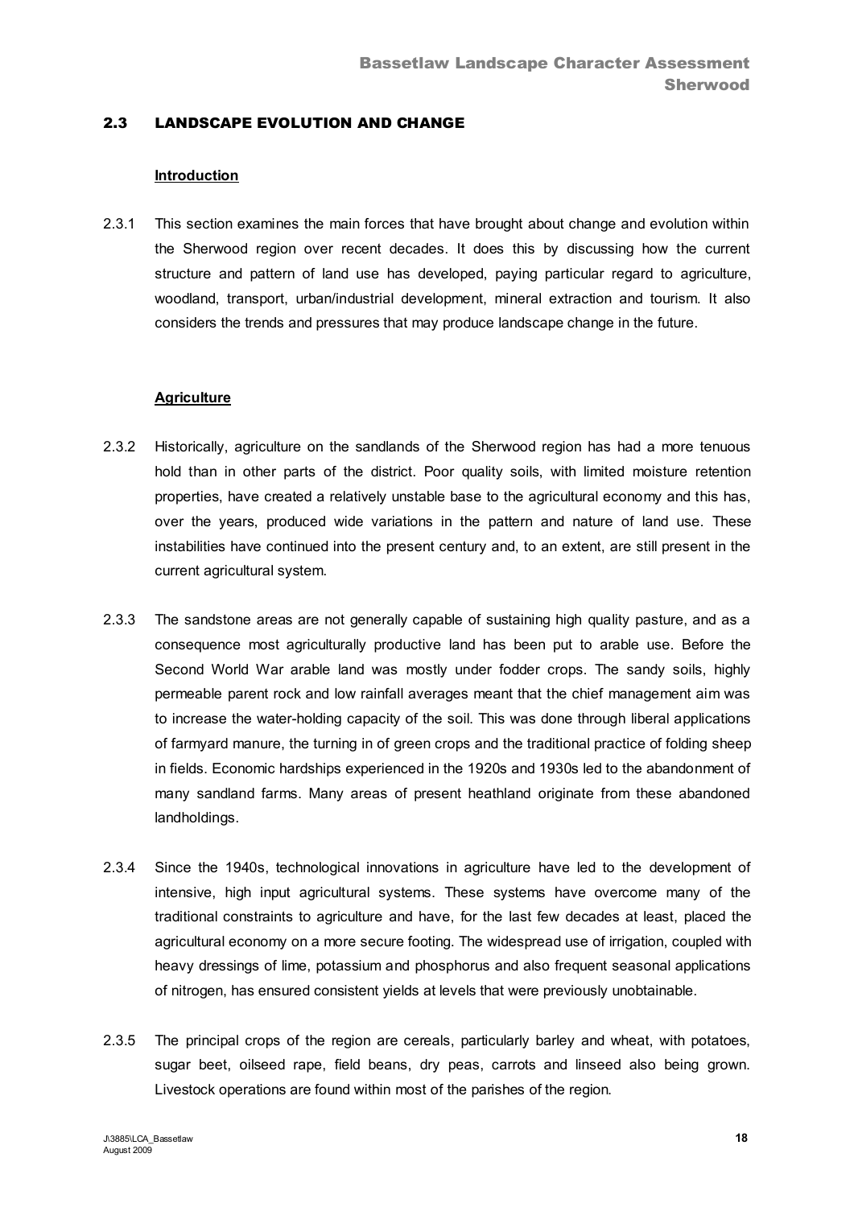## 2.3 LANDSCAPE EVOLUTION AND CHANGE

### Introduction

2.3.1 This section examines the main forces that have brought about change and evolution within the Sherwood region over recent decades. It does this by discussing how the current structure and pattern of land use has developed, paying particular regard to agriculture, woodland, transport, urban/industrial development, mineral extraction and tourism. It also considers the trends and pressures that may produce landscape change in the future.

### Agriculture

2.3.2 Historically, agriculture on the sandlands of the Sherwood region has had a more tenuous hold than in other parts of the district. Poor quality soils, with limited moisture retention properties, have created a relatively unstable base to the agricultural economy and this has, over the years, produced wide variations in the pattern and nature of land use. These instabilities have continued into the present century and, to an extent, are still present in the current agricultural system.

2.3.3 The sandstone areas are not generally capable of sustaining high quality pasture, and as a consequence most agriculturally productive land has been put to arable use. Before the Second World War arable land was mostly under fodder crops. The sandy soils, highly permeable parent rock and low rainfall averages meant that the chief management aim was to increase the water-holding capacity of the soil. This was done through liberal applications of farmyard manure, the turning in of green crops and the traditional practice of folding sheep in fields. Economic hardships experienced in the 1920s and 1930s led to the abandonment of many sandland farms. Many areas of present heathland originate from these abandoned landholdings.

2.3.4 Since the 1940s, technological innovations in agriculture have led to the development of intensive, high input agricultural systems. These systems have overcome many of the traditional constraints to agriculture and have, for the last few decades at least, placed the agricultural economy on a more secure footing. The widespread use of irrigation, coupled with heavy dressings of lime, potassium and phosphorus and also frequent seasonal applications of nitrogen, has ensured consistent yields at levels that were previously unobtainable.

2.3.5 The principal crops of the region are cereals, particularly barley and wheat, with potatoes, sugar beet, oilseed rape, field beans, dry peas, carrots and linseed also being grown. Livestock operations are found within most of the parishes of the region.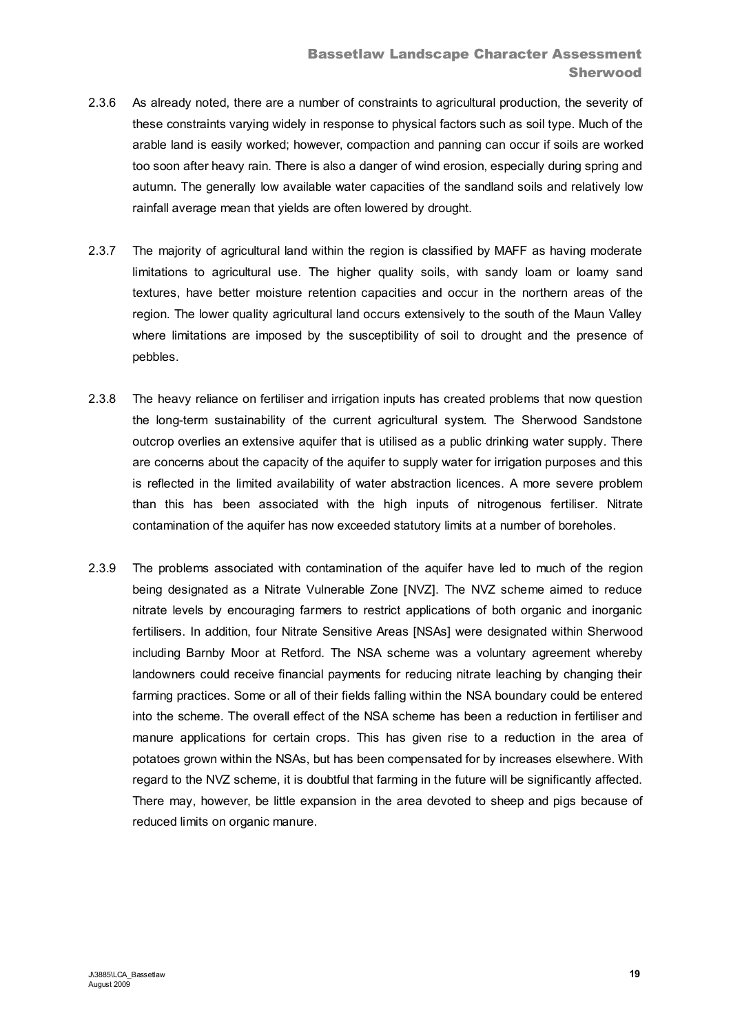2.3.6 As already noted, there are a number of constraints to agricultural production, the severity of these constraints varying widely in response to physical factors such as soil type. Much of the arable land is easily worked; however, compaction and panning can occur if soils are worked too soon after heavy rain. There is also a danger of wind erosion, especially during spring and autumn. The generally low available water capacities of the sandland soils and relatively low rainfall average mean that yields are often lowered by drought.

2.3.7 The majority of agricultural land within the region is classified by MAFF as having moderate limitations to agricultural use. The higher quality soils, with sandy loam or loamy sand textures, have better moisture retention capacities and occur in the northern areas of the region. The lower quality agricultural land occurs extensively to the south of the Maun Valley where limitations are imposed by the susceptibility of soil to drought and the presence of pebbles.

2.3.8 The heavy reliance on fertiliser and irrigation inputs has created problems that now question the long-term sustainability of the current agricultural system. The Sherwood Sandstone outcrop overlies an extensive aquifer that is utilised as a public drinking water supply. There are concerns about the capacity of the aquifer to supply water for irrigation purposes and this is reflected in the limited availability of water abstraction licences. A more severe problem than this has been associated with the high inputs of nitrogenous fertiliser. Nitrate contamination of the aquifer has now exceeded statutory limits at a number of boreholes.

2.3.9 The problems associated with contamination of the aquifer have led to much of the region being designated as a Nitrate Vulnerable Zone [NVZ]. The NVZ scheme aimed to reduce nitrate levels by encouraging farmers to restrict applications of both organic and inorganic fertilisers. In addition, four Nitrate Sensitive Areas [NSAs] were designated within Sherwood including Barnby Moor at Retford. The NSA scheme was a voluntary agreement whereby landowners could receive financial payments for reducing nitrate leaching by changing their farming practices. Some or all of their fields falling within the NSA boundary could be entered into the scheme. The overall effect of the NSA scheme has been a reduction in fertiliser and manure applications for certain crops. This has given rise to a reduction in the area of potatoes grown within the NSAs, but has been compensated for by increases elsewhere. With regard to the NVZ scheme, it is doubtful that farming in the future will be significantly affected. There may, however, be little expansion in the area devoted to sheep and pigs because of reduced limits on organic manure.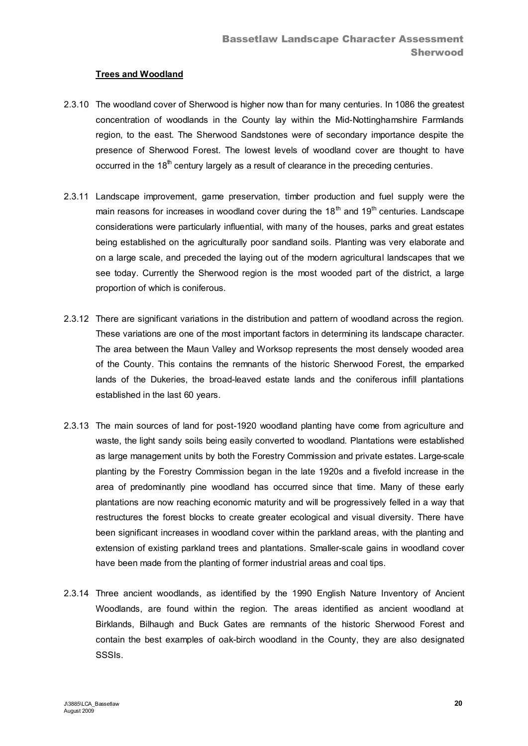**Trees and Woodland**

2.3.10 The woodland cover of Sherwood is higher now than for many centuries. In 1086 the greatest concentration of woodlands in the County lay within the Mid-Nottinghamshire Farmlands region, to the east. The Sherwood Sandstones were of secondary importance despite the presence of Sherwood Forest. The lowest levels of woodland cover are thought to have occurred in the 18th century largely as a result of clearance in the preceding centuries.

2.3.11 Landscape improvement, game preservation, timber production and fuel supply were the main reasons for increases in woodland cover during the 18th and 19th centuries. Landscape considerations were particularly influential, with many of the houses, parks and great estates being established on the agriculturally poor sandland soils. Planting was very elaborate and on a large scale, and preceded the laying out of the modern agricultural landscapes that we see today. Currently the Sherwood region is the most wooded part of the district, a large proportion of which is coniferous.

2.3.12 There are significant variations in the distribution and pattern of woodland across the region. These variations are one of the most important factors in determining its landscape character. The area between the Maun Valley and Worksop represents the most densely wooded area of the County. This contains the remnants of the historic Sherwood Forest, the emparked lands of the Dukeries, the broad-leaved estate lands and the coniferous infill plantations established in the last 60 years.

2.3.13 The main sources of land for post-1920 woodland planting have come from agriculture and waste, the light sandy soils being easily converted to woodland. Plantations were established as large management units by both the Forestry Commission and private estates. Large-scale planting by the Forestry Commission began in the late 1920s and a fivefold increase in the area of predominantly pine woodland has occurred since that time. Many of these early plantations are now reaching economic maturity and will be progressively felled in a way that restructures the forest blocks to create greater ecological and visual diversity. There have been significant increases in woodland cover within the parkland areas, with the planting and extension of existing parkland trees and plantations. Smaller-scale gains in woodland cover have been made from the planting of former industrial areas and coal tips.

2.3.14 Three ancient woodlands, as identified by the 1990 English Nature Inventory of Ancient Woodlands, are found within the region. The areas identified as ancient woodland at Birklands, Bilhaugh and Buck Gates are remnants of the historic Sherwood Forest and contain the best examples of oak-birch woodland in the County, they are also designated SSSIs.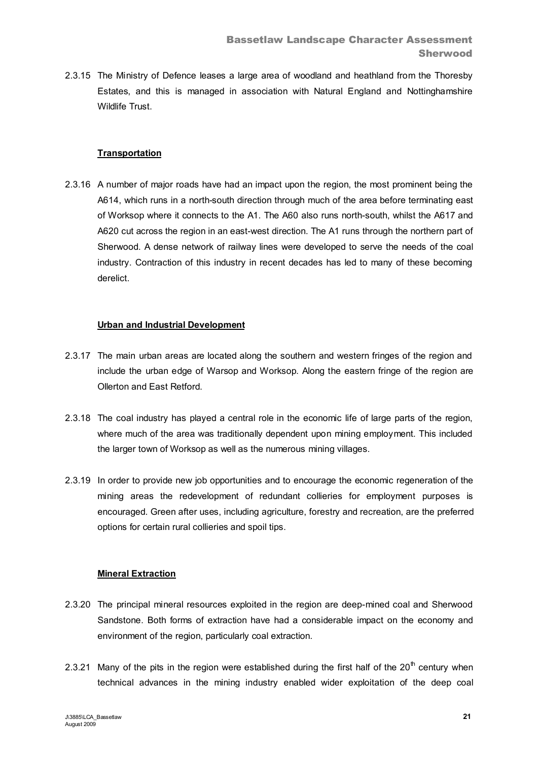2.3.15 The Ministry of Defence leases a large area of woodland and heathland from the Thoresby Estates, and this is managed in association with Natural England and Nottinghamshire Wildlife Trust.

### Transportation

2.3.16 A number of major roads have had an impact upon the region, the most prominent being the A614, which runs in a north-south direction through much of the area before terminating east of Worksop where it connects to the A1. The A60 also runs north-south, whilst the A617 and A620 cut across the region in an east-west direction. The A1 runs through the northern part of Sherwood. A dense network of railway lines were developed to serve the needs of the coal industry. Contraction of this industry in recent decades has led to many of these becoming derelict.

### Urban and Industrial Development

2.3.17 The main urban areas are located along the southern and western fringes of the region and include the urban edge of Warsop and Worksop. Along the eastern fringe of the region are Ollerton and East Retford.

2.3.18 The coal industry has played a central role in the economic life of large parts of the region, where much of the area was traditionally dependent upon mining employment. This included the larger town of Worksop as well as the numerous mining villages.

2.3.19 In order to provide new job opportunities and to encourage the economic regeneration of the mining areas the redevelopment of redundant collieries for employment purposes is encouraged. Green after uses, including agriculture, forestry and recreation, are the preferred options for certain rural collieries and spoil tips.

### Mineral Extraction

2.3.20 The principal mineral resources exploited in the region are deep-mined coal and Sherwood Sandstone. Both forms of extraction have had a considerable impact on the economy and environment of the region, particularly coal extraction.

2.3.21 Many of the pits in the region were established during the first half of the 20th century when technical advances in the mining industry enabled wider exploitation of the deep coal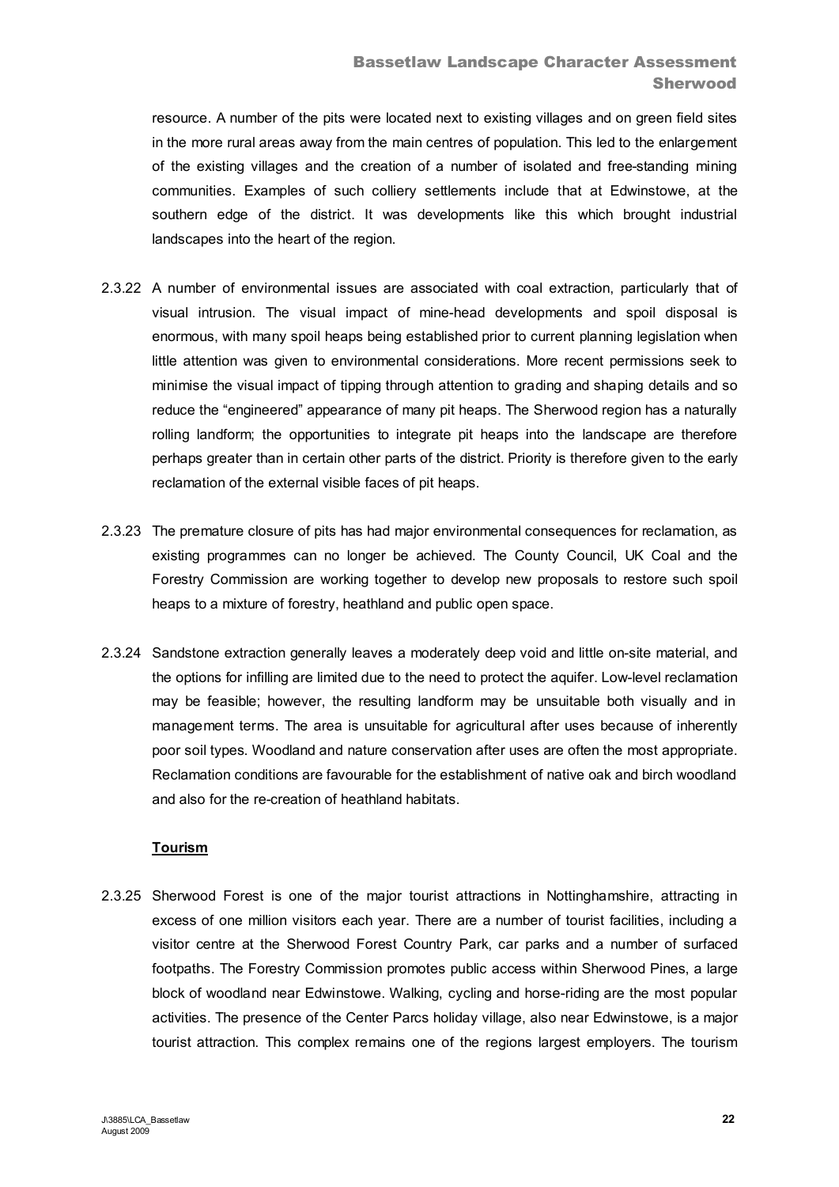resource. A number of the pits were located next to existing villages and on green field sites in the more rural areas away from the main centres of population. This led to the enlargement of the existing villages and the creation of a number of isolated and free-standing mining communities. Examples of such colliery settlements include that at Edwinstowe, at the southern edge of the district. It was developments like this which brought industrial landscapes into the heart of the region.

2.3.22 A number of environmental issues are associated with coal extraction, particularly that of visual intrusion. The visual impact of mine-head developments and spoil disposal is enormous, with many spoil heaps being established prior to current planning legislation when little attention was given to environmental considerations. More recent permissions seek to minimise the visual impact of tipping through attention to grading and shaping details and so reduce the "engineered" appearance of many pit heaps. The Sherwood region has a naturally rolling landform; the opportunities to integrate pit heaps into the landscape are therefore perhaps greater than in certain other parts of the district. Priority is therefore given to the early reclamation of the external visible faces of pit heaps.

2.3.23 The premature closure of pits has had major environmental consequences for reclamation, as existing programmes can no longer be achieved. The County Council, UK Coal and the Forestry Commission are working together to develop new proposals to restore such spoil heaps to a mixture of forestry, heathland and public open space.

2.3.24 Sandstone extraction generally leaves a moderately deep void and little on-site material, and the options for infilling are limited due to the need to protect the aquifer. Low-level reclamation may be feasible; however, the resulting landform may be unsuitable both visually and in management terms. The area is unsuitable for agricultural after uses because of inherently poor soil types. Woodland and nature conservation after uses are often the most appropriate. Reclamation conditions are favourable for the establishment of native oak and birch woodland and also for the re-creation of heathland habitats.

**Tourism**

2.3.25 Sherwood Forest is one of the major tourist attractions in Nottinghamshire, attracting in excess of one million visitors each year. There are a number of tourist facilities, including a visitor centre at the Sherwood Forest Country Park, car parks and a number of surfaced footpaths. The Forestry Commission promotes public access within Sherwood Pines, a large block of woodland near Edwinstowe. Walking, cycling and horse-riding are the most popular activities. The presence of the Center Parcs holiday village, also near Edwinstowe, is a major tourist attraction. This complex remains one of the regions largest employers. The tourism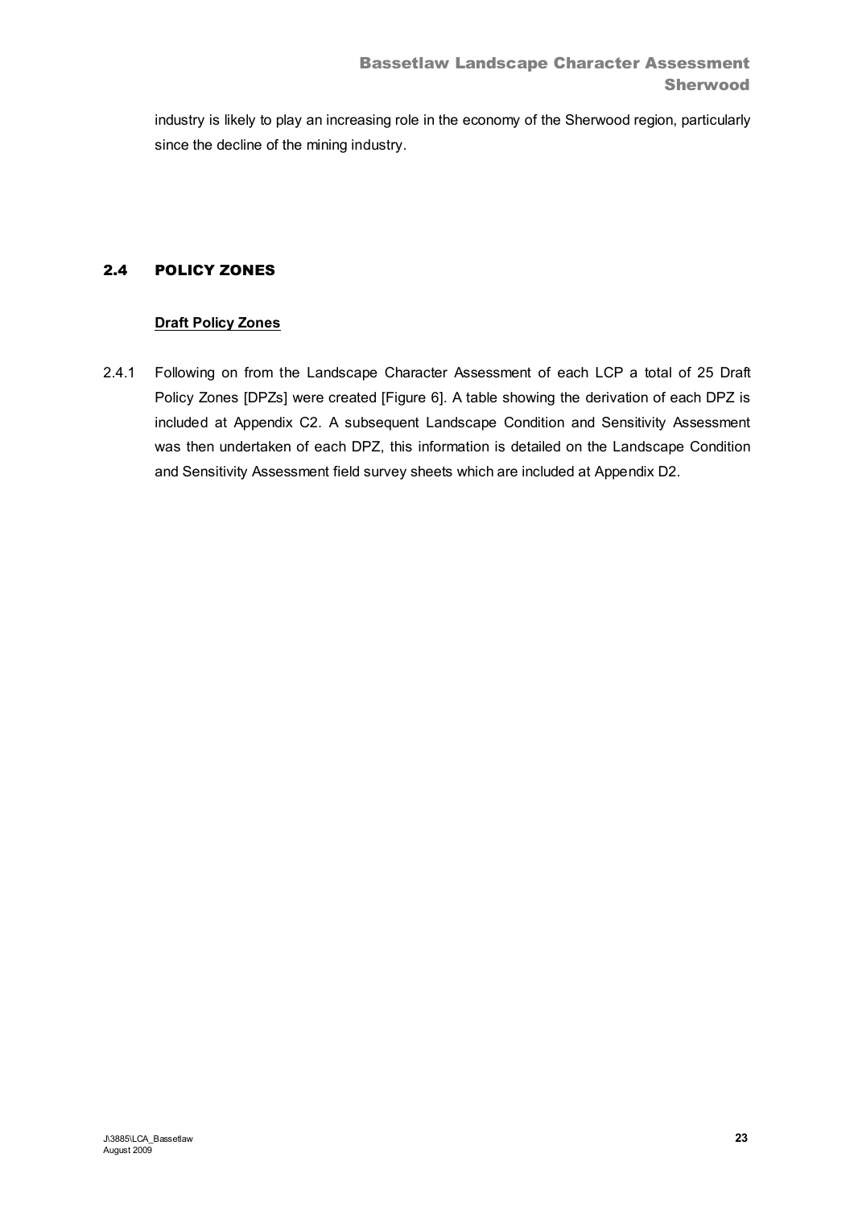industry is likely to play an increasing role in the economy of the Sherwood region, particularly since the decline of the mining industry.

## 2.4 POLICY ZONES

**Draft Policy Zones**

2.4.1 Following on from the Landscape Character Assessment of each LCP a total of 25 Draft Policy Zones [DPZs] were created [Figure 6]. A table showing the derivation of each DPZ is included at Appendix C2. A subsequent Landscape Condition and Sensitivity Assessment was then undertaken of each DPZ, this information is detailed on the Landscape Condition and Sensitivity Assessment field survey sheets which are included at Appendix D2.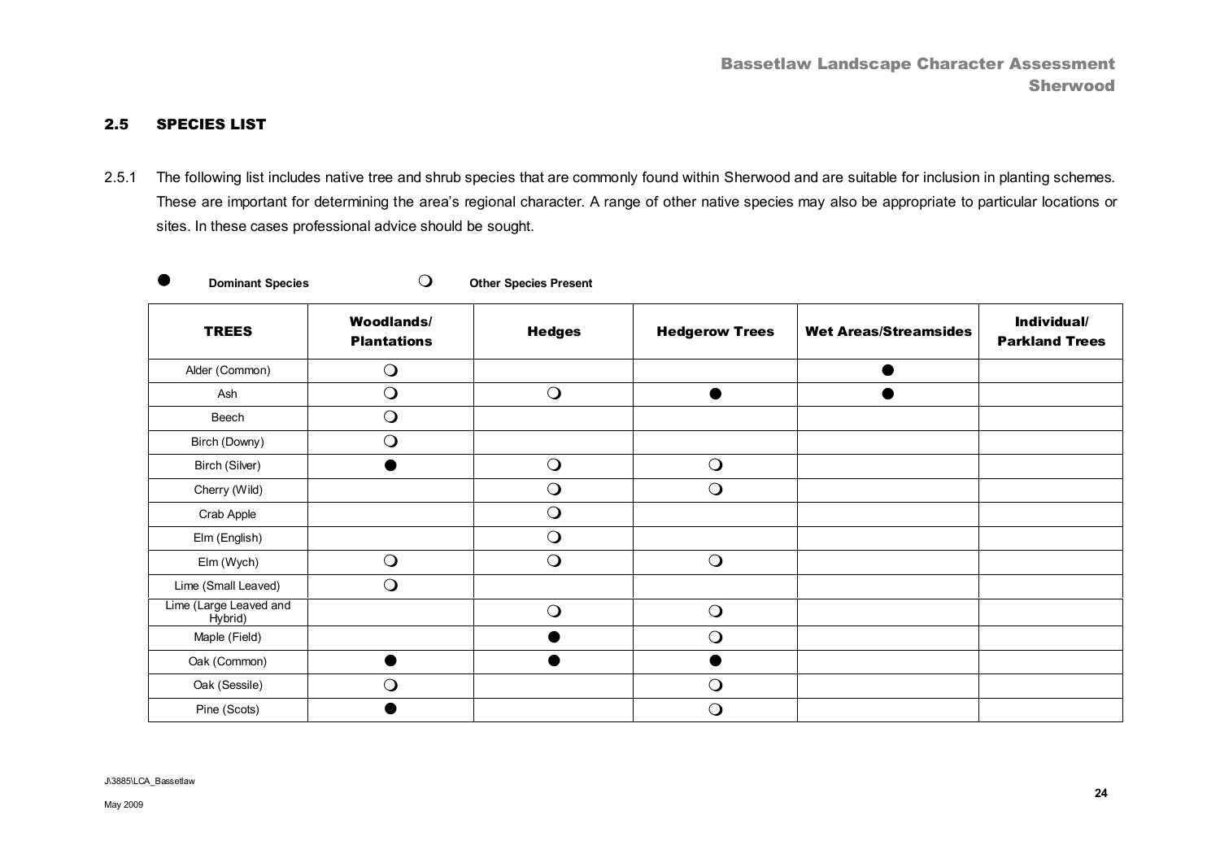## 2.5 SPECIES LIST

2.5.1 The following list includes native tree and shrub species that are commonly found within Sherwood and are suitable for inclusion in planting schemes. These are important for determining the area's regional character. A range of other native species may also be appropriate to particular locations or sites. In these cases professional advice should be sought.

● **Dominant Species** ❍ **Other Species Present**

| TREES | Woodlands/ Plantations | Hedges | Hedgerow Trees | Wet Areas/Streamsides | Individual/ Parkland Trees |
|---|---|---|---|---|---|
| Alder (Common) | ❍ | | | ● | |
| Ash | ❍ | ❍ | ● | ● | |
| Beech | ❍ | | | | |
| Birch (Downy) | ❍ | | | | |
| Birch (Silver) | ● | ❍ | ❍ | | |
| Cherry (Wild) | | ❍ | ❍ | | |
| Crab Apple | | ❍ | | | |
| Elm (English) | | ❍ | | | |
| Elm (Wych) | ❍ | ❍ | ❍ | | |
| Lime (Small Leaved) | ❍ | | | | |
| Lime (Large Leaved and Hybrid) | | ❍ | ❍ | | |
| Maple (Field) | | ● | ❍ | | |
| Oak (Common) | ● | ● | ● | | |
| Oak (Sessile) | ❍ | | ❍ | | |
| Pine (Scots) | ● | | ❍ | | |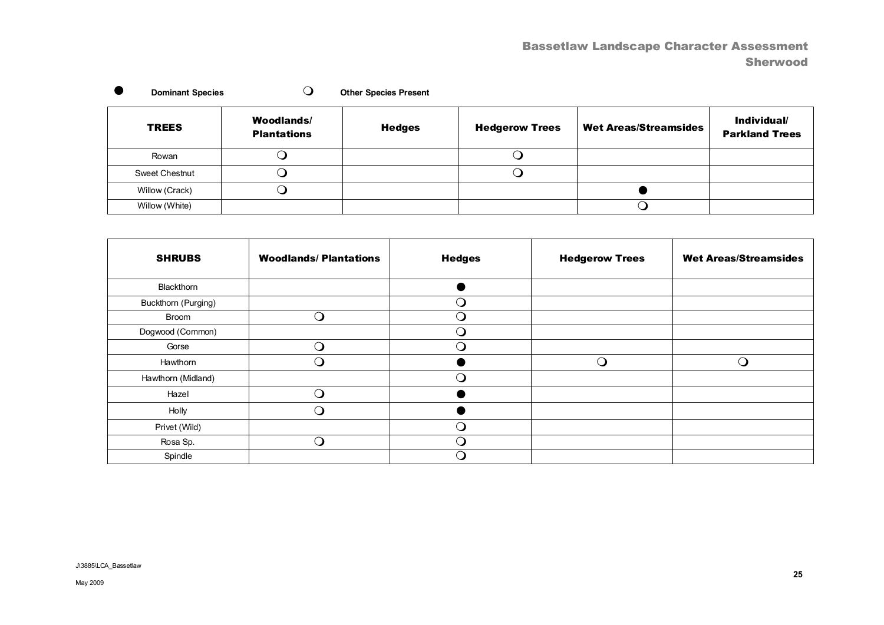● **Dominant Species** ❍ **Other Species Present**

| TREES | Woodlands/ Plantations | Hedges | Hedgerow Trees | Wet Areas/Streamsides | Individual/ Parkland Trees |
|---|---|---|---|---|---|
| Rowan | ❍ | | ❍ | | |
| Sweet Chestnut | ❍ | | ❍ | | |
| Willow (Crack) | ❍ | | | ● | |
| Willow (White) | | | | ❍ | |

| SHRUBS | Woodlands/ Plantations | Hedges | Hedgerow Trees | Wet Areas/Streamsides |
|---|---|---|---|---|
| Blackthorn | | ● | | |
| Buckthorn (Purging) | | ❍ | | |
| Broom | ❍ | ❍ | | |
| Dogwood (Common) | | ❍ | | |
| Gorse | ❍ | ❍ | | |
| Hawthorn | ❍ | ● | ❍ | ❍ |
| Hawthorn (Midland) | | ❍ | | |
| Hazel | ❍ | ● | | |
| Holly | ❍ | ● | | |
| Privet (Wild) | | ❍ | | |
| Rosa Sp. | ❍ | ❍ | | |
| Spindle | | ❍ | | |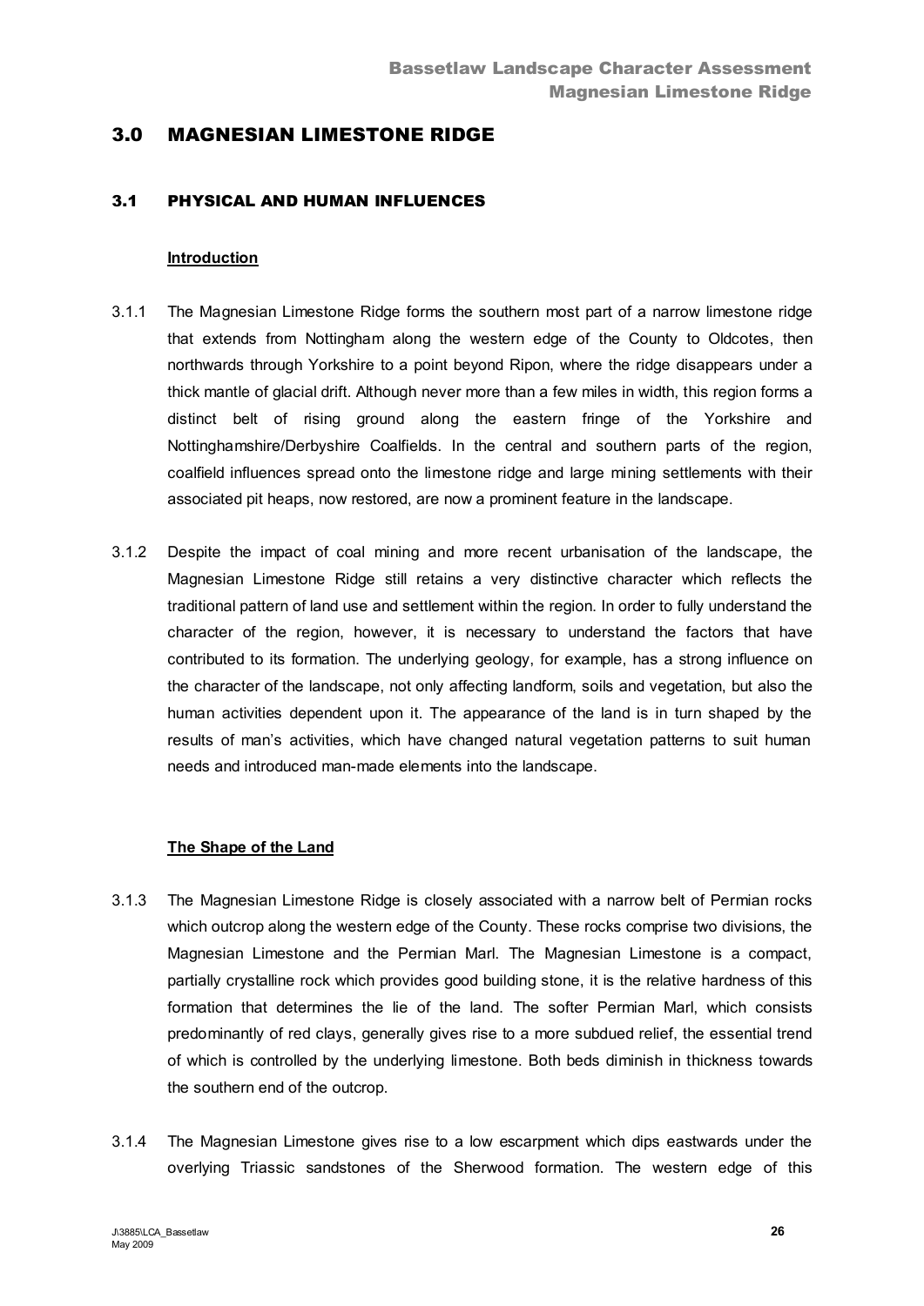## 3.0 MAGNESIAN LIMESTONE RIDGE

### 3.1 PHYSICAL AND HUMAN INFLUENCES

**Introduction**

3.1.1 The Magnesian Limestone Ridge forms the southern most part of a narrow limestone ridge that extends from Nottingham along the western edge of the County to Oldcotes, then northwards through Yorkshire to a point beyond Ripon, where the ridge disappears under a thick mantle of glacial drift. Although never more than a few miles in width, this region forms a distinct belt of rising ground along the eastern fringe of the Yorkshire and Nottinghamshire/Derbyshire Coalfields. In the central and southern parts of the region, coalfield influences spread onto the limestone ridge and large mining settlements with their associated pit heaps, now restored, are now a prominent feature in the landscape.

3.1.2 Despite the impact of coal mining and more recent urbanisation of the landscape, the Magnesian Limestone Ridge still retains a very distinctive character which reflects the traditional pattern of land use and settlement within the region. In order to fully understand the character of the region, however, it is necessary to understand the factors that have contributed to its formation. The underlying geology, for example, has a strong influence on the character of the landscape, not only affecting landform, soils and vegetation, but also the human activities dependent upon it. The appearance of the land is in turn shaped by the results of man's activities, which have changed natural vegetation patterns to suit human needs and introduced man-made elements into the landscape.

**The Shape of the Land**

3.1.3 The Magnesian Limestone Ridge is closely associated with a narrow belt of Permian rocks which outcrop along the western edge of the County. These rocks comprise two divisions, the Magnesian Limestone and the Permian Marl. The Magnesian Limestone is a compact, partially crystalline rock which provides good building stone, it is the relative hardness of this formation that determines the lie of the land. The softer Permian Marl, which consists predominantly of red clays, generally gives rise to a more subdued relief, the essential trend of which is controlled by the underlying limestone. Both beds diminish in thickness towards the southern end of the outcrop.

3.1.4 The Magnesian Limestone gives rise to a low escarpment which dips eastwards under the overlying Triassic sandstones of the Sherwood formation. The western edge of this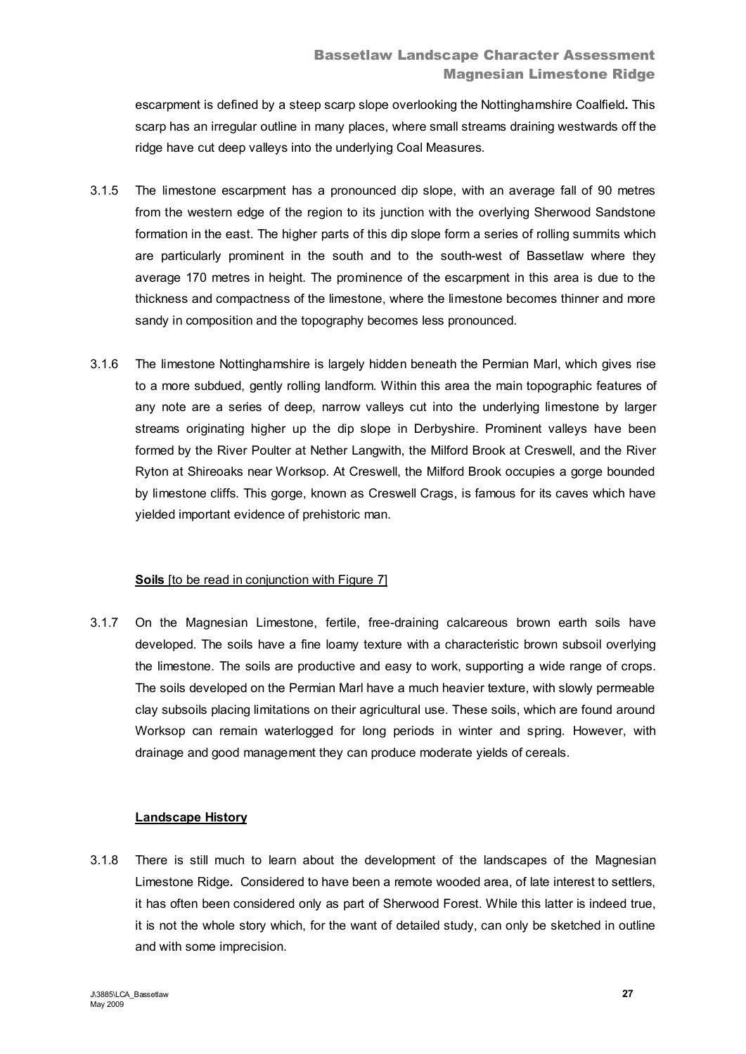escarpment is defined by a steep scarp slope overlooking the Nottinghamshire Coalfield**.** This scarp has an irregular outline in many places, where small streams draining westwards off the ridge have cut deep valleys into the underlying Coal Measures.

3.1.5 The limestone escarpment has a pronounced dip slope, with an average fall of 90 metres from the western edge of the region to its junction with the overlying Sherwood Sandstone formation in the east. The higher parts of this dip slope form a series of rolling summits which are particularly prominent in the south and to the south-west of Bassetlaw where they average 170 metres in height. The prominence of the escarpment in this area is due to the thickness and compactness of the limestone, where the limestone becomes thinner and more sandy in composition and the topography becomes less pronounced.

3.1.6 The limestone Nottinghamshire is largely hidden beneath the Permian Marl, which gives rise to a more subdued, gently rolling landform. Within this area the main topographic features of any note are a series of deep, narrow valleys cut into the underlying limestone by larger streams originating higher up the dip slope in Derbyshire. Prominent valleys have been formed by the River Poulter at Nether Langwith, the Milford Brook at Creswell, and the River Ryton at Shireoaks near Worksop. At Creswell, the Milford Brook occupies a gorge bounded by limestone cliffs. This gorge, known as Creswell Crags, is famous for its caves which have yielded important evidence of prehistoric man.

**Soils** [to be read in conjunction with Figure 7]

3.1.7 On the Magnesian Limestone, fertile, free-draining calcareous brown earth soils have developed. The soils have a fine loamy texture with a characteristic brown subsoil overlying the limestone. The soils are productive and easy to work, supporting a wide range of crops. The soils developed on the Permian Marl have a much heavier texture, with slowly permeable clay subsoils placing limitations on their agricultural use. These soils, which are found around Worksop can remain waterlogged for long periods in winter and spring. However, with drainage and good management they can produce moderate yields of cereals.

**Landscape History**

3.1.8 There is still much to learn about the development of the landscapes of the Magnesian Limestone Ridge**.** Considered to have been a remote wooded area, of late interest to settlers, it has often been considered only as part of Sherwood Forest. While this latter is indeed true, it is not the whole story which, for the want of detailed study, can only be sketched in outline and with some imprecision.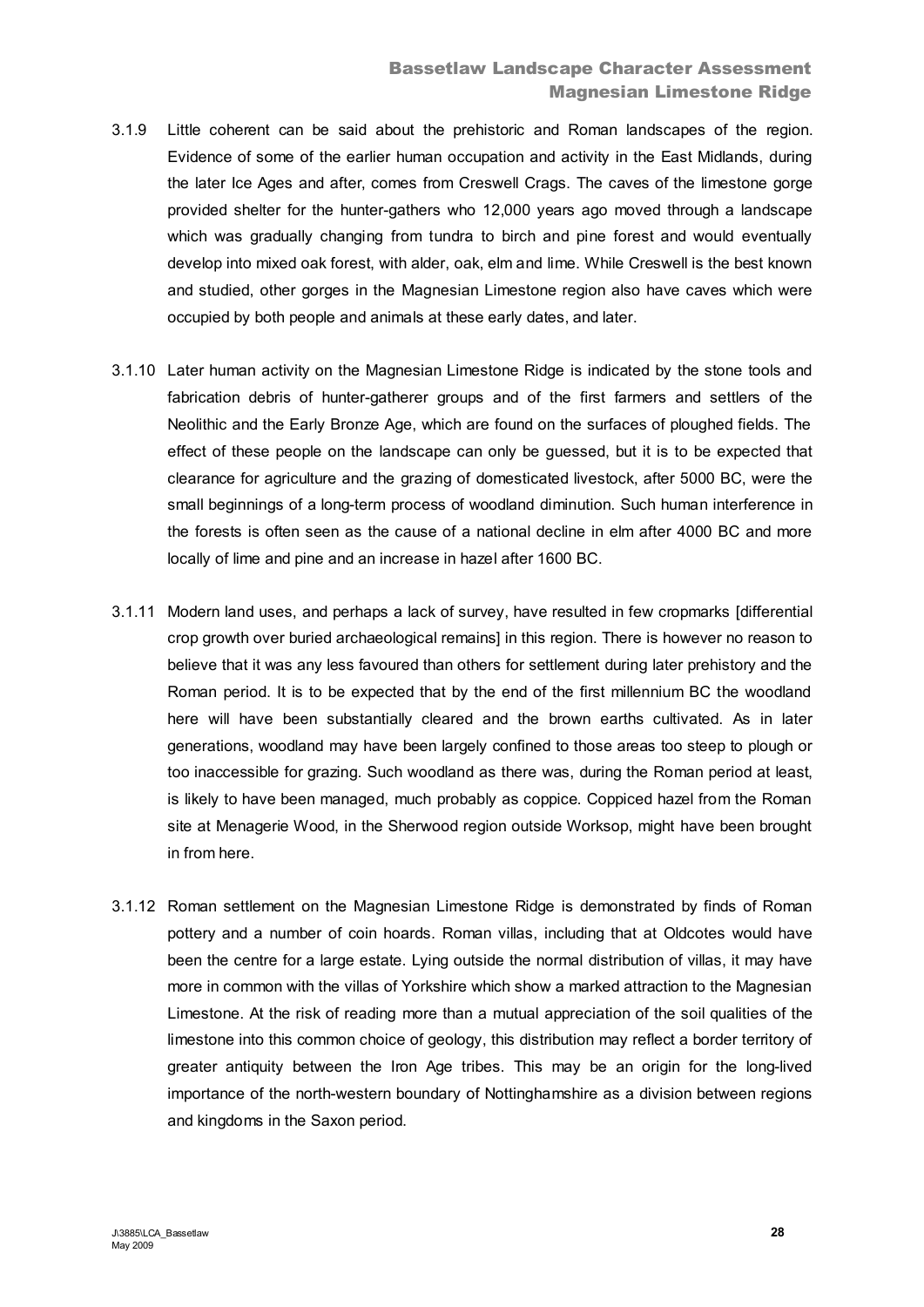3.1.9 Little coherent can be said about the prehistoric and Roman landscapes of the region. Evidence of some of the earlier human occupation and activity in the East Midlands, during the later Ice Ages and after, comes from Creswell Crags. The caves of the limestone gorge provided shelter for the hunter-gathers who 12,000 years ago moved through a landscape which was gradually changing from tundra to birch and pine forest and would eventually develop into mixed oak forest, with alder, oak, elm and lime. While Creswell is the best known and studied, other gorges in the Magnesian Limestone region also have caves which were occupied by both people and animals at these early dates, and later.

3.1.10 Later human activity on the Magnesian Limestone Ridge is indicated by the stone tools and fabrication debris of hunter-gatherer groups and of the first farmers and settlers of the Neolithic and the Early Bronze Age, which are found on the surfaces of ploughed fields. The effect of these people on the landscape can only be guessed, but it is to be expected that clearance for agriculture and the grazing of domesticated livestock, after 5000 BC, were the small beginnings of a long-term process of woodland diminution. Such human interference in the forests is often seen as the cause of a national decline in elm after 4000 BC and more locally of lime and pine and an increase in hazel after 1600 BC.

3.1.11 Modern land uses, and perhaps a lack of survey, have resulted in few cropmarks [differential crop growth over buried archaeological remains] in this region. There is however no reason to believe that it was any less favoured than others for settlement during later prehistory and the Roman period. It is to be expected that by the end of the first millennium BC the woodland here will have been substantially cleared and the brown earths cultivated. As in later generations, woodland may have been largely confined to those areas too steep to plough or too inaccessible for grazing. Such woodland as there was, during the Roman period at least, is likely to have been managed, much probably as coppice. Coppiced hazel from the Roman site at Menagerie Wood, in the Sherwood region outside Worksop, might have been brought in from here.

3.1.12 Roman settlement on the Magnesian Limestone Ridge is demonstrated by finds of Roman pottery and a number of coin hoards. Roman villas, including that at Oldcotes would have been the centre for a large estate. Lying outside the normal distribution of villas, it may have more in common with the villas of Yorkshire which show a marked attraction to the Magnesian Limestone. At the risk of reading more than a mutual appreciation of the soil qualities of the limestone into this common choice of geology, this distribution may reflect a border territory of greater antiquity between the Iron Age tribes. This may be an origin for the long-lived importance of the north-western boundary of Nottinghamshire as a division between regions and kingdoms in the Saxon period.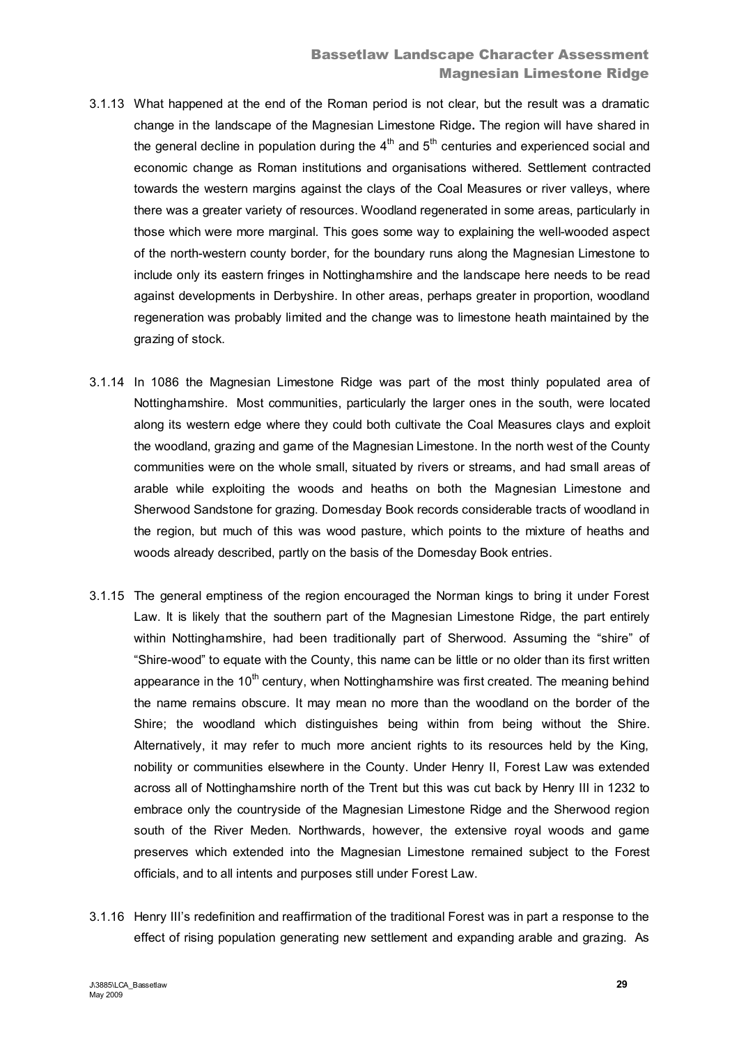3.1.13 What happened at the end of the Roman period is not clear, but the result was a dramatic change in the landscape of the Magnesian Limestone Ridge**.** The region will have shared in the general decline in population during the 4th and 5th centuries and experienced social and economic change as Roman institutions and organisations withered. Settlement contracted towards the western margins against the clays of the Coal Measures or river valleys, where there was a greater variety of resources. Woodland regenerated in some areas, particularly in those which were more marginal. This goes some way to explaining the well-wooded aspect of the north-western county border, for the boundary runs along the Magnesian Limestone to include only its eastern fringes in Nottinghamshire and the landscape here needs to be read against developments in Derbyshire. In other areas, perhaps greater in proportion, woodland regeneration was probably limited and the change was to limestone heath maintained by the grazing of stock.

3.1.14 In 1086 the Magnesian Limestone Ridge was part of the most thinly populated area of Nottinghamshire. Most communities, particularly the larger ones in the south, were located along its western edge where they could both cultivate the Coal Measures clays and exploit the woodland, grazing and game of the Magnesian Limestone. In the north west of the County communities were on the whole small, situated by rivers or streams, and had small areas of arable while exploiting the woods and heaths on both the Magnesian Limestone and Sherwood Sandstone for grazing. Domesday Book records considerable tracts of woodland in the region, but much of this was wood pasture, which points to the mixture of heaths and woods already described, partly on the basis of the Domesday Book entries.

3.1.15 The general emptiness of the region encouraged the Norman kings to bring it under Forest Law. It is likely that the southern part of the Magnesian Limestone Ridge, the part entirely within Nottinghamshire, had been traditionally part of Sherwood. Assuming the "shire" of "Shire-wood" to equate with the County, this name can be little or no older than its first written appearance in the 10th century, when Nottinghamshire was first created. The meaning behind the name remains obscure. It may mean no more than the woodland on the border of the Shire; the woodland which distinguishes being within from being without the Shire. Alternatively, it may refer to much more ancient rights to its resources held by the King, nobility or communities elsewhere in the County. Under Henry II, Forest Law was extended across all of Nottinghamshire north of the Trent but this was cut back by Henry III in 1232 to embrace only the countryside of the Magnesian Limestone Ridge and the Sherwood region south of the River Meden. Northwards, however, the extensive royal woods and game preserves which extended into the Magnesian Limestone remained subject to the Forest officials, and to all intents and purposes still under Forest Law.

3.1.16 Henry III's redefinition and reaffirmation of the traditional Forest was in part a response to the effect of rising population generating new settlement and expanding arable and grazing. As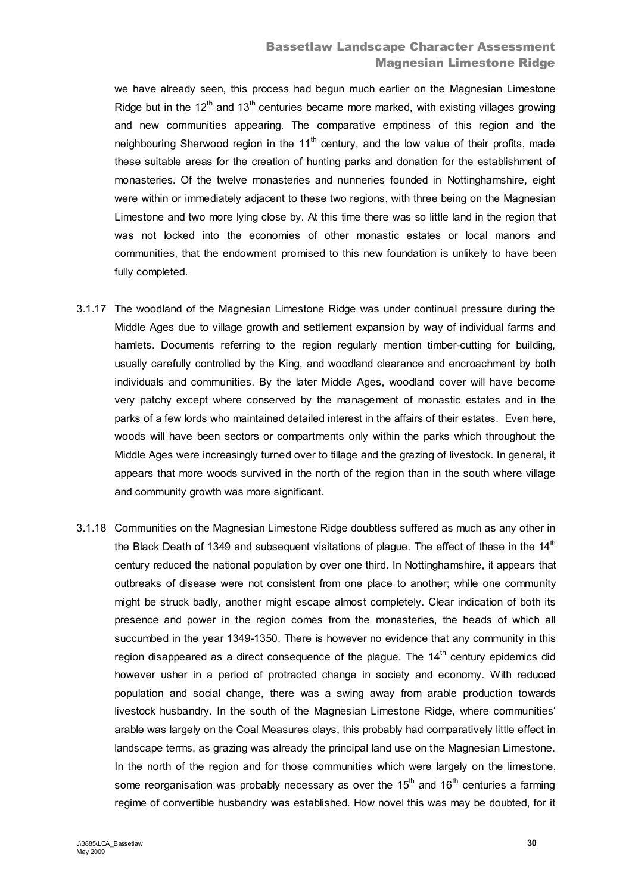we have already seen, this process had begun much earlier on the Magnesian Limestone Ridge but in the 12th and 13th centuries became more marked, with existing villages growing and new communities appearing. The comparative emptiness of this region and the neighbouring Sherwood region in the 11th century, and the low value of their profits, made these suitable areas for the creation of hunting parks and donation for the establishment of monasteries. Of the twelve monasteries and nunneries founded in Nottinghamshire, eight were within or immediately adjacent to these two regions, with three being on the Magnesian Limestone and two more lying close by. At this time there was so little land in the region that was not locked into the economies of other monastic estates or local manors and communities, that the endowment promised to this new foundation is unlikely to have been fully completed.

3.1.17 The woodland of the Magnesian Limestone Ridge was under continual pressure during the Middle Ages due to village growth and settlement expansion by way of individual farms and hamlets. Documents referring to the region regularly mention timber-cutting for building, usually carefully controlled by the King, and woodland clearance and encroachment by both individuals and communities. By the later Middle Ages, woodland cover will have become very patchy except where conserved by the management of monastic estates and in the parks of a few lords who maintained detailed interest in the affairs of their estates. Even here, woods will have been sectors or compartments only within the parks which throughout the Middle Ages were increasingly turned over to tillage and the grazing of livestock. In general, it appears that more woods survived in the north of the region than in the south where village and community growth was more significant.

3.1.18 Communities on the Magnesian Limestone Ridge doubtless suffered as much as any other in the Black Death of 1349 and subsequent visitations of plague. The effect of these in the 14th century reduced the national population by over one third. In Nottinghamshire, it appears that outbreaks of disease were not consistent from one place to another; while one community might be struck badly, another might escape almost completely. Clear indication of both its presence and power in the region comes from the monasteries, the heads of which all succumbed in the year 1349-1350. There is however no evidence that any community in this region disappeared as a direct consequence of the plague. The 14th century epidemics did however usher in a period of protracted change in society and economy. With reduced population and social change, there was a swing away from arable production towards livestock husbandry. In the south of the Magnesian Limestone Ridge, where communities' arable was largely on the Coal Measures clays, this probably had comparatively little effect in landscape terms, as grazing was already the principal land use on the Magnesian Limestone. In the north of the region and for those communities which were largely on the limestone, some reorganisation was probably necessary as over the 15th and 16th centuries a farming regime of convertible husbandry was established. How novel this was may be doubted, for it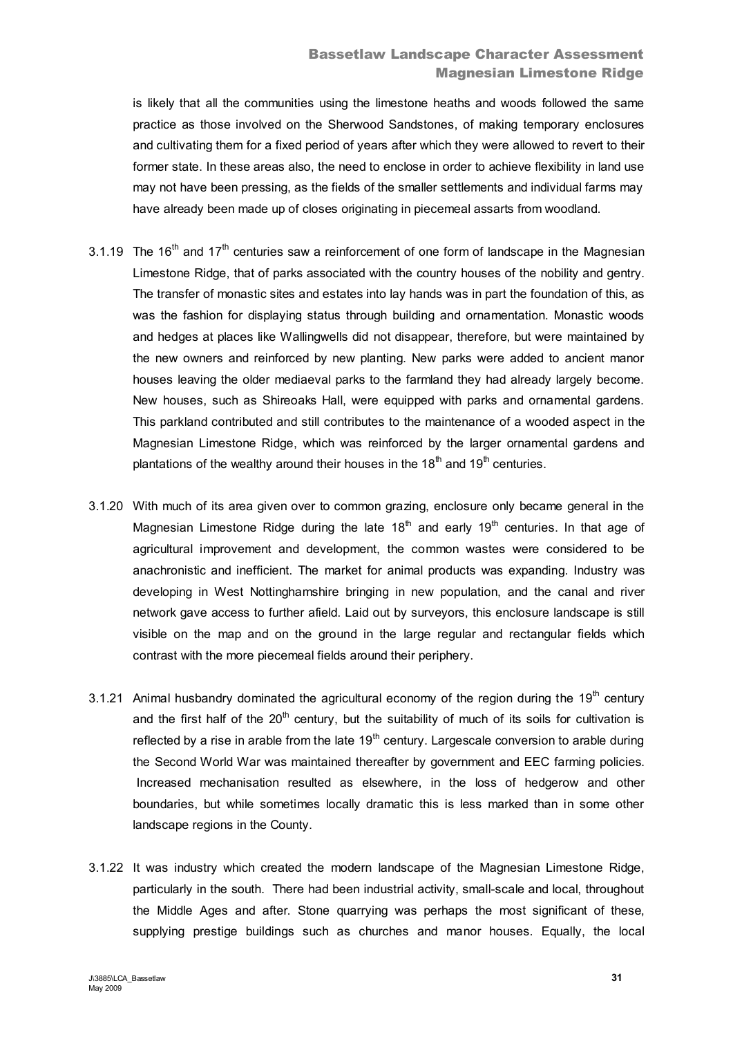is likely that all the communities using the limestone heaths and woods followed the same practice as those involved on the Sherwood Sandstones, of making temporary enclosures and cultivating them for a fixed period of years after which they were allowed to revert to their former state. In these areas also, the need to enclose in order to achieve flexibility in land use may not have been pressing, as the fields of the smaller settlements and individual farms may have already been made up of closes originating in piecemeal assarts from woodland.

3.1.19 The 16th and 17th centuries saw a reinforcement of one form of landscape in the Magnesian Limestone Ridge, that of parks associated with the country houses of the nobility and gentry. The transfer of monastic sites and estates into lay hands was in part the foundation of this, as was the fashion for displaying status through building and ornamentation. Monastic woods and hedges at places like Wallingwells did not disappear, therefore, but were maintained by the new owners and reinforced by new planting. New parks were added to ancient manor houses leaving the older mediaeval parks to the farmland they had already largely become. New houses, such as Shireoaks Hall, were equipped with parks and ornamental gardens. This parkland contributed and still contributes to the maintenance of a wooded aspect in the Magnesian Limestone Ridge, which was reinforced by the larger ornamental gardens and plantations of the wealthy around their houses in the 18th and 19th centuries.

3.1.20 With much of its area given over to common grazing, enclosure only became general in the Magnesian Limestone Ridge during the late 18th and early 19th centuries. In that age of agricultural improvement and development, the common wastes were considered to be anachronistic and inefficient. The market for animal products was expanding. Industry was developing in West Nottinghamshire bringing in new population, and the canal and river network gave access to further afield. Laid out by surveyors, this enclosure landscape is still visible on the map and on the ground in the large regular and rectangular fields which contrast with the more piecemeal fields around their periphery.

3.1.21 Animal husbandry dominated the agricultural economy of the region during the 19th century and the first half of the 20th century, but the suitability of much of its soils for cultivation is reflected by a rise in arable from the late 19th century. Largescale conversion to arable during the Second World War was maintained thereafter by government and EEC farming policies. Increased mechanisation resulted as elsewhere, in the loss of hedgerow and other boundaries, but while sometimes locally dramatic this is less marked than in some other landscape regions in the County.

3.1.22 It was industry which created the modern landscape of the Magnesian Limestone Ridge, particularly in the south. There had been industrial activity, small-scale and local, throughout the Middle Ages and after. Stone quarrying was perhaps the most significant of these, supplying prestige buildings such as churches and manor houses. Equally, the local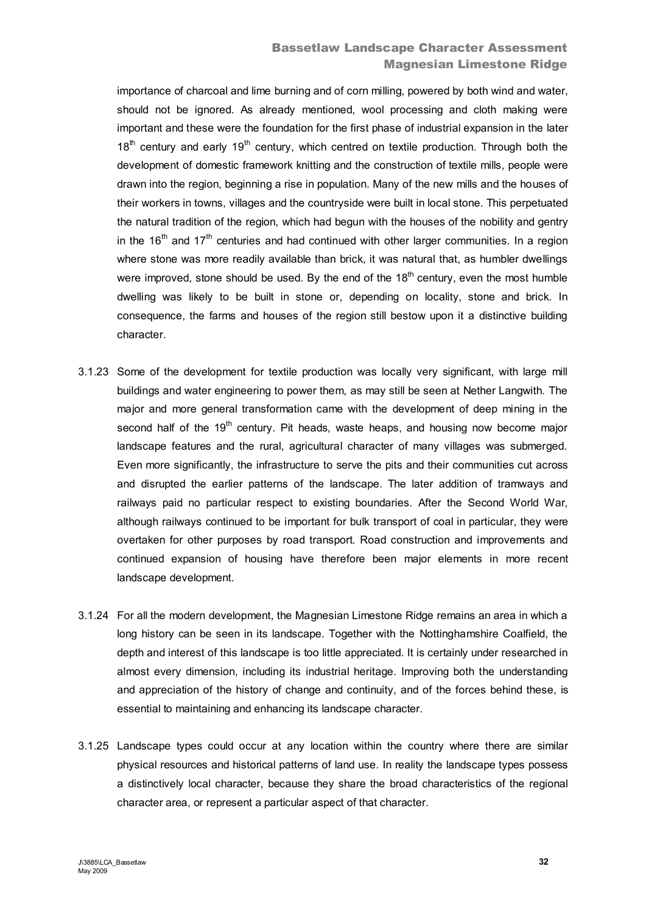importance of charcoal and lime burning and of corn milling, powered by both wind and water, should not be ignored. As already mentioned, wool processing and cloth making were important and these were the foundation for the first phase of industrial expansion in the later 18th century and early 19th century, which centred on textile production. Through both the development of domestic framework knitting and the construction of textile mills, people were drawn into the region, beginning a rise in population. Many of the new mills and the houses of their workers in towns, villages and the countryside were built in local stone. This perpetuated the natural tradition of the region, which had begun with the houses of the nobility and gentry in the 16th and 17th centuries and had continued with other larger communities. In a region where stone was more readily available than brick, it was natural that, as humbler dwellings were improved, stone should be used. By the end of the 18th century, even the most humble dwelling was likely to be built in stone or, depending on locality, stone and brick. In consequence, the farms and houses of the region still bestow upon it a distinctive building character.

3.1.23 Some of the development for textile production was locally very significant, with large mill buildings and water engineering to power them, as may still be seen at Nether Langwith. The major and more general transformation came with the development of deep mining in the second half of the 19th century. Pit heads, waste heaps, and housing now become major landscape features and the rural, agricultural character of many villages was submerged. Even more significantly, the infrastructure to serve the pits and their communities cut across and disrupted the earlier patterns of the landscape. The later addition of tramways and railways paid no particular respect to existing boundaries. After the Second World War, although railways continued to be important for bulk transport of coal in particular, they were overtaken for other purposes by road transport. Road construction and improvements and continued expansion of housing have therefore been major elements in more recent landscape development.

3.1.24 For all the modern development, the Magnesian Limestone Ridge remains an area in which a long history can be seen in its landscape. Together with the Nottinghamshire Coalfield, the depth and interest of this landscape is too little appreciated. It is certainly under researched in almost every dimension, including its industrial heritage. Improving both the understanding and appreciation of the history of change and continuity, and of the forces behind these, is essential to maintaining and enhancing its landscape character.

3.1.25 Landscape types could occur at any location within the country where there are similar physical resources and historical patterns of land use. In reality the landscape types possess a distinctively local character, because they share the broad characteristics of the regional character area, or represent a particular aspect of that character.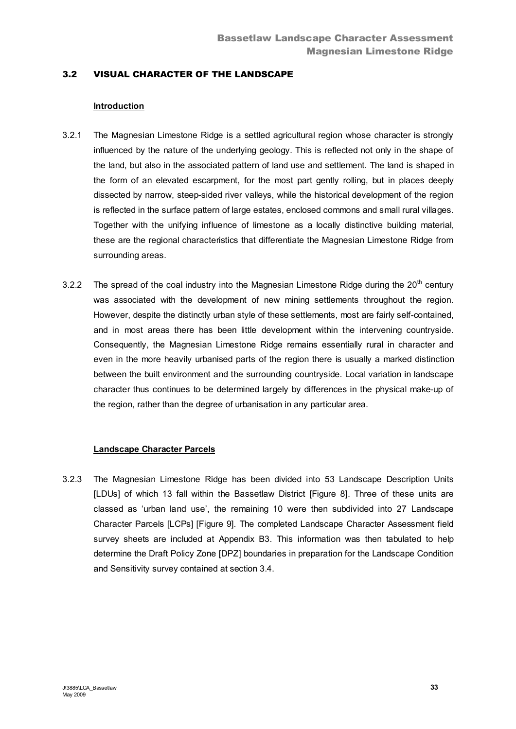## 3.2 VISUAL CHARACTER OF THE LANDSCAPE

### Introduction

3.2.1 The Magnesian Limestone Ridge is a settled agricultural region whose character is strongly influenced by the nature of the underlying geology. This is reflected not only in the shape of the land, but also in the associated pattern of land use and settlement. The land is shaped in the form of an elevated escarpment, for the most part gently rolling, but in places deeply dissected by narrow, steep-sided river valleys, while the historical development of the region is reflected in the surface pattern of large estates, enclosed commons and small rural villages. Together with the unifying influence of limestone as a locally distinctive building material, these are the regional characteristics that differentiate the Magnesian Limestone Ridge from surrounding areas.

3.2.2 The spread of the coal industry into the Magnesian Limestone Ridge during the 20th century was associated with the development of new mining settlements throughout the region. However, despite the distinctly urban style of these settlements, most are fairly self-contained, and in most areas there has been little development within the intervening countryside. Consequently, the Magnesian Limestone Ridge remains essentially rural in character and even in the more heavily urbanised parts of the region there is usually a marked distinction between the built environment and the surrounding countryside. Local variation in landscape character thus continues to be determined largely by differences in the physical make-up of the region, rather than the degree of urbanisation in any particular area.

### Landscape Character Parcels

3.2.3 The Magnesian Limestone Ridge has been divided into 53 Landscape Description Units [LDUs] of which 13 fall within the Bassetlaw District [Figure 8]. Three of these units are classed as 'urban land use', the remaining 10 were then subdivided into 27 Landscape Character Parcels [LCPs] [Figure 9]. The completed Landscape Character Assessment field survey sheets are included at Appendix B3. This information was then tabulated to help determine the Draft Policy Zone [DPZ] boundaries in preparation for the Landscape Condition and Sensitivity survey contained at section 3.4.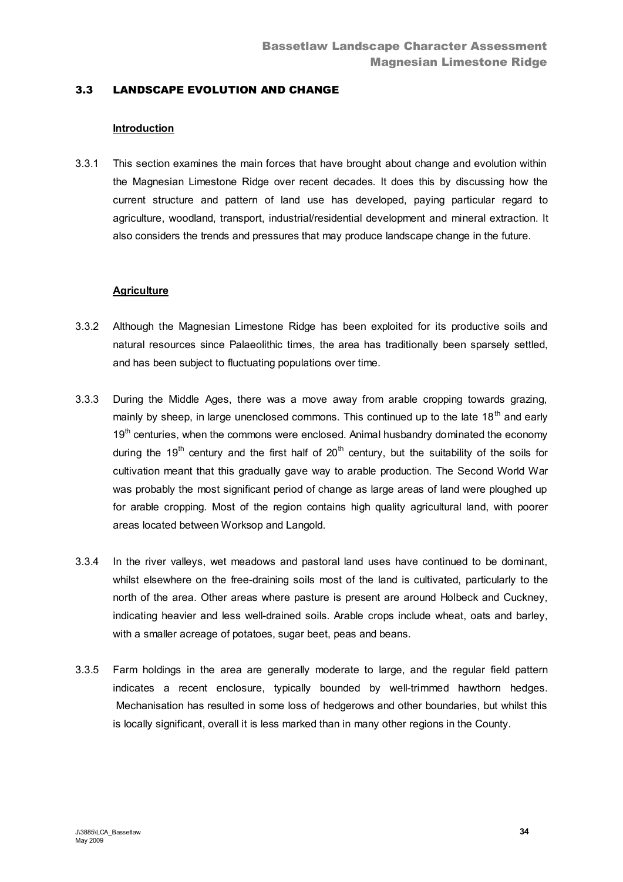### 3.3 LANDSCAPE EVOLUTION AND CHANGE

**Introduction**

3.3.1 This section examines the main forces that have brought about change and evolution within the Magnesian Limestone Ridge over recent decades. It does this by discussing how the current structure and pattern of land use has developed, paying particular regard to agriculture, woodland, transport, industrial/residential development and mineral extraction. It also considers the trends and pressures that may produce landscape change in the future.

**Agriculture**

3.3.2 Although the Magnesian Limestone Ridge has been exploited for its productive soils and natural resources since Palaeolithic times, the area has traditionally been sparsely settled, and has been subject to fluctuating populations over time.

3.3.3 During the Middle Ages, there was a move away from arable cropping towards grazing, mainly by sheep, in large unenclosed commons. This continued up to the late 18th and early 19th centuries, when the commons were enclosed. Animal husbandry dominated the economy during the 19th century and the first half of 20th century, but the suitability of the soils for cultivation meant that this gradually gave way to arable production. The Second World War was probably the most significant period of change as large areas of land were ploughed up for arable cropping. Most of the region contains high quality agricultural land, with poorer areas located between Worksop and Langold.

3.3.4 In the river valleys, wet meadows and pastoral land uses have continued to be dominant, whilst elsewhere on the free-draining soils most of the land is cultivated, particularly to the north of the area. Other areas where pasture is present are around Holbeck and Cuckney, indicating heavier and less well-drained soils. Arable crops include wheat, oats and barley, with a smaller acreage of potatoes, sugar beet, peas and beans.

3.3.5 Farm holdings in the area are generally moderate to large, and the regular field pattern indicates a recent enclosure, typically bounded by well-trimmed hawthorn hedges. Mechanisation has resulted in some loss of hedgerows and other boundaries, but whilst this is locally significant, overall it is less marked than in many other regions in the County.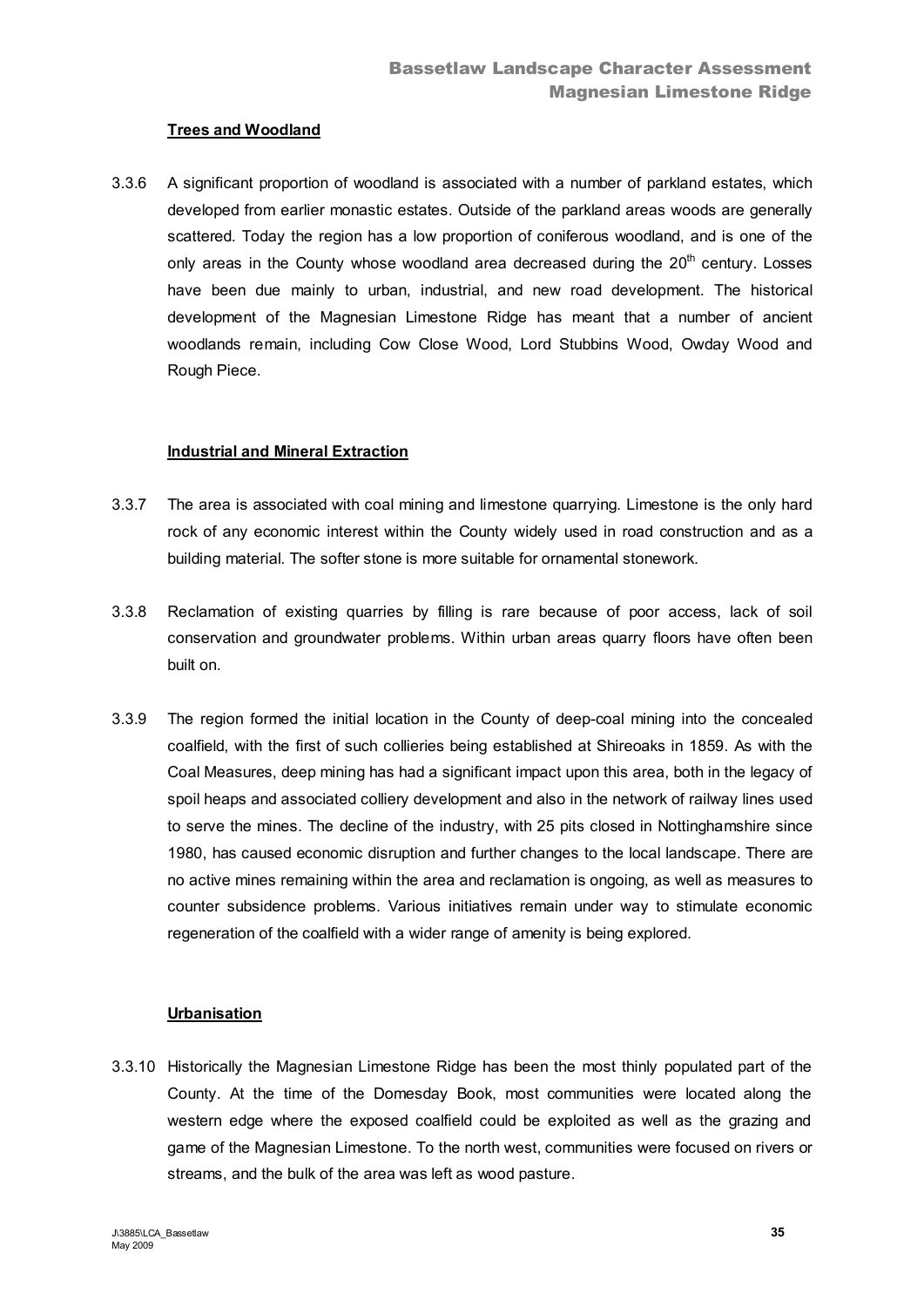### Trees and Woodland

3.3.6 A significant proportion of woodland is associated with a number of parkland estates, which developed from earlier monastic estates. Outside of the parkland areas woods are generally scattered. Today the region has a low proportion of coniferous woodland, and is one of the only areas in the County whose woodland area decreased during the 20th century. Losses have been due mainly to urban, industrial, and new road development. The historical development of the Magnesian Limestone Ridge has meant that a number of ancient woodlands remain, including Cow Close Wood, Lord Stubbins Wood, Owday Wood and Rough Piece.

### Industrial and Mineral Extraction

3.3.7 The area is associated with coal mining and limestone quarrying. Limestone is the only hard rock of any economic interest within the County widely used in road construction and as a building material. The softer stone is more suitable for ornamental stonework.

3.3.8 Reclamation of existing quarries by filling is rare because of poor access, lack of soil conservation and groundwater problems. Within urban areas quarry floors have often been built on.

3.3.9 The region formed the initial location in the County of deep-coal mining into the concealed coalfield, with the first of such collieries being established at Shireoaks in 1859. As with the Coal Measures, deep mining has had a significant impact upon this area, both in the legacy of spoil heaps and associated colliery development and also in the network of railway lines used to serve the mines. The decline of the industry, with 25 pits closed in Nottinghamshire since 1980, has caused economic disruption and further changes to the local landscape. There are no active mines remaining within the area and reclamation is ongoing, as well as measures to counter subsidence problems. Various initiatives remain under way to stimulate economic regeneration of the coalfield with a wider range of amenity is being explored.

### Urbanisation

3.3.10 Historically the Magnesian Limestone Ridge has been the most thinly populated part of the County. At the time of the Domesday Book, most communities were located along the western edge where the exposed coalfield could be exploited as well as the grazing and game of the Magnesian Limestone. To the north west, communities were focused on rivers or streams, and the bulk of the area was left as wood pasture.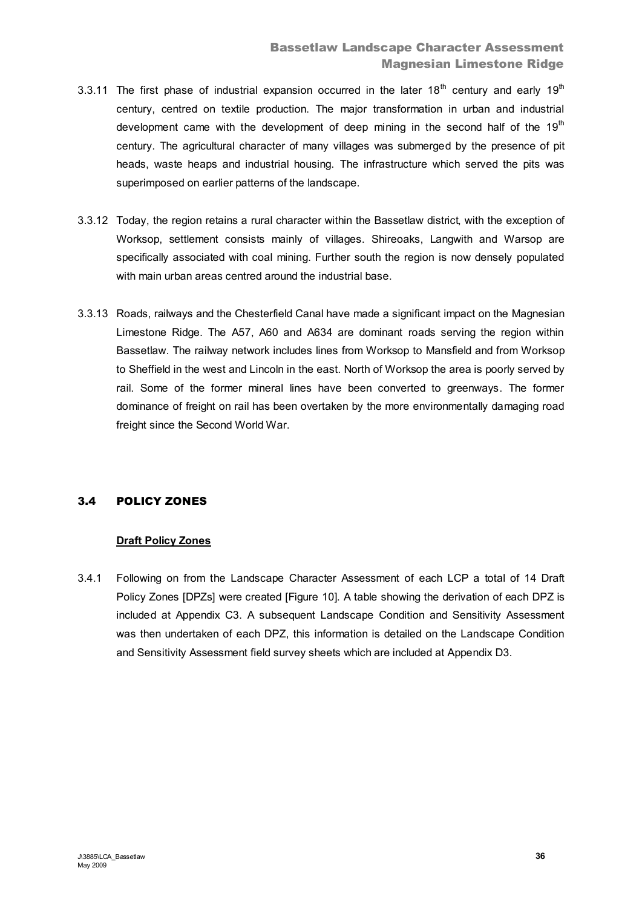3.3.11 The first phase of industrial expansion occurred in the later 18th century and early 19th century, centred on textile production. The major transformation in urban and industrial development came with the development of deep mining in the second half of the 19th century. The agricultural character of many villages was submerged by the presence of pit heads, waste heaps and industrial housing. The infrastructure which served the pits was superimposed on earlier patterns of the landscape.

3.3.12 Today, the region retains a rural character within the Bassetlaw district, with the exception of Worksop, settlement consists mainly of villages. Shireoaks, Langwith and Warsop are specifically associated with coal mining. Further south the region is now densely populated with main urban areas centred around the industrial base.

3.3.13 Roads, railways and the Chesterfield Canal have made a significant impact on the Magnesian Limestone Ridge. The A57, A60 and A634 are dominant roads serving the region within Bassetlaw. The railway network includes lines from Worksop to Mansfield and from Worksop to Sheffield in the west and Lincoln in the east. North of Worksop the area is poorly served by rail. Some of the former mineral lines have been converted to greenways. The former dominance of freight on rail has been overtaken by the more environmentally damaging road freight since the Second World War.

## 3.4 POLICY ZONES

**Draft Policy Zones**

3.4.1 Following on from the Landscape Character Assessment of each LCP a total of 14 Draft Policy Zones [DPZs] were created [Figure 10]. A table showing the derivation of each DPZ is included at Appendix C3. A subsequent Landscape Condition and Sensitivity Assessment was then undertaken of each DPZ, this information is detailed on the Landscape Condition and Sensitivity Assessment field survey sheets which are included at Appendix D3.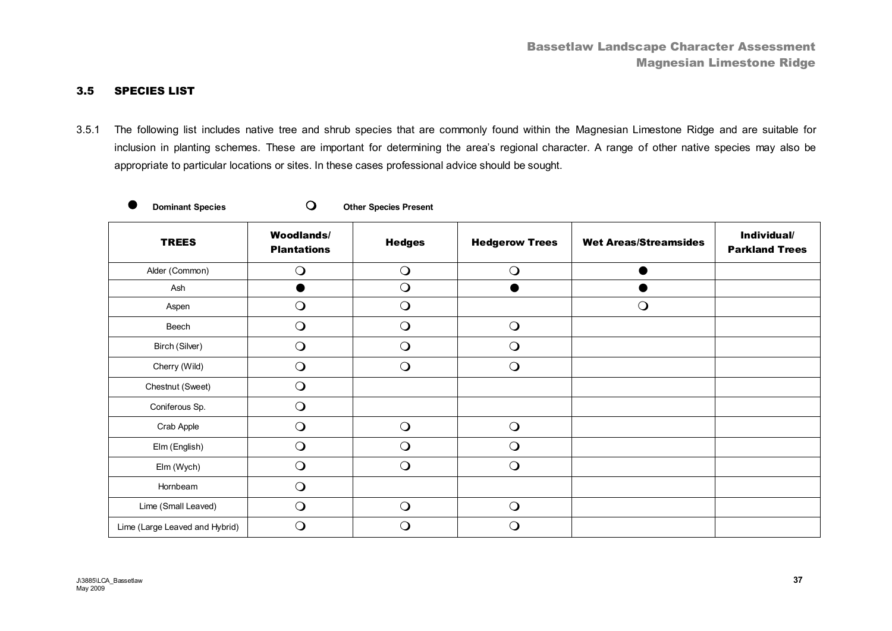### 3.5 SPECIES LIST

3.5.1 The following list includes native tree and shrub species that are commonly found within the Magnesian Limestone Ridge and are suitable for inclusion in planting schemes. These are important for determining the area's regional character. A range of other native species may also be appropriate to particular locations or sites. In these cases professional advice should be sought.

● **Dominant Species** ❍ **Other Species Present**

| TREES | Woodlands/ Plantations | Hedges | Hedgerow Trees | Wet Areas/Streamsides | Individual/ Parkland Trees |
|---|---|---|---|---|---|
| Alder (Common) | ❍ | ❍ | ❍ | ● | |
| Ash | ● | ❍ | ● | ● | |
| Aspen | ❍ | ❍ | | ❍ | |
| Beech | ❍ | ❍ | ❍ | | |
| Birch (Silver) | ❍ | ❍ | ❍ | | |
| Cherry (Wild) | ❍ | ❍ | ❍ | | |
| Chestnut (Sweet) | ❍ | | | | |
| Coniferous Sp. | ❍ | | | | |
| Crab Apple | ❍ | ❍ | ❍ | | |
| Elm (English) | ❍ | ❍ | ❍ | | |
| Elm (Wych) | ❍ | ❍ | ❍ | | |
| Hornbeam | ❍ | | | | |
| Lime (Small Leaved) | ❍ | ❍ | ❍ | | |
| Lime (Large Leaved and Hybrid) | ❍ | ❍ | ❍ | | |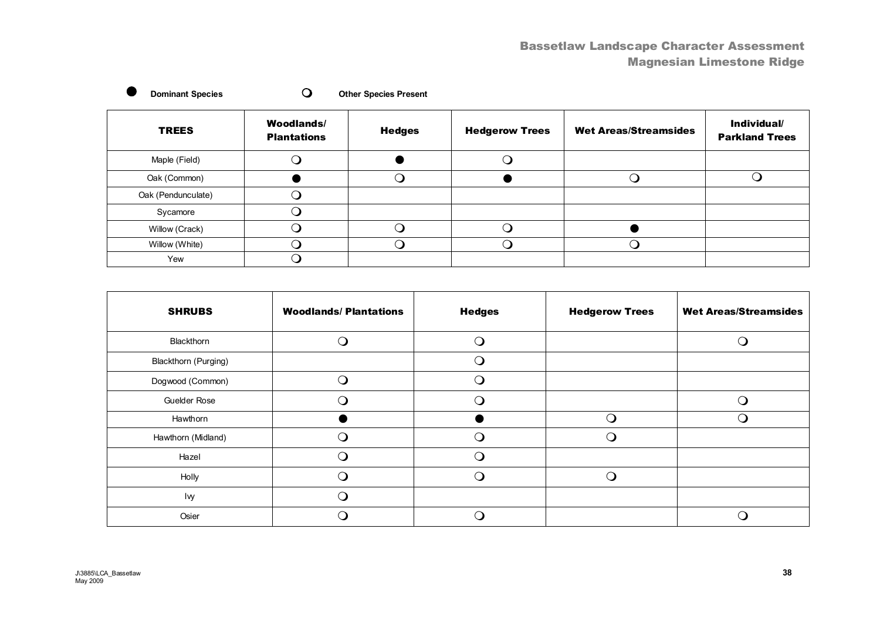● **Dominant Species** ❍ **Other Species Present**

| TREES | Woodlands/ Plantations | Hedges | Hedgerow Trees | Wet Areas/Streamsides | Individual/ Parkland Trees |
|---|---|---|---|---|---|
| Maple (Field) | ❍ | ● | ❍ | | |
| Oak (Common) | ● | ❍ | ● | ❍ | ❍ |
| Oak (Penduncualte) | ❍ | | | | |
| Sycamore | ❍ | | | | |
| Willow (Crack) | ❍ | ❍ | ❍ | ● | |
| Willow (White) | ❍ | ❍ | ❍ | ❍ | |
| Yew | ❍ | | | | |

| SHRUBS | Woodlands/ Plantations | Hedges | Hedgerow Trees | Wet Areas/Streamsides |
|---|---|---|---|---|
| Blackthorn | ❍ | ❍ | | ❍ |
| Blackthorn (Purging) | | ❍ | | |
| Dogwood (Common) | ❍ | ❍ | | |
| Guelder Rose | ❍ | ❍ | | ❍ |
| Hawthorn | ● | ● | ❍ | ❍ |
| Hawthorn (Midland) | ❍ | ❍ | ❍ | |
| Hazel | ❍ | ❍ | | |
| Holly | ❍ | ❍ | ❍ | |
| Ivy | ❍ | | | |
| Osier | ❍ | ❍ | | ❍ |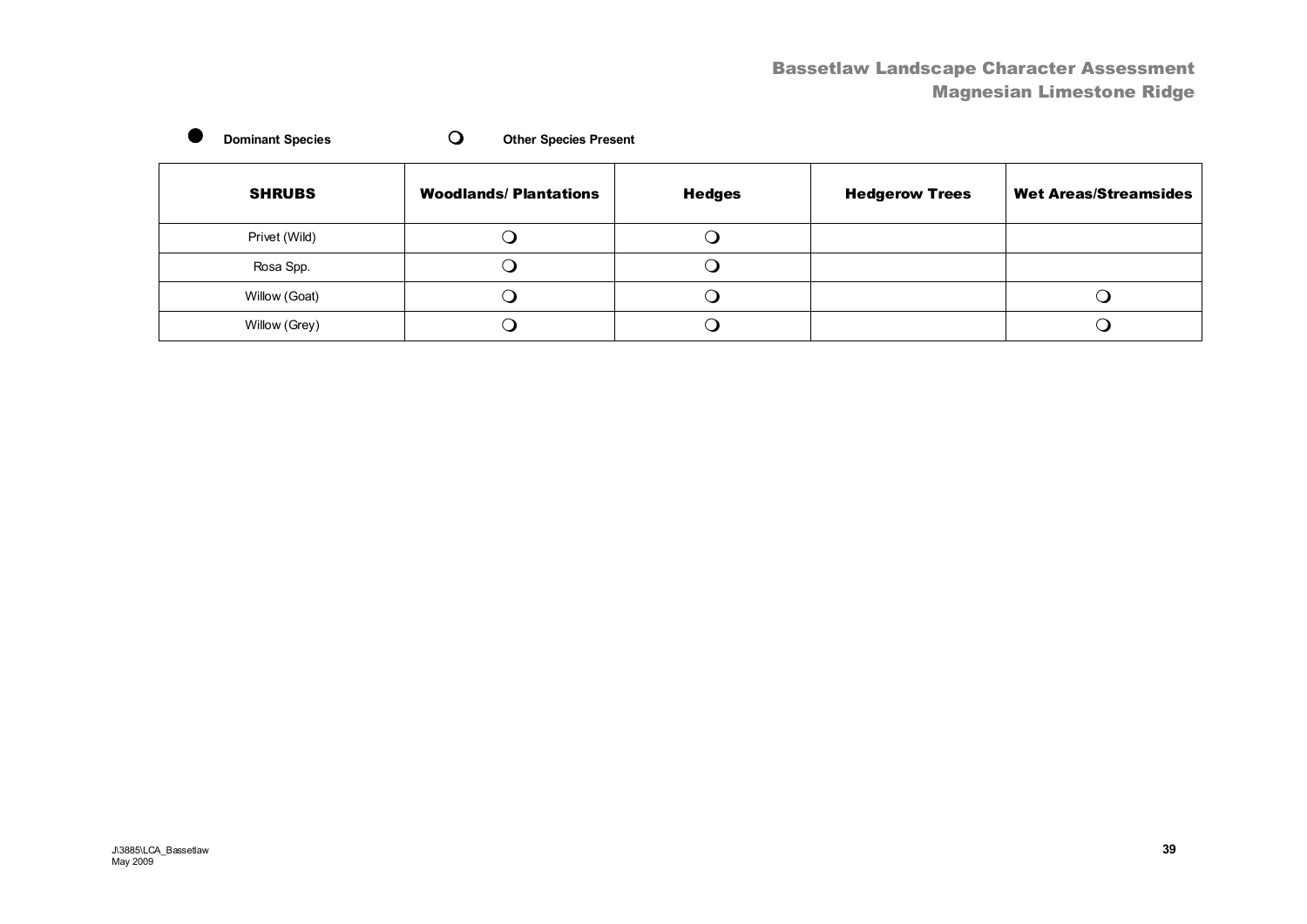● **Dominant Species** ❍ **Other Species Present**

| SHRUBS | Woodlands/ Plantations | Hedges | Hedgerow Trees | Wet Areas/Streamsides |
|---|---|---|---|---|
| Privet (Wild) | ❍ | ❍ | | |
| Rosa Spp. | ❍ | ❍ | | |
| Willow (Goat) | ❍ | ❍ | | ❍ |
| Willow (Grey) | ❍ | ❍ | | ❍ |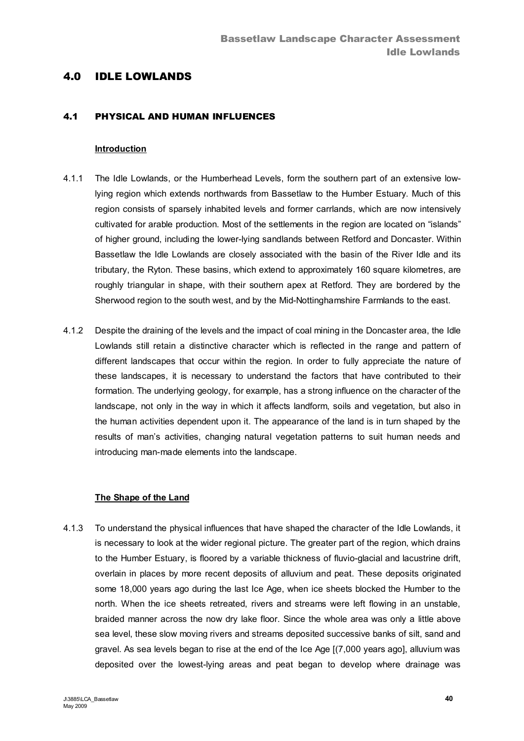# 4.0 IDLE LOWLANDS

## 4.1 PHYSICAL AND HUMAN INFLUENCES

### Introduction

4.1.1 The Idle Lowlands, or the Humberhead Levels, form the southern part of an extensive low-lying region which extends northwards from Bassetlaw to the Humber Estuary. Much of this region consists of sparsely inhabited levels and former carrlands, which are now intensively cultivated for arable production. Most of the settlements in the region are located on "islands" of higher ground, including the lower-lying sandlands between Retford and Doncaster. Within Bassetlaw the Idle Lowlands are closely associated with the basin of the River Idle and its tributary, the Ryton. These basins, which extend to approximately 160 square kilometres, are roughly triangular in shape, with their southern apex at Retford. They are bordered by the Sherwood region to the south west, and by the Mid-Nottinghamshire Farmlands to the east.

4.1.2 Despite the draining of the levels and the impact of coal mining in the Doncaster area, the Idle Lowlands still retain a distinctive character which is reflected in the range and pattern of different landscapes that occur within the region. In order to fully appreciate the nature of these landscapes, it is necessary to understand the factors that have contributed to their formation. The underlying geology, for example, has a strong influence on the character of the landscape, not only in the way in which it affects landform, soils and vegetation, but also in the human activities dependent upon it. The appearance of the land is in turn shaped by the results of man's activities, changing natural vegetation patterns to suit human needs and introducing man-made elements into the landscape.

### The Shape of the Land

4.1.3 To understand the physical influences that have shaped the character of the Idle Lowlands, it is necessary to look at the wider regional picture. The greater part of the region, which drains to the Humber Estuary, is floored by a variable thickness of fluvio-glacial and lacustrine drift, overlain in places by more recent deposits of alluvium and peat. These deposits originated some 18,000 years ago during the last Ice Age, when ice sheets blocked the Humber to the north. When the ice sheets retreated, rivers and streams were left flowing in an unstable, braided manner across the now dry lake floor. Since the whole area was only a little above sea level, these slow moving rivers and streams deposited successive banks of silt, sand and gravel. As sea levels began to rise at the end of the Ice Age [(7,000 years ago], alluvium was deposited over the lowest-lying areas and peat began to develop where drainage was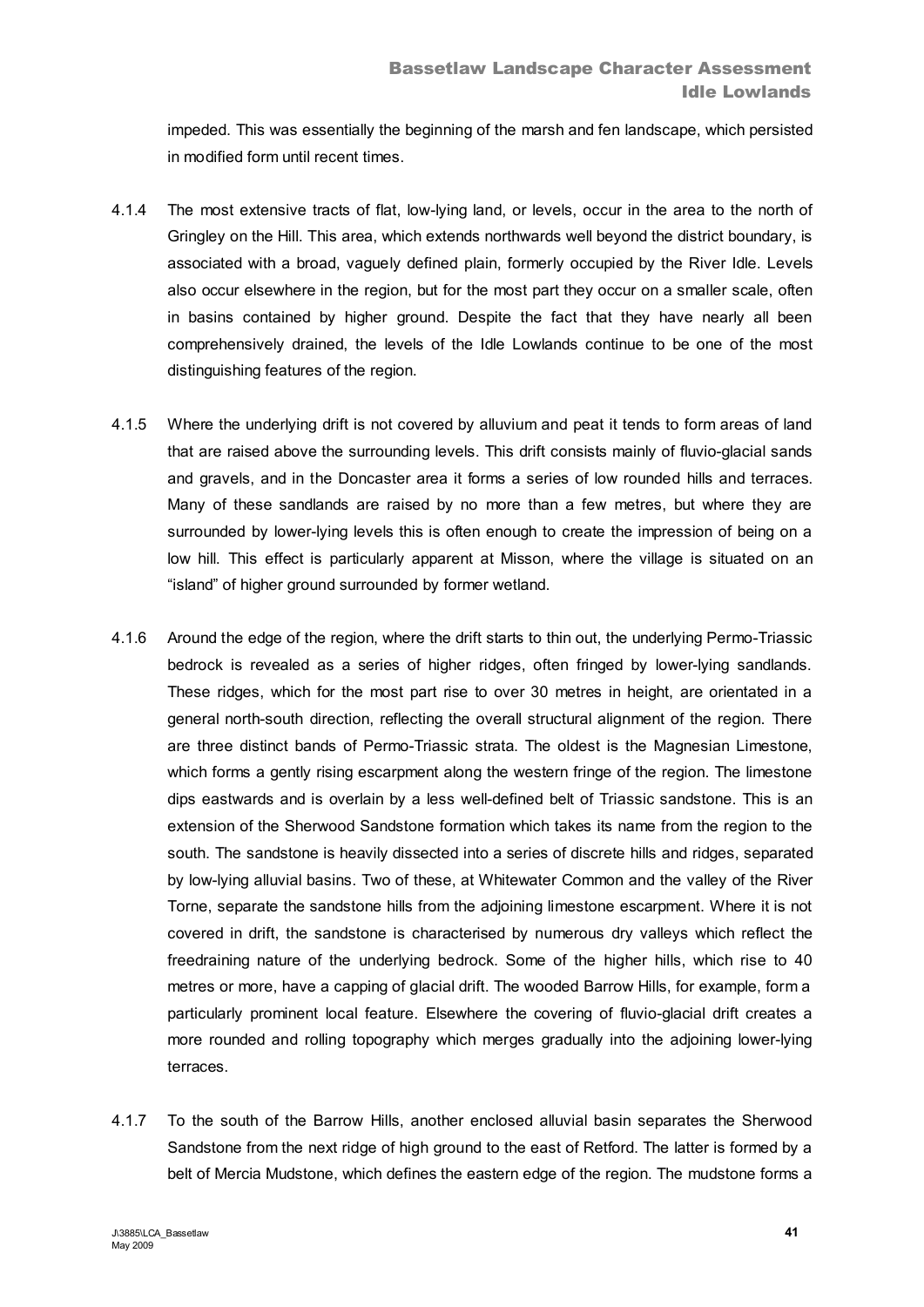impeded. This was essentially the beginning of the marsh and fen landscape, which persisted in modified form until recent times.

4.1.4 The most extensive tracts of flat, low-lying land, or levels, occur in the area to the north of Gringley on the Hill. This area, which extends northwards well beyond the district boundary, is associated with a broad, vaguely defined plain, formerly occupied by the River Idle. Levels also occur elsewhere in the region, but for the most part they occur on a smaller scale, often in basins contained by higher ground. Despite the fact that they have nearly all been comprehensively drained, the levels of the Idle Lowlands continue to be one of the most distinguishing features of the region.

4.1.5 Where the underlying drift is not covered by alluvium and peat it tends to form areas of land that are raised above the surrounding levels. This drift consists mainly of fluvio-glacial sands and gravels, and in the Doncaster area it forms a series of low rounded hills and terraces. Many of these sandlands are raised by no more than a few metres, but where they are surrounded by lower-lying levels this is often enough to create the impression of being on a low hill. This effect is particularly apparent at Misson, where the village is situated on an "island" of higher ground surrounded by former wetland.

4.1.6 Around the edge of the region, where the drift starts to thin out, the underlying Permo-Triassic bedrock is revealed as a series of higher ridges, often fringed by lower-lying sandlands. These ridges, which for the most part rise to over 30 metres in height, are orientated in a general north-south direction, reflecting the overall structural alignment of the region. There are three distinct bands of Permo-Triassic strata. The oldest is the Magnesian Limestone, which forms a gently rising escarpment along the western fringe of the region. The limestone dips eastwards and is overlain by a less well-defined belt of Triassic sandstone. This is an extension of the Sherwood Sandstone formation which takes its name from the region to the south. The sandstone is heavily dissected into a series of discrete hills and ridges, separated by low-lying alluvial basins. Two of these, at Whitewater Common and the valley of the River Torne, separate the sandstone hills from the adjoining limestone escarpment. Where it is not covered in drift, the sandstone is characterised by numerous dry valleys which reflect the freedraining nature of the underlying bedrock. Some of the higher hills, which rise to 40 metres or more, have a capping of glacial drift. The wooded Barrow Hills, for example, form a particularly prominent local feature. Elsewhere the covering of fluvio-glacial drift creates a more rounded and rolling topography which merges gradually into the adjoining lower-lying terraces.

4.1.7 To the south of the Barrow Hills, another enclosed alluvial basin separates the Sherwood Sandstone from the next ridge of high ground to the east of Retford. The latter is formed by a belt of Mercia Mudstone, which defines the eastern edge of the region. The mudstone forms a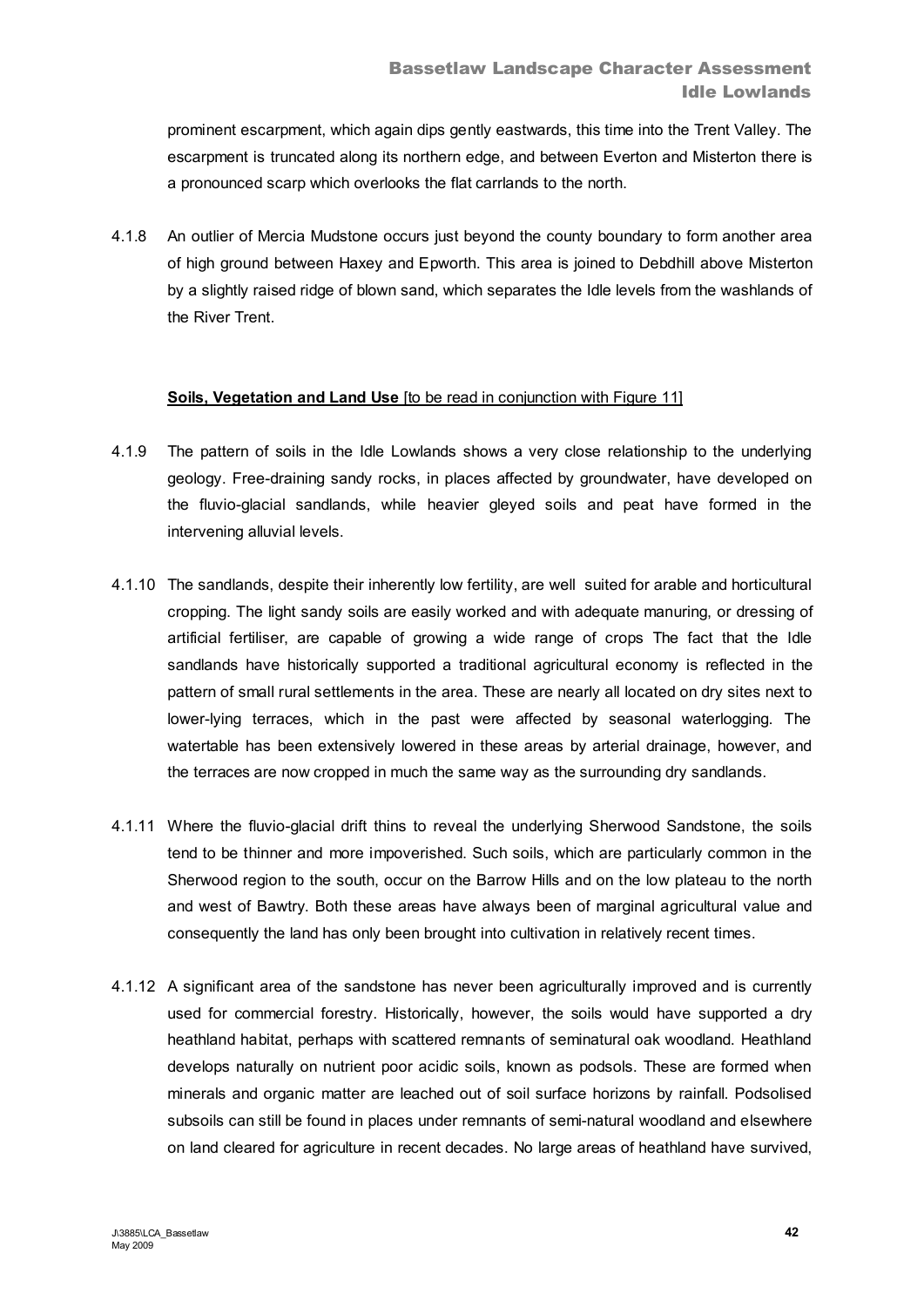prominent escarpment, which again dips gently eastwards, this time into the Trent Valley. The escarpment is truncated along its northern edge, and between Everton and Misterton there is a pronounced scarp which overlooks the flat carrlands to the north.

4.1.8 An outlier of Mercia Mudstone occurs just beyond the county boundary to form another area of high ground between Haxey and Epworth. This area is joined to Debdhill above Misterton by a slightly raised ridge of blown sand, which separates the Idle levels from the washlands of the River Trent.

**Soils, Vegetation and Land Use** [to be read in conjunction with Figure 11]

4.1.9 The pattern of soils in the Idle Lowlands shows a very close relationship to the underlying geology. Free-draining sandy rocks, in places affected by groundwater, have developed on the fluvio-glacial sandlands, while heavier gleyed soils and peat have formed in the intervening alluvial levels.

4.1.10 The sandlands, despite their inherently low fertility, are well suited for arable and horticultural cropping. The light sandy soils are easily worked and with adequate manuring, or dressing of artificial fertiliser, are capable of growing a wide range of crops The fact that the Idle sandlands have historically supported a traditional agricultural economy is reflected in the pattern of small rural settlements in the area. These are nearly all located on dry sites next to lower-lying terraces, which in the past were affected by seasonal waterlogging. The watertable has been extensively lowered in these areas by arterial drainage, however, and the terraces are now cropped in much the same way as the surrounding dry sandlands.

4.1.11 Where the fluvio-glacial drift thins to reveal the underlying Sherwood Sandstone, the soils tend to be thinner and more impoverished. Such soils, which are particularly common in the Sherwood region to the south, occur on the Barrow Hills and on the low plateau to the north and west of Bawtry. Both these areas have always been of marginal agricultural value and consequently the land has only been brought into cultivation in relatively recent times.

4.1.12 A significant area of the sandstone has never been agriculturally improved and is currently used for commercial forestry. Historically, however, the soils would have supported a dry heathland habitat, perhaps with scattered remnants of seminatural oak woodland. Heathland develops naturally on nutrient poor acidic soils, known as podsols. These are formed when minerals and organic matter are leached out of soil surface horizons by rainfall. Podsolised subsoils can still be found in places under remnants of semi-natural woodland and elsewhere on land cleared for agriculture in recent decades. No large areas of heathland have survived,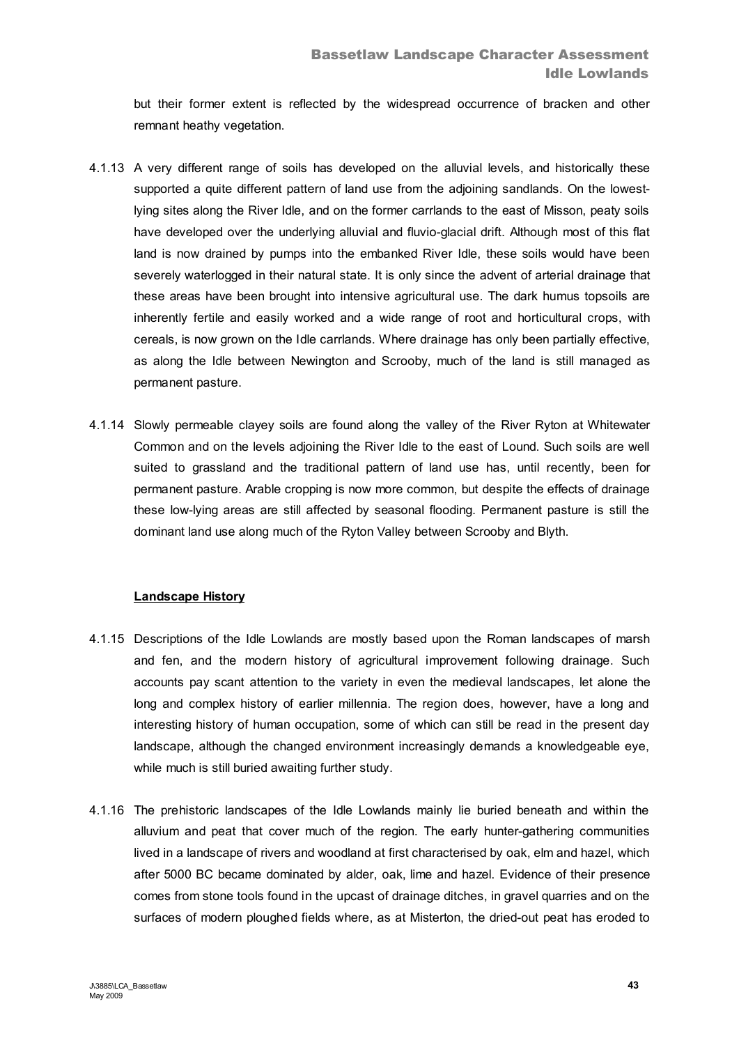but their former extent is reflected by the widespread occurrence of bracken and other remnant heathy vegetation.

4.1.13 A very different range of soils has developed on the alluvial levels, and historically these supported a quite different pattern of land use from the adjoining sandlands. On the lowest-lying sites along the River Idle, and on the former carrlands to the east of Misson, peaty soils have developed over the underlying alluvial and fluvio-glacial drift. Although most of this flat land is now drained by pumps into the embanked River Idle, these soils would have been severely waterlogged in their natural state. It is only since the advent of arterial drainage that these areas have been brought into intensive agricultural use. The dark humus topsoils are inherently fertile and easily worked and a wide range of root and horticultural crops, with cereals, is now grown on the Idle carrlands. Where drainage has only been partially effective, as along the Idle between Newington and Scrooby, much of the land is still managed as permanent pasture.

4.1.14 Slowly permeable clayey soils are found along the valley of the River Ryton at Whitewater Common and on the levels adjoining the River Idle to the east of Lound. Such soils are well suited to grassland and the traditional pattern of land use has, until recently, been for permanent pasture. Arable cropping is now more common, but despite the effects of drainage these low-lying areas are still affected by seasonal flooding. Permanent pasture is still the dominant land use along much of the Ryton Valley between Scrooby and Blyth.

**Landscape History**

4.1.15 Descriptions of the Idle Lowlands are mostly based upon the Roman landscapes of marsh and fen, and the modern history of agricultural improvement following drainage. Such accounts pay scant attention to the variety in even the medieval landscapes, let alone the long and complex history of earlier millennia. The region does, however, have a long and interesting history of human occupation, some of which can still be read in the present day landscape, although the changed environment increasingly demands a knowledgeable eye, while much is still buried awaiting further study.

4.1.16 The prehistoric landscapes of the Idle Lowlands mainly lie buried beneath and within the alluvium and peat that cover much of the region. The early hunter-gathering communities lived in a landscape of rivers and woodland at first characterised by oak, elm and hazel, which after 5000 BC became dominated by alder, oak, lime and hazel. Evidence of their presence comes from stone tools found in the upcast of drainage ditches, in gravel quarries and on the surfaces of modern ploughed fields where, as at Misterton, the dried-out peat has eroded to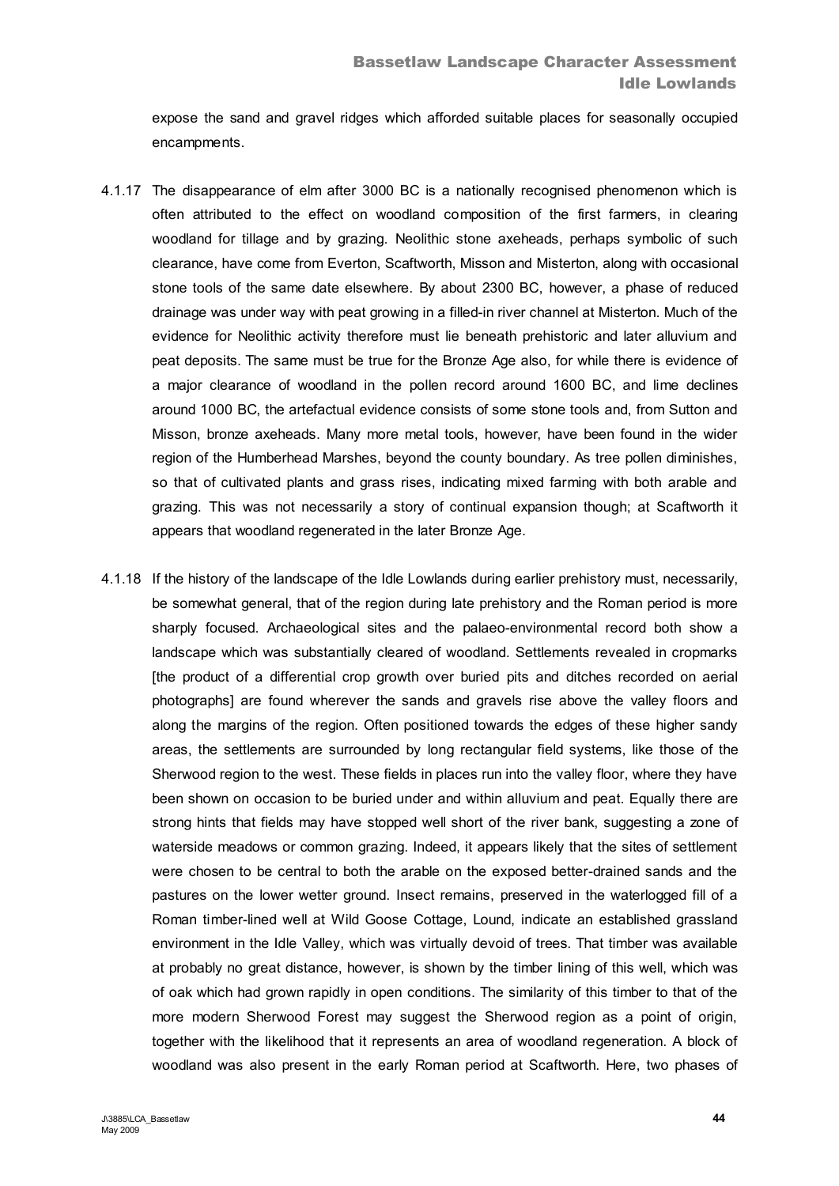expose the sand and gravel ridges which afforded suitable places for seasonally occupied encampments.

4.1.17 The disappearance of elm after 3000 BC is a nationally recognised phenomenon which is often attributed to the effect on woodland composition of the first farmers, in clearing woodland for tillage and by grazing. Neolithic stone axeheads, perhaps symbolic of such clearance, have come from Everton, Scaftworth, Misson and Misterton, along with occasional stone tools of the same date elsewhere. By about 2300 BC, however, a phase of reduced drainage was under way with peat growing in a filled-in river channel at Misterton. Much of the evidence for Neolithic activity therefore must lie beneath prehistoric and later alluvium and peat deposits. The same must be true for the Bronze Age also, for while there is evidence of a major clearance of woodland in the pollen record around 1600 BC, and lime declines around 1000 BC, the artefactual evidence consists of some stone tools and, from Sutton and Misson, bronze axeheads. Many more metal tools, however, have been found in the wider region of the Humberhead Marshes, beyond the county boundary. As tree pollen diminishes, so that of cultivated plants and grass rises, indicating mixed farming with both arable and grazing. This was not necessarily a story of continual expansion though; at Scaftworth it appears that woodland regenerated in the later Bronze Age.

4.1.18 If the history of the landscape of the Idle Lowlands during earlier prehistory must, necessarily, be somewhat general, that of the region during late prehistory and the Roman period is more sharply focused. Archaeological sites and the palaeo-environmental record both show a landscape which was substantially cleared of woodland. Settlements revealed in cropmarks [the product of a differential crop growth over buried pits and ditches recorded on aerial photographs] are found wherever the sands and gravels rise above the valley floors and along the margins of the region. Often positioned towards the edges of these higher sandy areas, the settlements are surrounded by long rectangular field systems, like those of the Sherwood region to the west. These fields in places run into the valley floor, where they have been shown on occasion to be buried under and within alluvium and peat. Equally there are strong hints that fields may have stopped well short of the river bank, suggesting a zone of waterside meadows or common grazing. Indeed, it appears likely that the sites of settlement were chosen to be central to both the arable on the exposed better-drained sands and the pastures on the lower wetter ground. Insect remains, preserved in the waterlogged fill of a Roman timber-lined well at Wild Goose Cottage, Lound, indicate an established grassland environment in the Idle Valley, which was virtually devoid of trees. That timber was available at probably no great distance, however, is shown by the timber lining of this well, which was of oak which had grown rapidly in open conditions. The similarity of this timber to that of the more modern Sherwood Forest may suggest the Sherwood region as a point of origin, together with the likelihood that it represents an area of woodland regeneration. A block of woodland was also present in the early Roman period at Scaftworth. Here, two phases of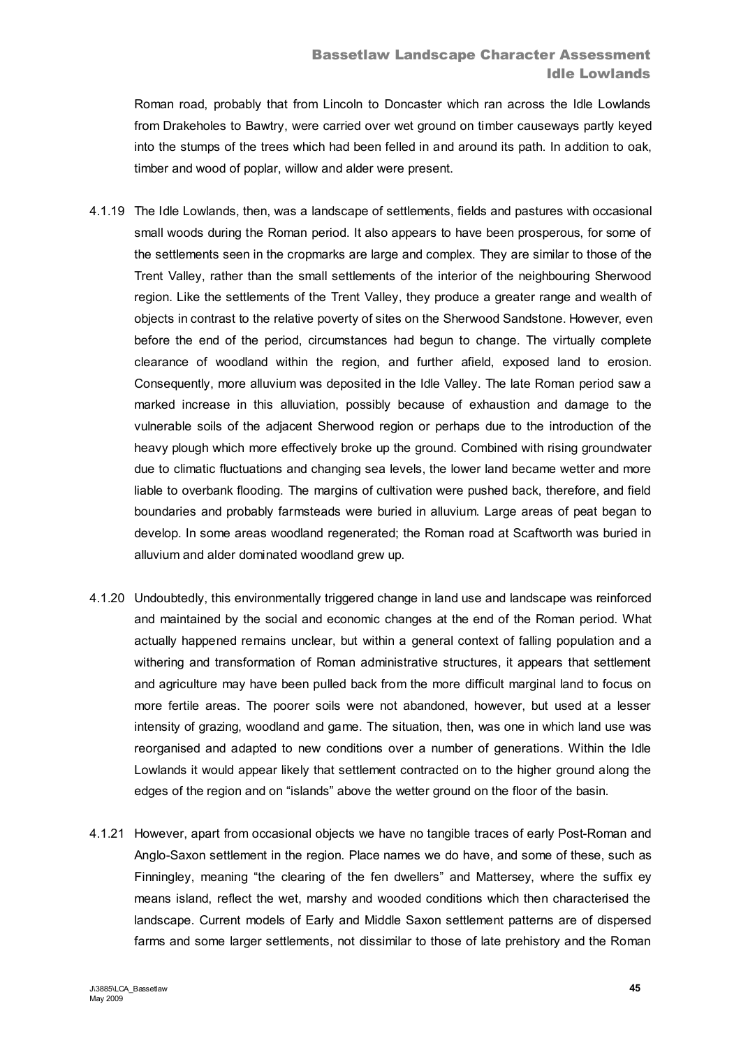Roman road, probably that from Lincoln to Doncaster which ran across the Idle Lowlands from Drakeholes to Bawtry, were carried over wet ground on timber causeways partly keyed into the stumps of the trees which had been felled in and around its path. In addition to oak, timber and wood of poplar, willow and alder were present.

4.1.19 The Idle Lowlands, then, was a landscape of settlements, fields and pastures with occasional small woods during the Roman period. It also appears to have been prosperous, for some of the settlements seen in the cropmarks are large and complex. They are similar to those of the Trent Valley, rather than the small settlements of the interior of the neighbouring Sherwood region. Like the settlements of the Trent Valley, they produce a greater range and wealth of objects in contrast to the relative poverty of sites on the Sherwood Sandstone. However, even before the end of the period, circumstances had begun to change. The virtually complete clearance of woodland within the region, and further afield, exposed land to erosion. Consequently, more alluvium was deposited in the Idle Valley. The late Roman period saw a marked increase in this alluviation, possibly because of exhaustion and damage to the vulnerable soils of the adjacent Sherwood region or perhaps due to the introduction of the heavy plough which more effectively broke up the ground. Combined with rising groundwater due to climatic fluctuations and changing sea levels, the lower land became wetter and more liable to overbank flooding. The margins of cultivation were pushed back, therefore, and field boundaries and probably farmsteads were buried in alluvium. Large areas of peat began to develop. In some areas woodland regenerated; the Roman road at Scaftworth was buried in alluvium and alder dominated woodland grew up.

4.1.20 Undoubtedly, this environmentally triggered change in land use and landscape was reinforced and maintained by the social and economic changes at the end of the Roman period. What actually happened remains unclear, but within a general context of falling population and a withering and transformation of Roman administrative structures, it appears that settlement and agriculture may have been pulled back from the more difficult marginal land to focus on more fertile areas. The poorer soils were not abandoned, however, but used at a lesser intensity of grazing, woodland and game. The situation, then, was one in which land use was reorganised and adapted to new conditions over a number of generations. Within the Idle Lowlands it would appear likely that settlement contracted on to the higher ground along the edges of the region and on "islands" above the wetter ground on the floor of the basin.

4.1.21 However, apart from occasional objects we have no tangible traces of early Post-Roman and Anglo-Saxon settlement in the region. Place names we do have, and some of these, such as Finningley, meaning "the clearing of the fen dwellers" and Mattersey, where the suffix ey means island, reflect the wet, marshy and wooded conditions which then characterised the landscape. Current models of Early and Middle Saxon settlement patterns are of dispersed farms and some larger settlements, not dissimilar to those of late prehistory and the Roman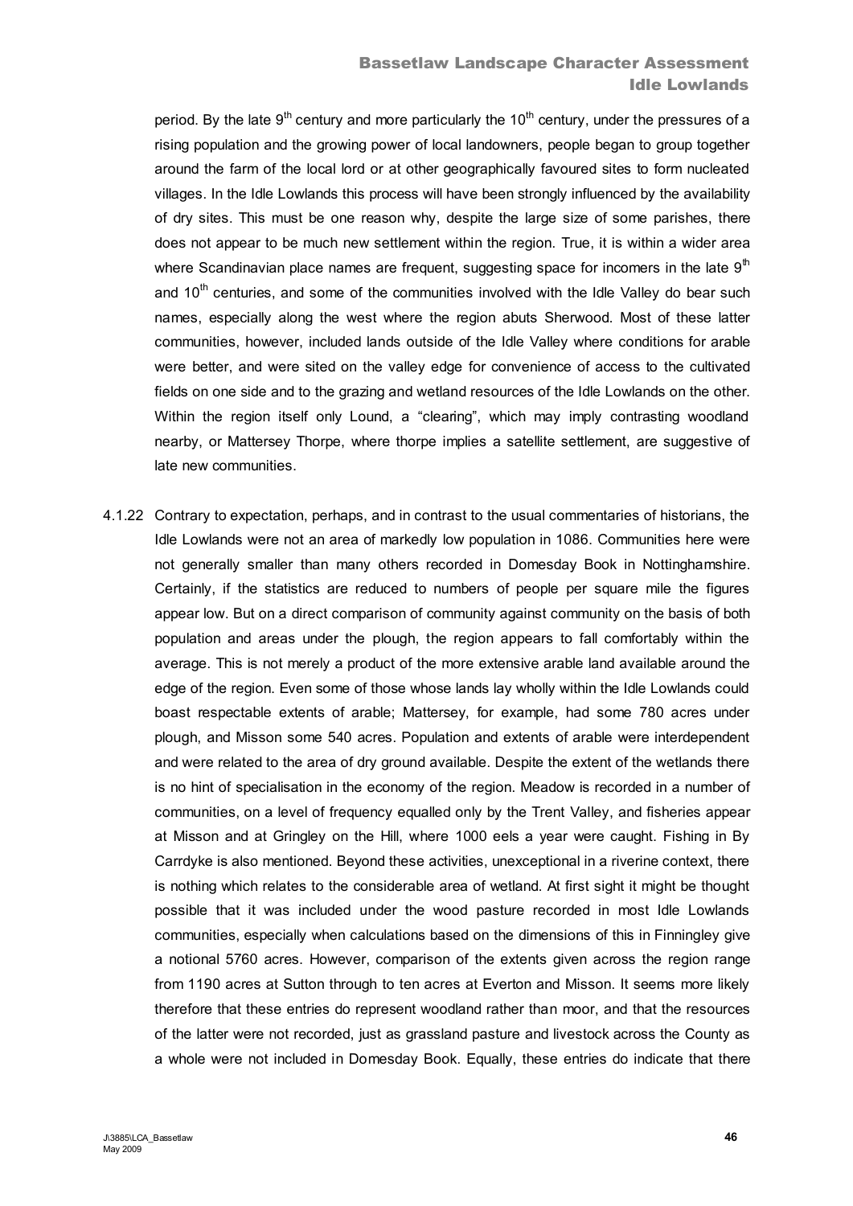period. By the late 9th century and more particularly the 10th century, under the pressures of a rising population and the growing power of local landowners, people began to group together around the farm of the local lord or at other geographically favoured sites to form nucleated villages. In the Idle Lowlands this process will have been strongly influenced by the availability of dry sites. This must be one reason why, despite the large size of some parishes, there does not appear to be much new settlement within the region. True, it is within a wider area where Scandinavian place names are frequent, suggesting space for incomers in the late 9th and 10th centuries, and some of the communities involved with the Idle Valley do bear such names, especially along the west where the region abuts Sherwood. Most of these latter communities, however, included lands outside of the Idle Valley where conditions for arable were better, and were sited on the valley edge for convenience of access to the cultivated fields on one side and to the grazing and wetland resources of the Idle Lowlands on the other. Within the region itself only Lound, a "clearing", which may imply contrasting woodland nearby, or Mattersey Thorpe, where thorpe implies a satellite settlement, are suggestive of late new communities.

4.1.22 Contrary to expectation, perhaps, and in contrast to the usual commentaries of historians, the Idle Lowlands were not an area of markedly low population in 1086. Communities here were not generally smaller than many others recorded in Domesday Book in Nottinghamshire. Certainly, if the statistics are reduced to numbers of people per square mile the figures appear low. But on a direct comparison of community against community on the basis of both population and areas under the plough, the region appears to fall comfortably within the average. This is not merely a product of the more extensive arable land available around the edge of the region. Even some of those whose lands lay wholly within the Idle Lowlands could boast respectable extents of arable; Mattersey, for example, had some 780 acres under plough, and Misson some 540 acres. Population and extents of arable were interdependent and were related to the area of dry ground available. Despite the extent of the wetlands there is no hint of specialisation in the economy of the region. Meadow is recorded in a number of communities, on a level of frequency equalled only by the Trent Valley, and fisheries appear at Misson and at Gringley on the Hill, where 1000 eels a year were caught. Fishing in By Carrdyke is also mentioned. Beyond these activities, unexceptional in a riverine context, there is nothing which relates to the considerable area of wetland. At first sight it might be thought possible that it was included under the wood pasture recorded in most Idle Lowlands communities, especially when calculations based on the dimensions of this in Finningley give a notional 5760 acres. However, comparison of the extents given across the region range from 1190 acres at Sutton through to ten acres at Everton and Misson. It seems more likely therefore that these entries do represent woodland rather than moor, and that the resources of the latter were not recorded, just as grassland pasture and livestock across the County as a whole were not included in Domesday Book. Equally, these entries do indicate that there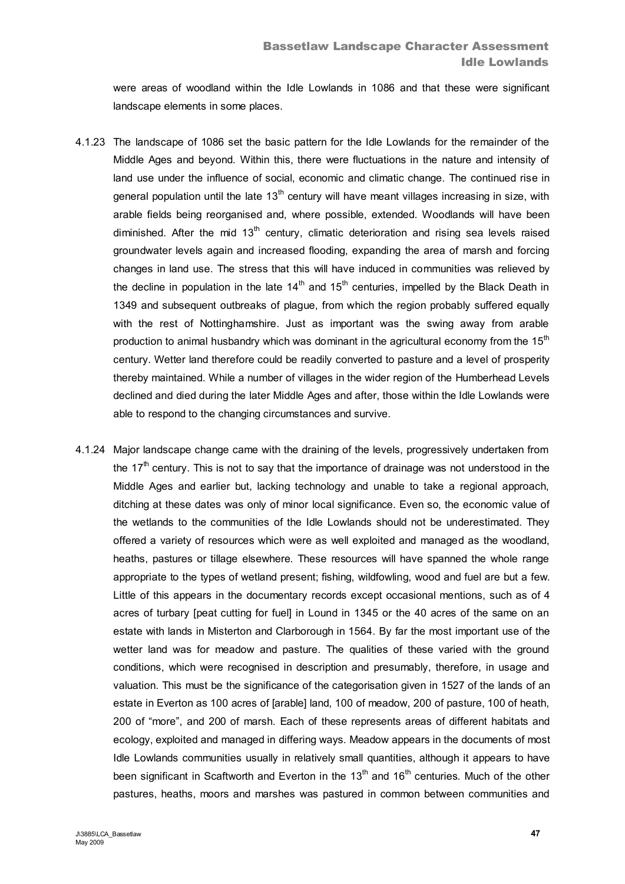were areas of woodland within the Idle Lowlands in 1086 and that these were significant landscape elements in some places.

4.1.23 The landscape of 1086 set the basic pattern for the Idle Lowlands for the remainder of the Middle Ages and beyond. Within this, there were fluctuations in the nature and intensity of land use under the influence of social, economic and climatic change. The continued rise in general population until the late 13th century will have meant villages increasing in size, with arable fields being reorganised and, where possible, extended. Woodlands will have been diminished. After the mid 13th century, climatic deterioration and rising sea levels raised groundwater levels again and increased flooding, expanding the area of marsh and forcing changes in land use. The stress that this will have induced in communities was relieved by the decline in population in the late 14th and 15th centuries, impelled by the Black Death in 1349 and subsequent outbreaks of plague, from which the region probably suffered equally with the rest of Nottinghamshire. Just as important was the swing away from arable production to animal husbandry which was dominant in the agricultural economy from the 15th century. Wetter land therefore could be readily converted to pasture and a level of prosperity thereby maintained. While a number of villages in the wider region of the Humberhead Levels declined and died during the later Middle Ages and after, those within the Idle Lowlands were able to respond to the changing circumstances and survive.

4.1.24 Major landscape change came with the draining of the levels, progressively undertaken from the 17th century. This is not to say that the importance of drainage was not understood in the Middle Ages and earlier but, lacking technology and unable to take a regional approach, ditching at these dates was only of minor local significance. Even so, the economic value of the wetlands to the communities of the Idle Lowlands should not be underestimated. They offered a variety of resources which were as well exploited and managed as the woodland, heaths, pastures or tillage elsewhere. These resources will have spanned the whole range appropriate to the types of wetland present; fishing, wildfowling, wood and fuel are but a few. Little of this appears in the documentary records except occasional mentions, such as of 4 acres of turbary [peat cutting for fuel] in Lound in 1345 or the 40 acres of the same on an estate with lands in Misterton and Clarborough in 1564. By far the most important use of the wetter land was for meadow and pasture. The qualities of these varied with the ground conditions, which were recognised in description and presumably, therefore, in usage and valuation. This must be the significance of the categorisation given in 1527 of the lands of an estate in Everton as 100 acres of [arable] land, 100 of meadow, 200 of pasture, 100 of heath, 200 of "more", and 200 of marsh. Each of these represents areas of different habitats and ecology, exploited and managed in differing ways. Meadow appears in the documents of most Idle Lowlands communities usually in relatively small quantities, although it appears to have been significant in Scaftworth and Everton in the 13th and 16th centuries. Much of the other pastures, heaths, moors and marshes was pastured in common between communities and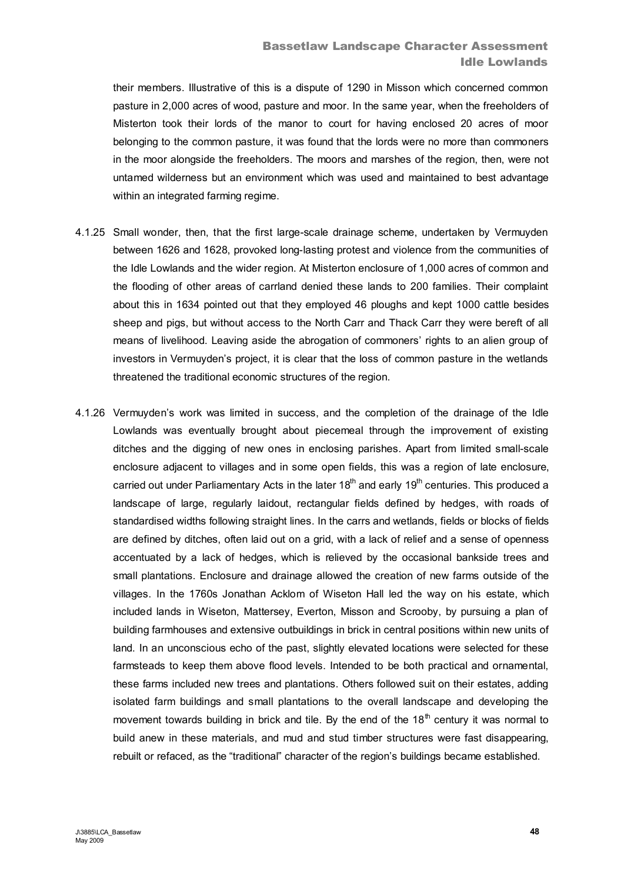their members. Illustrative of this is a dispute of 1290 in Misson which concerned common pasture in 2,000 acres of wood, pasture and moor. In the same year, when the freeholders of Misterton took their lords of the manor to court for having enclosed 20 acres of moor belonging to the common pasture, it was found that the lords were no more than commoners in the moor alongside the freeholders. The moors and marshes of the region, then, were not untamed wilderness but an environment which was used and maintained to best advantage within an integrated farming regime.

4.1.25 Small wonder, then, that the first large-scale drainage scheme, undertaken by Vermuyden between 1626 and 1628, provoked long-lasting protest and violence from the communities of the Idle Lowlands and the wider region. At Misterton enclosure of 1,000 acres of common and the flooding of other areas of carrland denied these lands to 200 families. Their complaint about this in 1634 pointed out that they employed 46 ploughs and kept 1000 cattle besides sheep and pigs, but without access to the North Carr and Thack Carr they were bereft of all means of livelihood. Leaving aside the abrogation of commoners' rights to an alien group of investors in Vermuyden's project, it is clear that the loss of common pasture in the wetlands threatened the traditional economic structures of the region.

4.1.26 Vermuyden's work was limited in success, and the completion of the drainage of the Idle Lowlands was eventually brought about piecemeal through the improvement of existing ditches and the digging of new ones in enclosing parishes. Apart from limited small-scale enclosure adjacent to villages and in some open fields, this was a region of late enclosure, carried out under Parliamentary Acts in the later 18th and early 19th centuries. This produced a landscape of large, regularly laidout, rectangular fields defined by hedges, with roads of standardised widths following straight lines. In the carrs and wetlands, fields or blocks of fields are defined by ditches, often laid out on a grid, with a lack of relief and a sense of openness accentuated by a lack of hedges, which is relieved by the occasional bankside trees and small plantations. Enclosure and drainage allowed the creation of new farms outside of the villages. In the 1760s Jonathan Acklom of Wiseton Hall led the way on his estate, which included lands in Wiseton, Mattersey, Everton, Misson and Scrooby, by pursuing a plan of building farmhouses and extensive outbuildings in brick in central positions within new units of land. In an unconscious echo of the past, slightly elevated locations were selected for these farmsteads to keep them above flood levels. Intended to be both practical and ornamental, these farms included new trees and plantations. Others followed suit on their estates, adding isolated farm buildings and small plantations to the overall landscape and developing the movement towards building in brick and tile. By the end of the 18th century it was normal to build anew in these materials, and mud and stud timber structures were fast disappearing, rebuilt or refaced, as the "traditional" character of the region's buildings became established.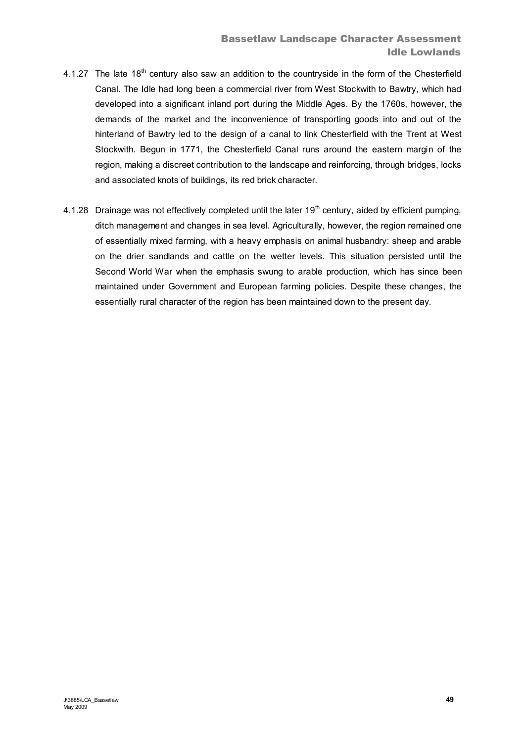4.1.27 The late 18th century also saw an addition to the countryside in the form of the Chesterfield Canal. The Idle had long been a commercial river from West Stockwith to Bawtry, which had developed into a significant inland port during the Middle Ages. By the 1760s, however, the demands of the market and the inconvenience of transporting goods into and out of the hinterland of Bawtry led to the design of a canal to link Chesterfield with the Trent at West Stockwith. Begun in 1771, the Chesterfield Canal runs around the eastern margin of the region, making a discreet contribution to the landscape and reinforcing, through bridges, locks and associated knots of buildings, its red brick character.

4.1.28 Drainage was not effectively completed until the later 19th century, aided by efficient pumping, ditch management and changes in sea level. Agriculturally, however, the region remained one of essentially mixed farming, with a heavy emphasis on animal husbandry: sheep and arable on the drier sandlands and cattle on the wetter levels. This situation persisted until the Second World War when the emphasis swung to arable production, which has since been maintained under Government and European farming policies. Despite these changes, the essentially rural character of the region has been maintained down to the present day.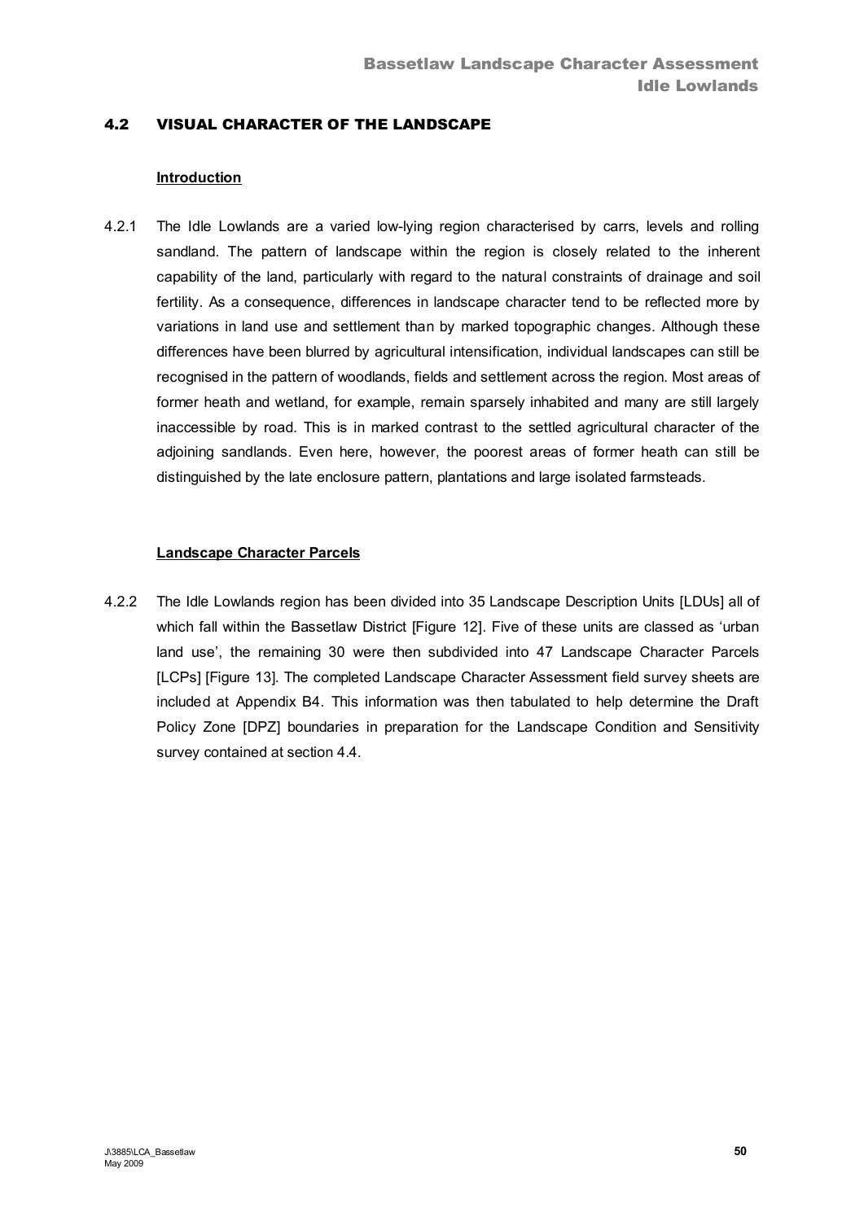## 4.2 VISUAL CHARACTER OF THE LANDSCAPE

### Introduction

4.2.1 The Idle Lowlands are a varied low-lying region characterised by carrs, levels and rolling sandland. The pattern of landscape within the region is closely related to the inherent capability of the land, particularly with regard to the natural constraints of drainage and soil fertility. As a consequence, differences in landscape character tend to be reflected more by variations in land use and settlement than by marked topographic changes. Although these differences have been blurred by agricultural intensification, individual landscapes can still be recognised in the pattern of woodlands, fields and settlement across the region. Most areas of former heath and wetland, for example, remain sparsely inhabited and many are still largely inaccessible by road. This is in marked contrast to the settled agricultural character of the adjoining sandlands. Even here, however, the poorest areas of former heath can still be distinguished by the late enclosure pattern, plantations and large isolated farmsteads.

### Landscape Character Parcels

4.2.2 The Idle Lowlands region has been divided into 35 Landscape Description Units [LDUs] all of which fall within the Bassetlaw District [Figure 12]. Five of these units are classed as 'urban land use', the remaining 30 were then subdivided into 47 Landscape Character Parcels [LCPs] [Figure 13]. The completed Landscape Character Assessment field survey sheets are included at Appendix B4. This information was then tabulated to help determine the Draft Policy Zone [DPZ] boundaries in preparation for the Landscape Condition and Sensitivity survey contained at section 4.4.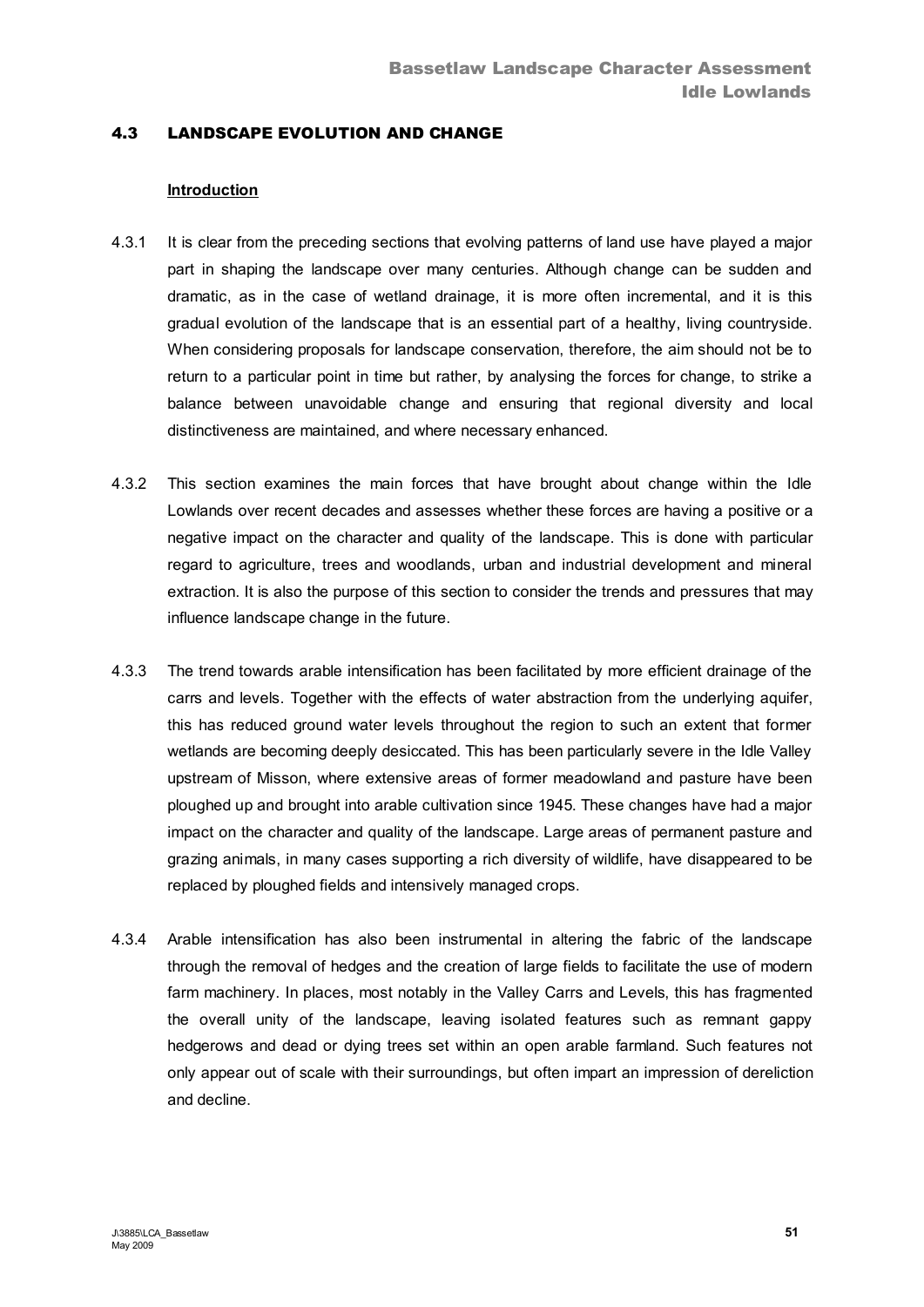## 4.3 LANDSCAPE EVOLUTION AND CHANGE

**Introduction**

4.3.1 It is clear from the preceding sections that evolving patterns of land use have played a major part in shaping the landscape over many centuries. Although change can be sudden and dramatic, as in the case of wetland drainage, it is more often incremental, and it is this gradual evolution of the landscape that is an essential part of a healthy, living countryside. When considering proposals for landscape conservation, therefore, the aim should not be to return to a particular point in time but rather, by analysing the forces for change, to strike a balance between unavoidable change and ensuring that regional diversity and local distinctiveness are maintained, and where necessary enhanced.

4.3.2 This section examines the main forces that have brought about change within the Idle Lowlands over recent decades and assesses whether these forces are having a positive or a negative impact on the character and quality of the landscape. This is done with particular regard to agriculture, trees and woodlands, urban and industrial development and mineral extraction. It is also the purpose of this section to consider the trends and pressures that may influence landscape change in the future.

4.3.3 The trend towards arable intensification has been facilitated by more efficient drainage of the carrs and levels. Together with the effects of water abstraction from the underlying aquifer, this has reduced ground water levels throughout the region to such an extent that former wetlands are becoming deeply desiccated. This has been particularly severe in the Idle Valley upstream of Misson, where extensive areas of former meadowland and pasture have been ploughed up and brought into arable cultivation since 1945. These changes have had a major impact on the character and quality of the landscape. Large areas of permanent pasture and grazing animals, in many cases supporting a rich diversity of wildlife, have disappeared to be replaced by ploughed fields and intensively managed crops.

4.3.4 Arable intensification has also been instrumental in altering the fabric of the landscape through the removal of hedges and the creation of large fields to facilitate the use of modern farm machinery. In places, most notably in the Valley Carrs and Levels, this has fragmented the overall unity of the landscape, leaving isolated features such as remnant gappy hedgerows and dead or dying trees set within an open arable farmland. Such features not only appear out of scale with their surroundings, but often impart an impression of dereliction and decline.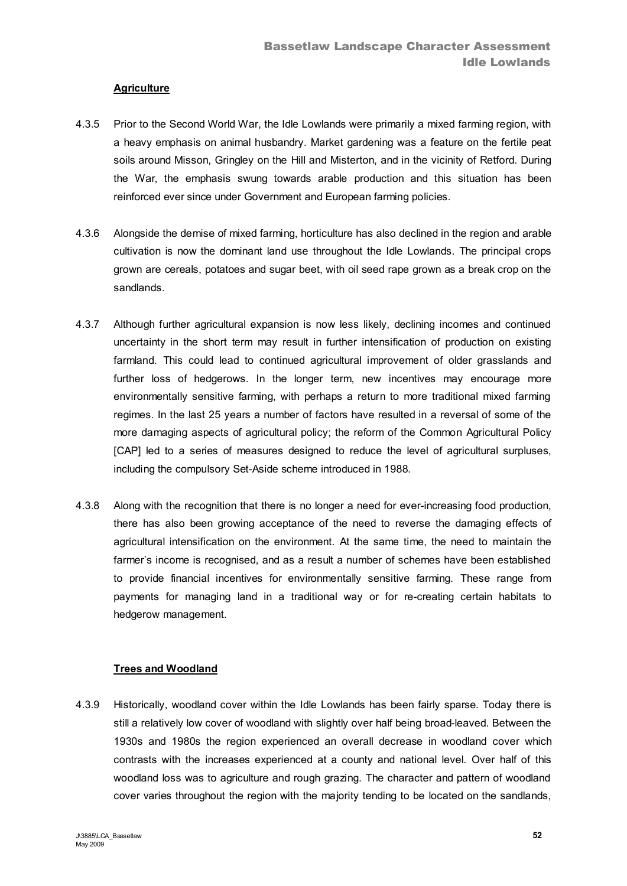**Agriculture**

4.3.5 Prior to the Second World War, the Idle Lowlands were primarily a mixed farming region, with a heavy emphasis on animal husbandry. Market gardening was a feature on the fertile peat soils around Misson, Gringley on the Hill and Misterton, and in the vicinity of Retford. During the War, the emphasis swung towards arable production and this situation has been reinforced ever since under Government and European farming policies.

4.3.6 Alongside the demise of mixed farming, horticulture has also declined in the region and arable cultivation is now the dominant land use throughout the Idle Lowlands. The principal crops grown are cereals, potatoes and sugar beet, with oil seed rape grown as a break crop on the sandlands.

4.3.7 Although further agricultural expansion is now less likely, declining incomes and continued uncertainty in the short term may result in further intensification of production on existing farmland. This could lead to continued agricultural improvement of older grasslands and further loss of hedgerows. In the longer term, new incentives may encourage more environmentally sensitive farming, with perhaps a return to more traditional mixed farming regimes. In the last 25 years a number of factors have resulted in a reversal of some of the more damaging aspects of agricultural policy; the reform of the Common Agricultural Policy [CAP] led to a series of measures designed to reduce the level of agricultural surpluses, including the compulsory Set-Aside scheme introduced in 1988.

4.3.8 Along with the recognition that there is no longer a need for ever-increasing food production, there has also been growing acceptance of the need to reverse the damaging effects of agricultural intensification on the environment. At the same time, the need to maintain the farmer's income is recognised, and as a result a number of schemes have been established to provide financial incentives for environmentally sensitive farming. These range from payments for managing land in a traditional way or for re-creating certain habitats to hedgerow management.

**Trees and Woodland**

4.3.9 Historically, woodland cover within the Idle Lowlands has been fairly sparse. Today there is still a relatively low cover of woodland with slightly over half being broad-leaved. Between the 1930s and 1980s the region experienced an overall decrease in woodland cover which contrasts with the increases experienced at a county and national level. Over half of this woodland loss was to agriculture and rough grazing. The character and pattern of woodland cover varies throughout the region with the majority tending to be located on the sandlands,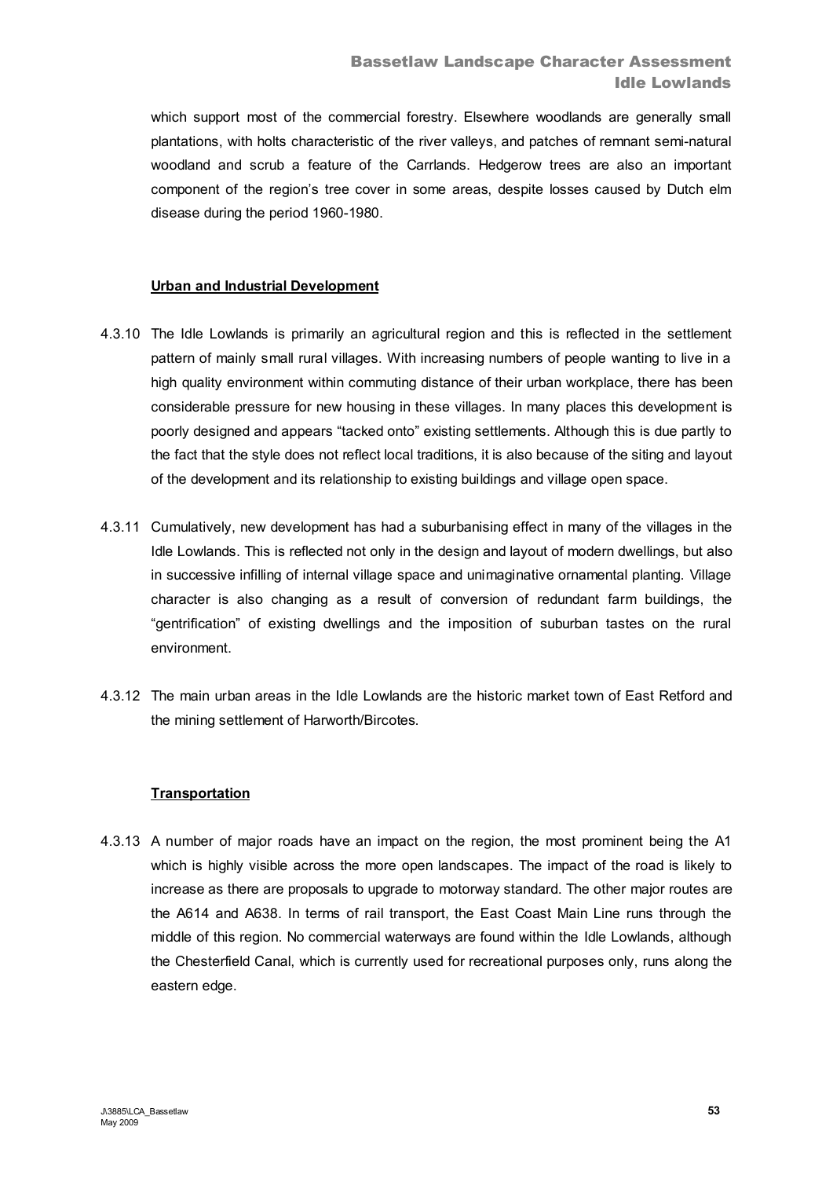which support most of the commercial forestry. Elsewhere woodlands are generally small plantations, with holts characteristic of the river valleys, and patches of remnant semi-natural woodland and scrub a feature of the Carrlands. Hedgerow trees are also an important component of the region's tree cover in some areas, despite losses caused by Dutch elm disease during the period 1960-1980.

**Urban and Industrial Development**

4.3.10 The Idle Lowlands is primarily an agricultural region and this is reflected in the settlement pattern of mainly small rural villages. With increasing numbers of people wanting to live in a high quality environment within commuting distance of their urban workplace, there has been considerable pressure for new housing in these villages. In many places this development is poorly designed and appears "tacked onto" existing settlements. Although this is due partly to the fact that the style does not reflect local traditions, it is also because of the siting and layout of the development and its relationship to existing buildings and village open space.

4.3.11 Cumulatively, new development has had a suburbanising effect in many of the villages in the Idle Lowlands. This is reflected not only in the design and layout of modern dwellings, but also in successive infilling of internal village space and unimaginative ornamental planting. Village character is also changing as a result of conversion of redundant farm buildings, the "gentrification" of existing dwellings and the imposition of suburban tastes on the rural environment.

4.3.12 The main urban areas in the Idle Lowlands are the historic market town of East Retford and the mining settlement of Harworth/Bircotes.

**Transportation**

4.3.13 A number of major roads have an impact on the region, the most prominent being the A1 which is highly visible across the more open landscapes. The impact of the road is likely to increase as there are proposals to upgrade to motorway standard. The other major routes are the A614 and A638. In terms of rail transport, the East Coast Main Line runs through the middle of this region. No commercial waterways are found within the Idle Lowlands, although the Chesterfield Canal, which is currently used for recreational purposes only, runs along the eastern edge.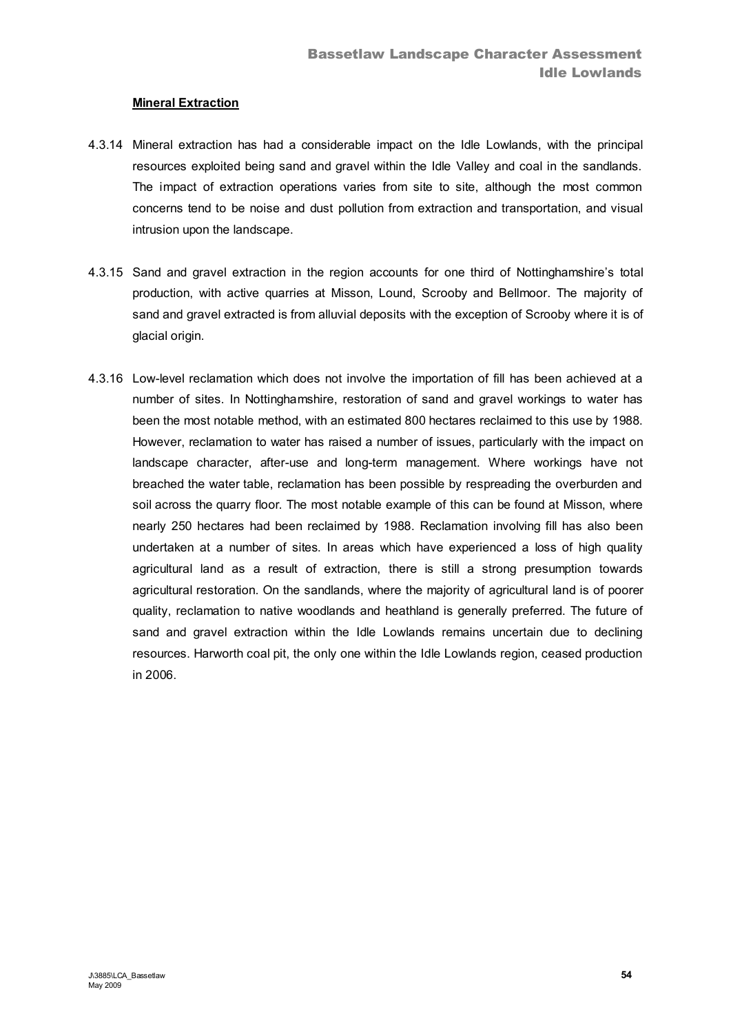**Mineral Extraction**

4.3.14 Mineral extraction has had a considerable impact on the Idle Lowlands, with the principal resources exploited being sand and gravel within the Idle Valley and coal in the sandlands. The impact of extraction operations varies from site to site, although the most common concerns tend to be noise and dust pollution from extraction and transportation, and visual intrusion upon the landscape.

4.3.15 Sand and gravel extraction in the region accounts for one third of Nottinghamshire's total production, with active quarries at Misson, Lound, Scrooby and Bellmoor. The majority of sand and gravel extracted is from alluvial deposits with the exception of Scrooby where it is of glacial origin.

4.3.16 Low-level reclamation which does not involve the importation of fill has been achieved at a number of sites. In Nottinghamshire, restoration of sand and gravel workings to water has been the most notable method, with an estimated 800 hectares reclaimed to this use by 1988. However, reclamation to water has raised a number of issues, particularly with the impact on landscape character, after-use and long-term management. Where workings have not breached the water table, reclamation has been possible by respreading the overburden and soil across the quarry floor. The most notable example of this can be found at Misson, where nearly 250 hectares had been reclaimed by 1988. Reclamation involving fill has also been undertaken at a number of sites. In areas which have experienced a loss of high quality agricultural land as a result of extraction, there is still a strong presumption towards agricultural restoration. On the sandlands, where the majority of agricultural land is of poorer quality, reclamation to native woodlands and heathland is generally preferred. The future of sand and gravel extraction within the Idle Lowlands remains uncertain due to declining resources. Harworth coal pit, the only one within the Idle Lowlands region, ceased production in 2006.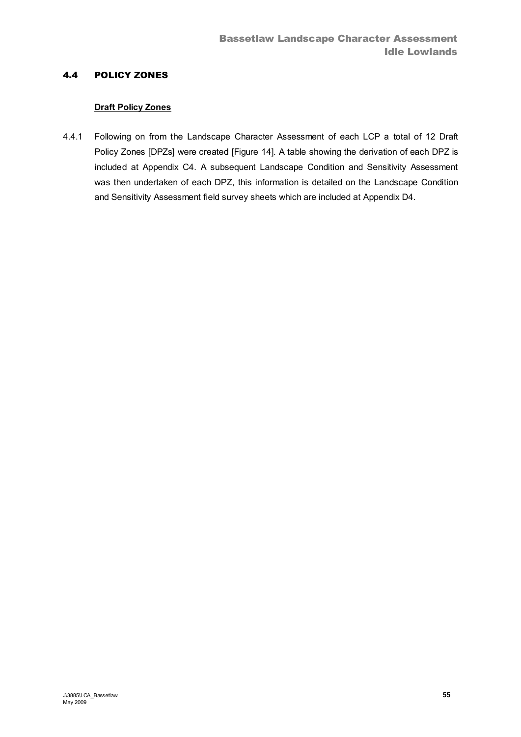## 4.4 POLICY ZONES

### Draft Policy Zones

4.4.1 Following on from the Landscape Character Assessment of each LCP a total of 12 Draft Policy Zones [DPZs] were created [Figure 14]. A table showing the derivation of each DPZ is included at Appendix C4. A subsequent Landscape Condition and Sensitivity Assessment was then undertaken of each DPZ, this information is detailed on the Landscape Condition and Sensitivity Assessment field survey sheets which are included at Appendix D4.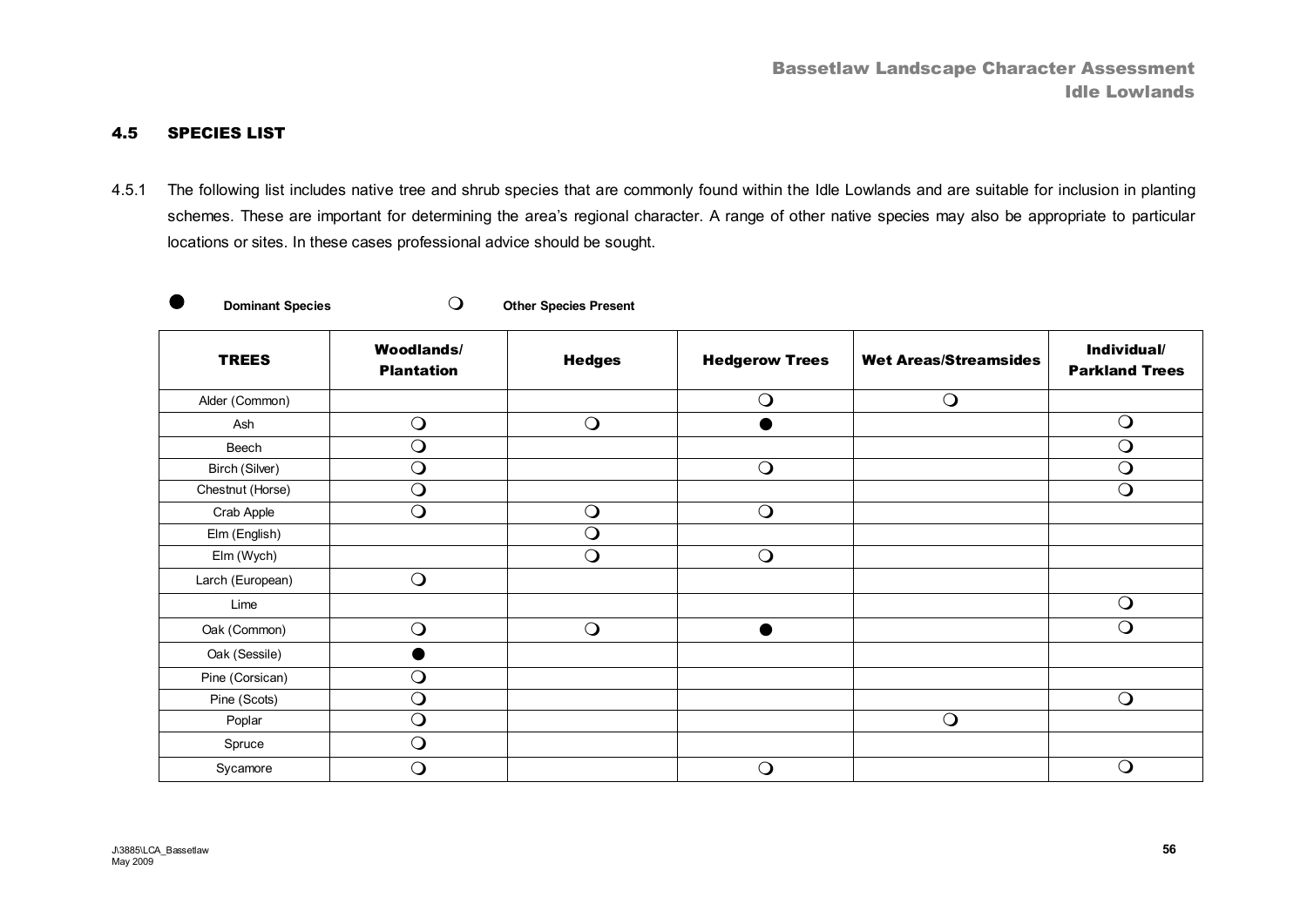## 4.5 SPECIES LIST

4.5.1 The following list includes native tree and shrub species that are commonly found within the Idle Lowlands and are suitable for inclusion in planting schemes. These are important for determining the area's regional character. A range of other native species may also be appropriate to particular locations or sites. In these cases professional advice should be sought.

● **Dominant Species** ❍ **Other Species Present**

| TREES | Woodlands/ Plantation | Hedges | Hedgerow Trees | Wet Areas/Streamsides | Individual/ Parkland Trees |
|---|---|---|---|---|---|
| Alder (Common) | | | ❍ | ❍ | |
| Ash | ❍ | ❍ | ● | | ❍ |
| Beech | ❍ | | | | ❍ |
| Birch (Silver) | ❍ | | ❍ | | ❍ |
| Chestnut (Horse) | ❍ | | | | ❍ |
| Crab Apple | ❍ | ❍ | ❍ | | |
| Elm (English) | | ❍ | | | |
| Elm (Wych) | | ❍ | ❍ | | |
| Larch (European) | ❍ | | | | |
| Lime | | | | | ❍ |
| Oak (Common) | ❍ | ❍ | ● | | ❍ |
| Oak (Sessile) | ● | | | | |
| Pine (Corsican) | ❍ | | | | |
| Pine (Scots) | ❍ | | | | ❍ |
| Poplar | ❍ | | | ❍ | |
| Spruce | ❍ | | | | |
| Sycamore | ❍ | | ❍ | | ❍ |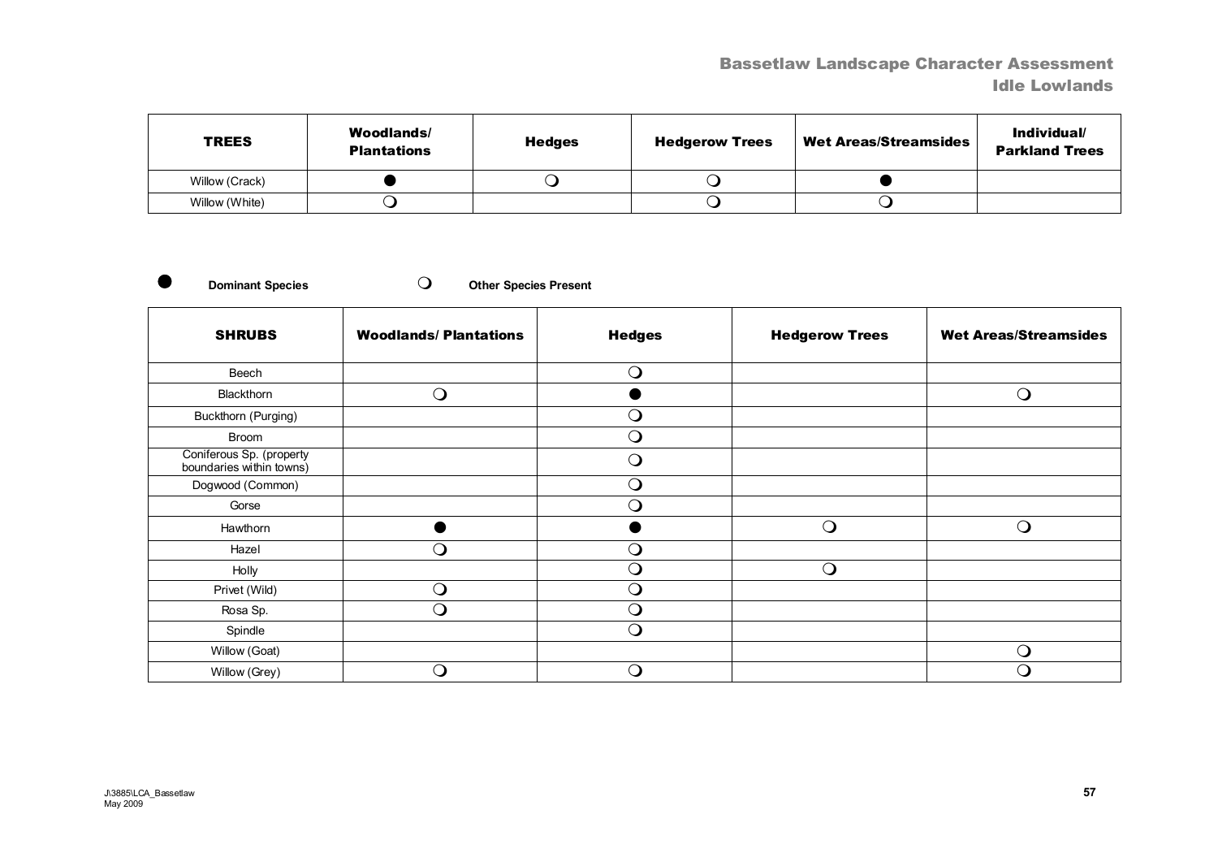| TREES | Woodlands/ Plantations | Hedges | Hedgerow Trees | Wet Areas/Streamsides | Individual/ Parkland Trees |
|---|---|---|---|---|---|
| Willow (Crack) | ● | ❍ | ❍ | ● | |
| Willow (White) | ❍ | | ❍ | ❍ | |

● **Dominant Species** ❍ **Other Species Present**

| SHRUBS | Woodlands/ Plantations | Hedges | Hedgerow Trees | Wet Areas/Streamsides |
|---|---|---|---|---|
| Beech | | ❍ | | |
| Blackthorn | ❍ | ● | | ❍ |
| Buckthorn (Purging) | | ❍ | | |
| Broom | | ❍ | | |
| Coniferous Sp. (property boundaries within towns) | | ❍ | | |
| Dogwood (Common) | | ❍ | | |
| Gorse | | ❍ | | |
| Hawthorn | ● | ● | ❍ | ❍ |
| Hazel | ❍ | ❍ | | |
| Holly | | ❍ | ❍ | |
| Privet (Wild) | ❍ | ❍ | | |
| Rosa Sp. | ❍ | ❍ | | |
| Spindle | | ❍ | | |
| Willow (Goat) | | | | ❍ |
| Willow (Grey) | ❍ | ❍ | | ❍ |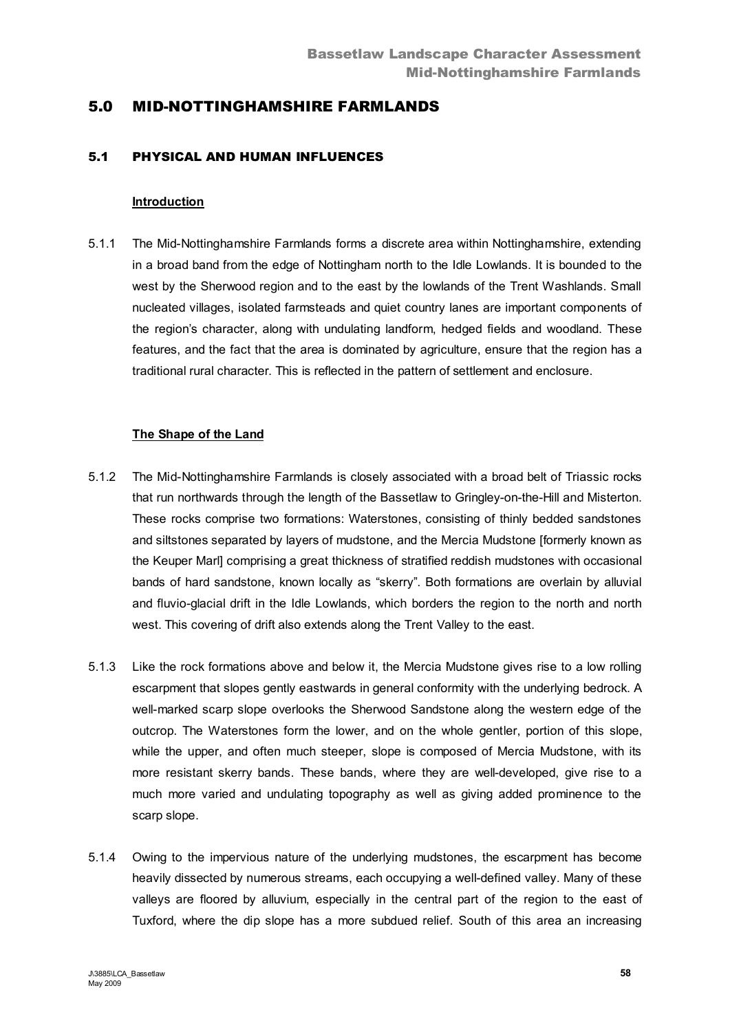## 5.0 MID-NOTTINGHAMSHIRE FARMLANDS

### 5.1 PHYSICAL AND HUMAN INFLUENCES

**Introduction**

5.1.1 The Mid-Nottinghamshire Farmlands forms a discrete area within Nottinghamshire, extending in a broad band from the edge of Nottingham north to the Idle Lowlands. It is bounded to the west by the Sherwood region and to the east by the lowlands of the Trent Washlands. Small nucleated villages, isolated farmsteads and quiet country lanes are important components of the region's character, along with undulating landform, hedged fields and woodland. These features, and the fact that the area is dominated by agriculture, ensure that the region has a traditional rural character. This is reflected in the pattern of settlement and enclosure.

**The Shape of the Land**

5.1.2 The Mid-Nottinghamshire Farmlands is closely associated with a broad belt of Triassic rocks that run northwards through the length of the Bassetlaw to Gringley-on-the-Hill and Misterton. These rocks comprise two formations: Waterstones, consisting of thinly bedded sandstones and siltstones separated by layers of mudstone, and the Mercia Mudstone [formerly known as the Keuper Marl] comprising a great thickness of stratified reddish mudstones with occasional bands of hard sandstone, known locally as "skerry". Both formations are overlain by alluvial and fluvio-glacial drift in the Idle Lowlands, which borders the region to the north and north west. This covering of drift also extends along the Trent Valley to the east.

5.1.3 Like the rock formations above and below it, the Mercia Mudstone gives rise to a low rolling escarpment that slopes gently eastwards in general conformity with the underlying bedrock. A well-marked scarp slope overlooks the Sherwood Sandstone along the western edge of the outcrop. The Waterstones form the lower, and on the whole gentler, portion of this slope, while the upper, and often much steeper, slope is composed of Mercia Mudstone, with its more resistant skerry bands. These bands, where they are well-developed, give rise to a much more varied and undulating topography as well as giving added prominence to the scarp slope.

5.1.4 Owing to the impervious nature of the underlying mudstones, the escarpment has become heavily dissected by numerous streams, each occupying a well-defined valley. Many of these valleys are floored by alluvium, especially in the central part of the region to the east of Tuxford, where the dip slope has a more subdued relief. South of this area an increasing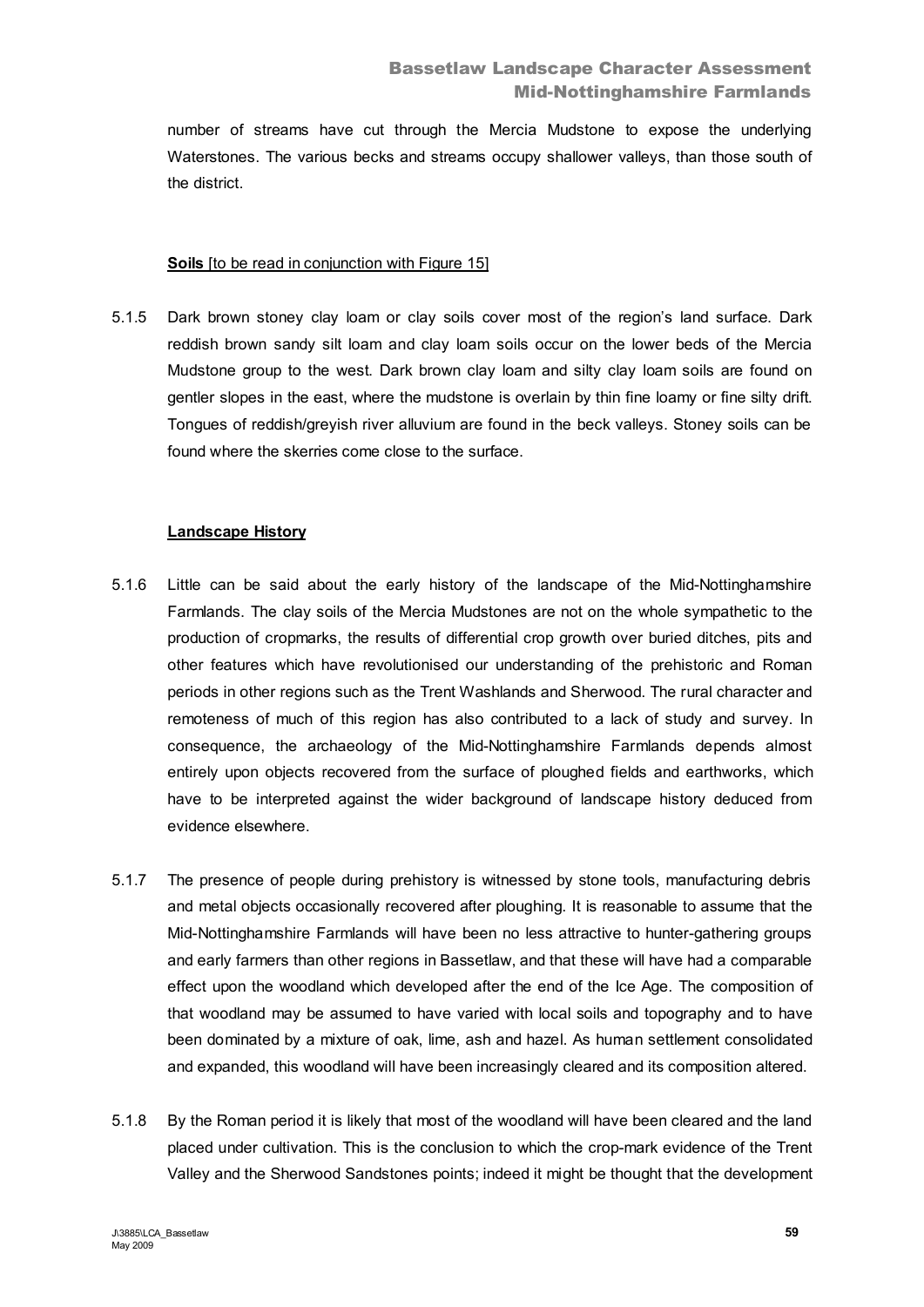number of streams have cut through the Mercia Mudstone to expose the underlying Waterstones. The various becks and streams occupy shallower valleys, than those south of the district.

**Soils** [to be read in conjunction with Figure 15]

5.1.5 Dark brown stoney clay loam or clay soils cover most of the region's land surface. Dark reddish brown sandy silt loam and clay loam soils occur on the lower beds of the Mercia Mudstone group to the west. Dark brown clay loam and silty clay loam soils are found on gentler slopes in the east, where the mudstone is overlain by thin fine loamy or fine silty drift. Tongues of reddish/greyish river alluvium are found in the beck valleys. Stoney soils can be found where the skerries come close to the surface.

**Landscape History**

5.1.6 Little can be said about the early history of the landscape of the Mid-Nottinghamshire Farmlands. The clay soils of the Mercia Mudstones are not on the whole sympathetic to the production of cropmarks, the results of differential crop growth over buried ditches, pits and other features which have revolutionised our understanding of the prehistoric and Roman periods in other regions such as the Trent Washlands and Sherwood. The rural character and remoteness of much of this region has also contributed to a lack of study and survey. In consequence, the archaeology of the Mid-Nottinghamshire Farmlands depends almost entirely upon objects recovered from the surface of ploughed fields and earthworks, which have to be interpreted against the wider background of landscape history deduced from evidence elsewhere.

5.1.7 The presence of people during prehistory is witnessed by stone tools, manufacturing debris and metal objects occasionally recovered after ploughing. It is reasonable to assume that the Mid-Nottinghamshire Farmlands will have been no less attractive to hunter-gathering groups and early farmers than other regions in Bassetlaw, and that these will have had a comparable effect upon the woodland which developed after the end of the Ice Age. The composition of that woodland may be assumed to have varied with local soils and topography and to have been dominated by a mixture of oak, lime, ash and hazel. As human settlement consolidated and expanded, this woodland will have been increasingly cleared and its composition altered.

5.1.8 By the Roman period it is likely that most of the woodland will have been cleared and the land placed under cultivation. This is the conclusion to which the crop-mark evidence of the Trent Valley and the Sherwood Sandstones points; indeed it might be thought that the development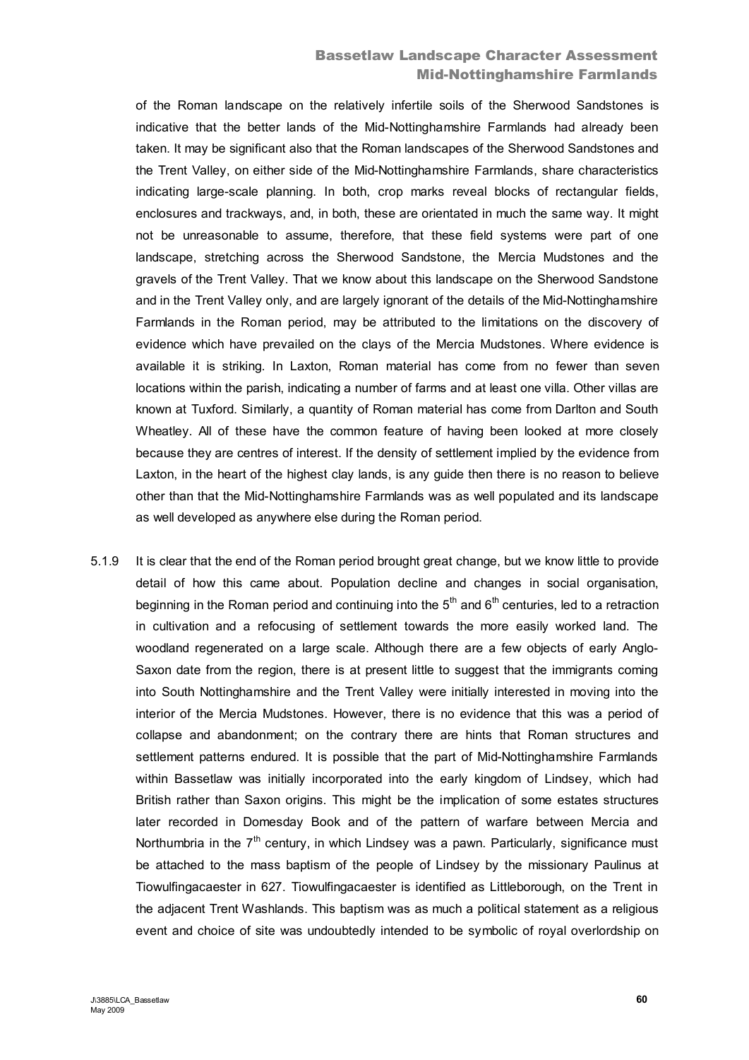of the Roman landscape on the relatively infertile soils of the Sherwood Sandstones is indicative that the better lands of the Mid-Nottinghamshire Farmlands had already been taken. It may be significant also that the Roman landscapes of the Sherwood Sandstones and the Trent Valley, on either side of the Mid-Nottinghamshire Farmlands, share characteristics indicating large-scale planning. In both, crop marks reveal blocks of rectangular fields, enclosures and trackways, and, in both, these are orientated in much the same way. It might not be unreasonable to assume, therefore, that these field systems were part of one landscape, stretching across the Sherwood Sandstone, the Mercia Mudstones and the gravels of the Trent Valley. That we know about this landscape on the Sherwood Sandstone and in the Trent Valley only, and are largely ignorant of the details of the Mid-Nottinghamshire Farmlands in the Roman period, may be attributed to the limitations on the discovery of evidence which have prevailed on the clays of the Mercia Mudstones. Where evidence is available it is striking. In Laxton, Roman material has come from no fewer than seven locations within the parish, indicating a number of farms and at least one villa. Other villas are known at Tuxford. Similarly, a quantity of Roman material has come from Darlton and South Wheatley. All of these have the common feature of having been looked at more closely because they are centres of interest. If the density of settlement implied by the evidence from Laxton, in the heart of the highest clay lands, is any guide then there is no reason to believe other than that the Mid-Nottinghamshire Farmlands was as well populated and its landscape as well developed as anywhere else during the Roman period.

5.1.9 It is clear that the end of the Roman period brought great change, but we know little to provide detail of how this came about. Population decline and changes in social organisation, beginning in the Roman period and continuing into the 5th and 6th centuries, led to a retraction in cultivation and a refocusing of settlement towards the more easily worked land. The woodland regenerated on a large scale. Although there are a few objects of early Anglo-Saxon date from the region, there is at present little to suggest that the immigrants coming into South Nottinghamshire and the Trent Valley were initially interested in moving into the interior of the Mercia Mudstones. However, there is no evidence that this was a period of collapse and abandonment; on the contrary there are hints that Roman structures and settlement patterns endured. It is possible that the part of Mid-Nottinghamshire Farmlands within Bassetlaw was initially incorporated into the early kingdom of Lindsey, which had British rather than Saxon origins. This might be the implication of some estates structures later recorded in Domesday Book and of the pattern of warfare between Mercia and Northumbria in the 7th century, in which Lindsey was a pawn. Particularly, significance must be attached to the mass baptism of the people of Lindsey by the missionary Paulinus at Tiowulfingacaester in 627. Tiowulfingacaester is identified as Littleborough, on the Trent in the adjacent Trent Washlands. This baptism was as much a political statement as a religious event and choice of site was undoubtedly intended to be symbolic of royal overlordship on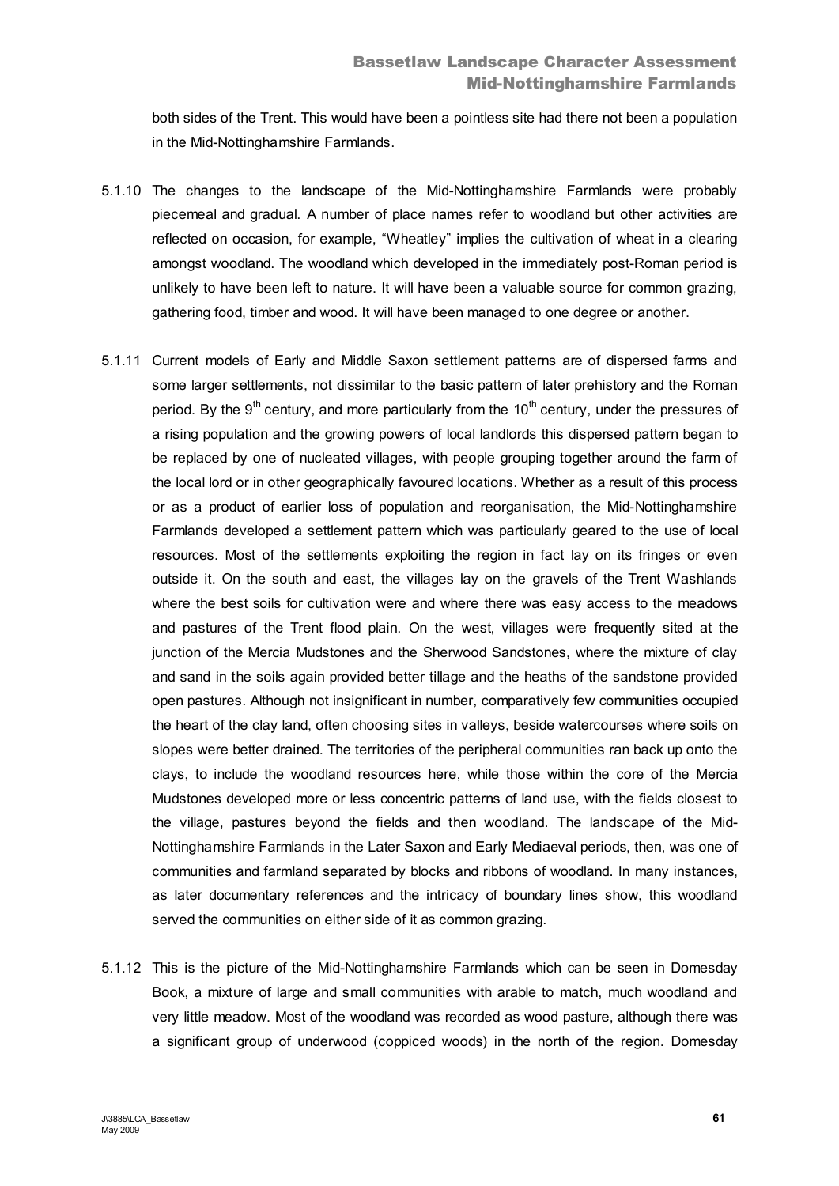both sides of the Trent. This would have been a pointless site had there not been a population in the Mid-Nottinghamshire Farmlands.

5.1.10 The changes to the landscape of the Mid-Nottinghamshire Farmlands were probably piecemeal and gradual. A number of place names refer to woodland but other activities are reflected on occasion, for example, “Wheatley” implies the cultivation of wheat in a clearing amongst woodland. The woodland which developed in the immediately post-Roman period is unlikely to have been left to nature. It will have been a valuable source for common grazing, gathering food, timber and wood. It will have been managed to one degree or another.

5.1.11 Current models of Early and Middle Saxon settlement patterns are of dispersed farms and some larger settlements, not dissimilar to the basic pattern of later prehistory and the Roman period. By the 9th century, and more particularly from the 10th century, under the pressures of a rising population and the growing powers of local landlords this dispersed pattern began to be replaced by one of nucleated villages, with people grouping together around the farm of the local lord or in other geographically favoured locations. Whether as a result of this process or as a product of earlier loss of population and reorganisation, the Mid-Nottinghamshire Farmlands developed a settlement pattern which was particularly geared to the use of local resources. Most of the settlements exploiting the region in fact lay on its fringes or even outside it. On the south and east, the villages lay on the gravels of the Trent Washlands where the best soils for cultivation were and where there was easy access to the meadows and pastures of the Trent flood plain. On the west, villages were frequently sited at the junction of the Mercia Mudstones and the Sherwood Sandstones, where the mixture of clay and sand in the soils again provided better tillage and the heaths of the sandstone provided open pastures. Although not insignificant in number, comparatively few communities occupied the heart of the clay land, often choosing sites in valleys, beside watercourses where soils on slopes were better drained. The territories of the peripheral communities ran back up onto the clays, to include the woodland resources here, while those within the core of the Mercia Mudstones developed more or less concentric patterns of land use, with the fields closest to the village, pastures beyond the fields and then woodland. The landscape of the Mid-Nottinghamshire Farmlands in the Later Saxon and Early Mediaeval periods, then, was one of communities and farmland separated by blocks and ribbons of woodland. In many instances, as later documentary references and the intricacy of boundary lines show, this woodland served the communities on either side of it as common grazing.

5.1.12 This is the picture of the Mid-Nottinghamshire Farmlands which can be seen in Domesday Book, a mixture of large and small communities with arable to match, much woodland and very little meadow. Most of the woodland was recorded as wood pasture, although there was a significant group of underwood (coppiced woods) in the north of the region. Domesday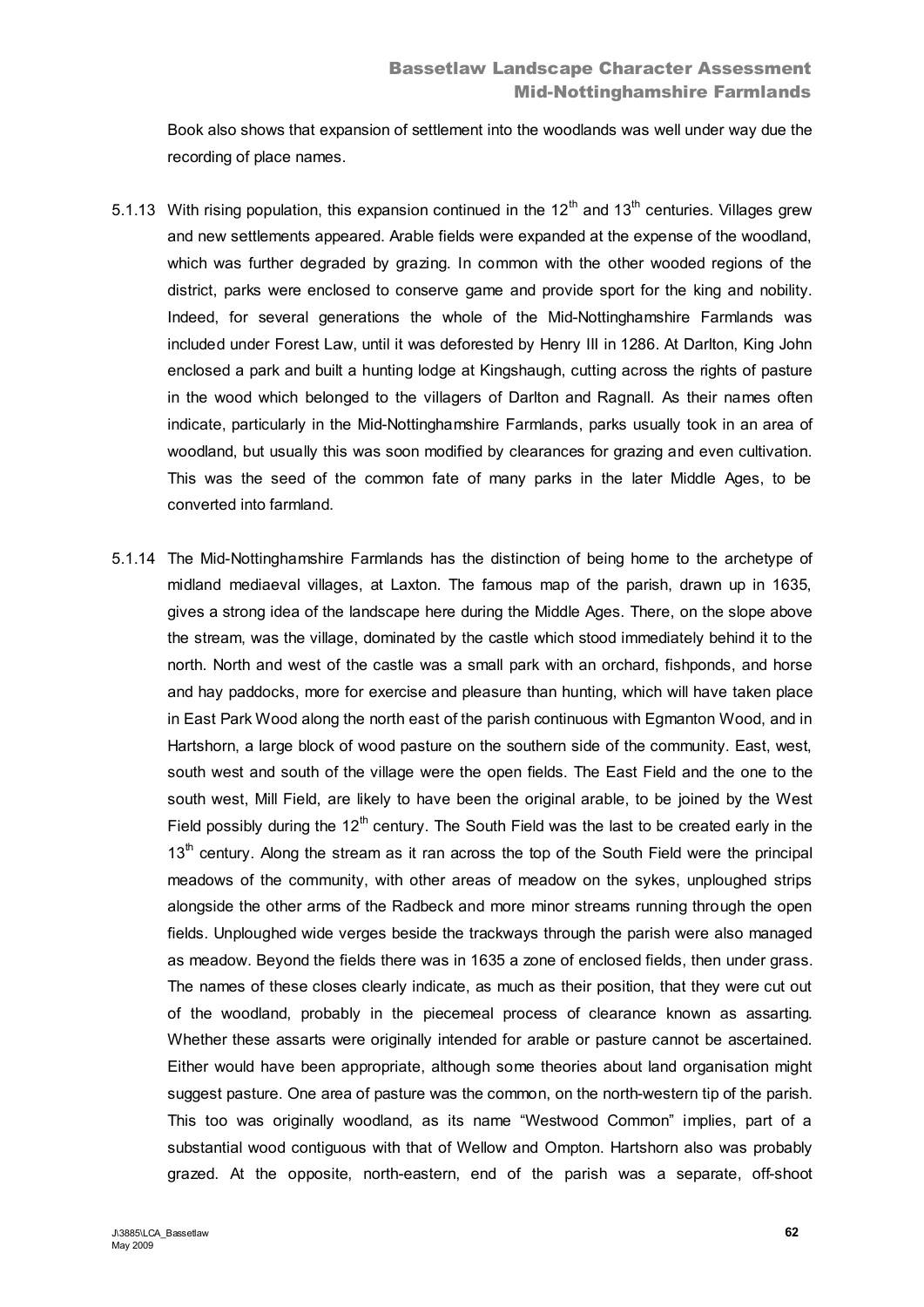Book also shows that expansion of settlement into the woodlands was well under way due the recording of place names.

5.1.13 With rising population, this expansion continued in the 12th and 13th centuries. Villages grew and new settlements appeared. Arable fields were expanded at the expense of the woodland, which was further degraded by grazing. In common with the other wooded regions of the district, parks were enclosed to conserve game and provide sport for the king and nobility. Indeed, for several generations the whole of the Mid-Nottinghamshire Farmlands was included under Forest Law, until it was deforested by Henry III in 1286. At Darlton, King John enclosed a park and built a hunting lodge at Kingshaugh, cutting across the rights of pasture in the wood which belonged to the villagers of Darlton and Ragnall. As their names often indicate, particularly in the Mid-Nottinghamshire Farmlands, parks usually took in an area of woodland, but usually this was soon modified by clearances for grazing and even cultivation. This was the seed of the common fate of many parks in the later Middle Ages, to be converted into farmland.

5.1.14 The Mid-Nottinghamshire Farmlands has the distinction of being home to the archetype of midland mediaeval villages, at Laxton. The famous map of the parish, drawn up in 1635, gives a strong idea of the landscape here during the Middle Ages. There, on the slope above the stream, was the village, dominated by the castle which stood immediately behind it to the north. North and west of the castle was a small park with an orchard, fishponds, and horse and hay paddocks, more for exercise and pleasure than hunting, which will have taken place in East Park Wood along the north east of the parish continuous with Egmanton Wood, and in Hartshorn, a large block of wood pasture on the southern side of the community. East, west, south west and south of the village were the open fields. The East Field and the one to the south west, Mill Field, are likely to have been the original arable, to be joined by the West Field possibly during the 12th century. The South Field was the last to be created early in the 13th century. Along the stream as it ran across the top of the South Field were the principal meadows of the community, with other areas of meadow on the sykes, unploughed strips alongside the other arms of the Radbeck and more minor streams running through the open fields. Unploughed wide verges beside the trackways through the parish were also managed as meadow. Beyond the fields there was in 1635 a zone of enclosed fields, then under grass. The names of these closes clearly indicate, as much as their position, that they were cut out of the woodland, probably in the piecemeal process of clearance known as assarting. Whether these assarts were originally intended for arable or pasture cannot be ascertained. Either would have been appropriate, although some theories about land organisation might suggest pasture. One area of pasture was the common, on the north-western tip of the parish. This too was originally woodland, as its name "Westwood Common" implies, part of a substantial wood contiguous with that of Wellow and Ompton. Hartshorn also was probably grazed. At the opposite, north-eastern, end of the parish was a separate, off-shoot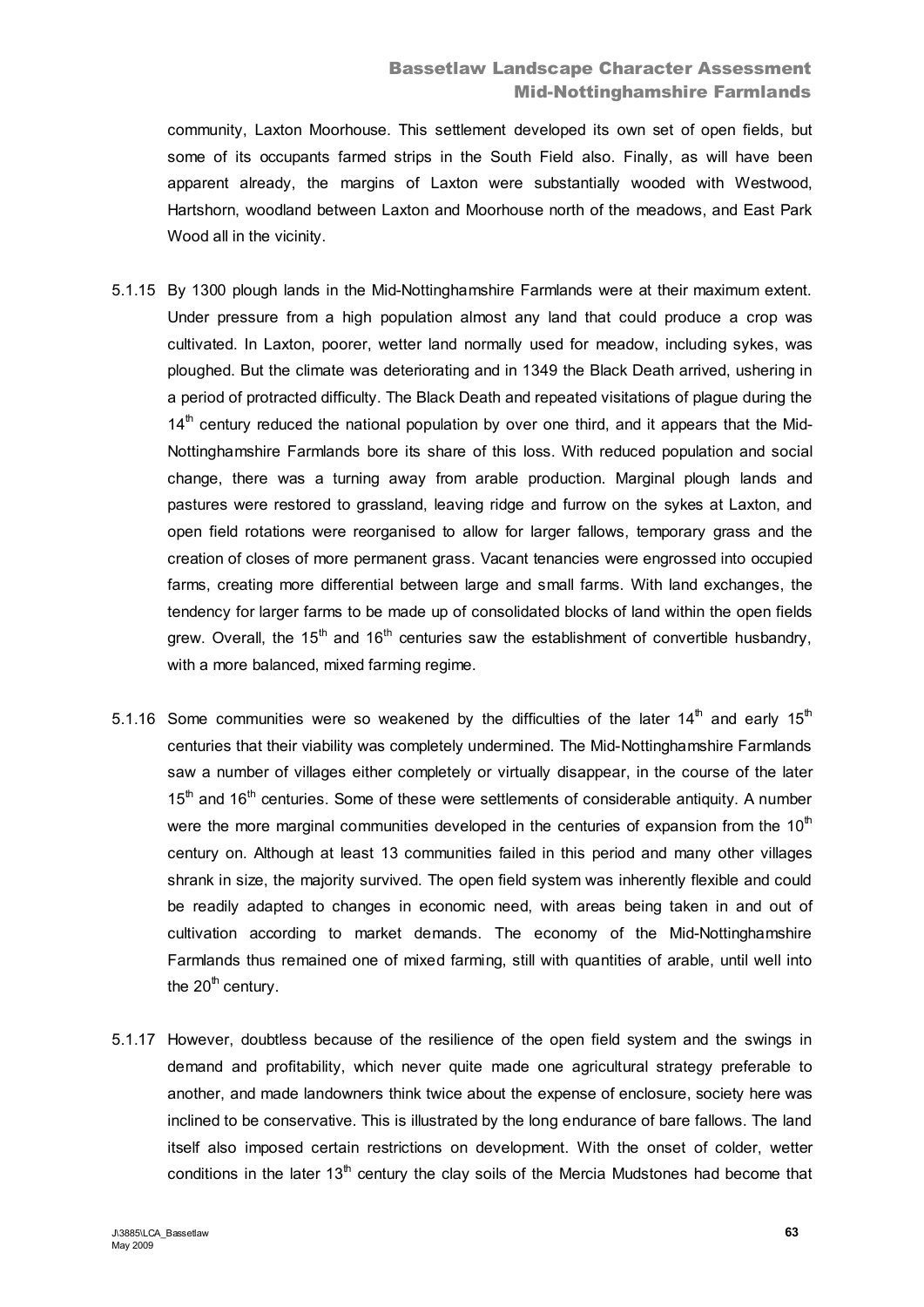community, Laxton Moorhouse. This settlement developed its own set of open fields, but some of its occupants farmed strips in the South Field also. Finally, as will have been apparent already, the margins of Laxton were substantially wooded with Westwood, Hartshorn, woodland between Laxton and Moorhouse north of the meadows, and East Park Wood all in the vicinity.

5.1.15 By 1300 plough lands in the Mid-Nottinghamshire Farmlands were at their maximum extent. Under pressure from a high population almost any land that could produce a crop was cultivated. In Laxton, poorer, wetter land normally used for meadow, including sykes, was ploughed. But the climate was deteriorating and in 1349 the Black Death arrived, ushering in a period of protracted difficulty. The Black Death and repeated visitations of plague during the 14th century reduced the national population by over one third, and it appears that the Mid-Nottinghamshire Farmlands bore its share of this loss. With reduced population and social change, there was a turning away from arable production. Marginal plough lands and pastures were restored to grassland, leaving ridge and furrow on the sykes at Laxton, and open field rotations were reorganised to allow for larger fallows, temporary grass and the creation of closes of more permanent grass. Vacant tenancies were engrossed into occupied farms, creating more differential between large and small farms. With land exchanges, the tendency for larger farms to be made up of consolidated blocks of land within the open fields grew. Overall, the 15th and 16th centuries saw the establishment of convertible husbandry, with a more balanced, mixed farming regime.

5.1.16 Some communities were so weakened by the difficulties of the later 14th and early 15th centuries that their viability was completely undermined. The Mid-Nottinghamshire Farmlands saw a number of villages either completely or virtually disappear, in the course of the later 15th and 16th centuries. Some of these were settlements of considerable antiquity. A number were the more marginal communities developed in the centuries of expansion from the 10th century on. Although at least 13 communities failed in this period and many other villages shrank in size, the majority survived. The open field system was inherently flexible and could be readily adapted to changes in economic need, with areas being taken in and out of cultivation according to market demands. The economy of the Mid-Nottinghamshire Farmlands thus remained one of mixed farming, still with quantities of arable, until well into the 20th century.

5.1.17 However, doubtless because of the resilience of the open field system and the swings in demand and profitability, which never quite made one agricultural strategy preferable to another, and made landowners think twice about the expense of enclosure, society here was inclined to be conservative. This is illustrated by the long endurance of bare fallows. The land itself also imposed certain restrictions on development. With the onset of colder, wetter conditions in the later 13th century the clay soils of the Mercia Mudstones had become that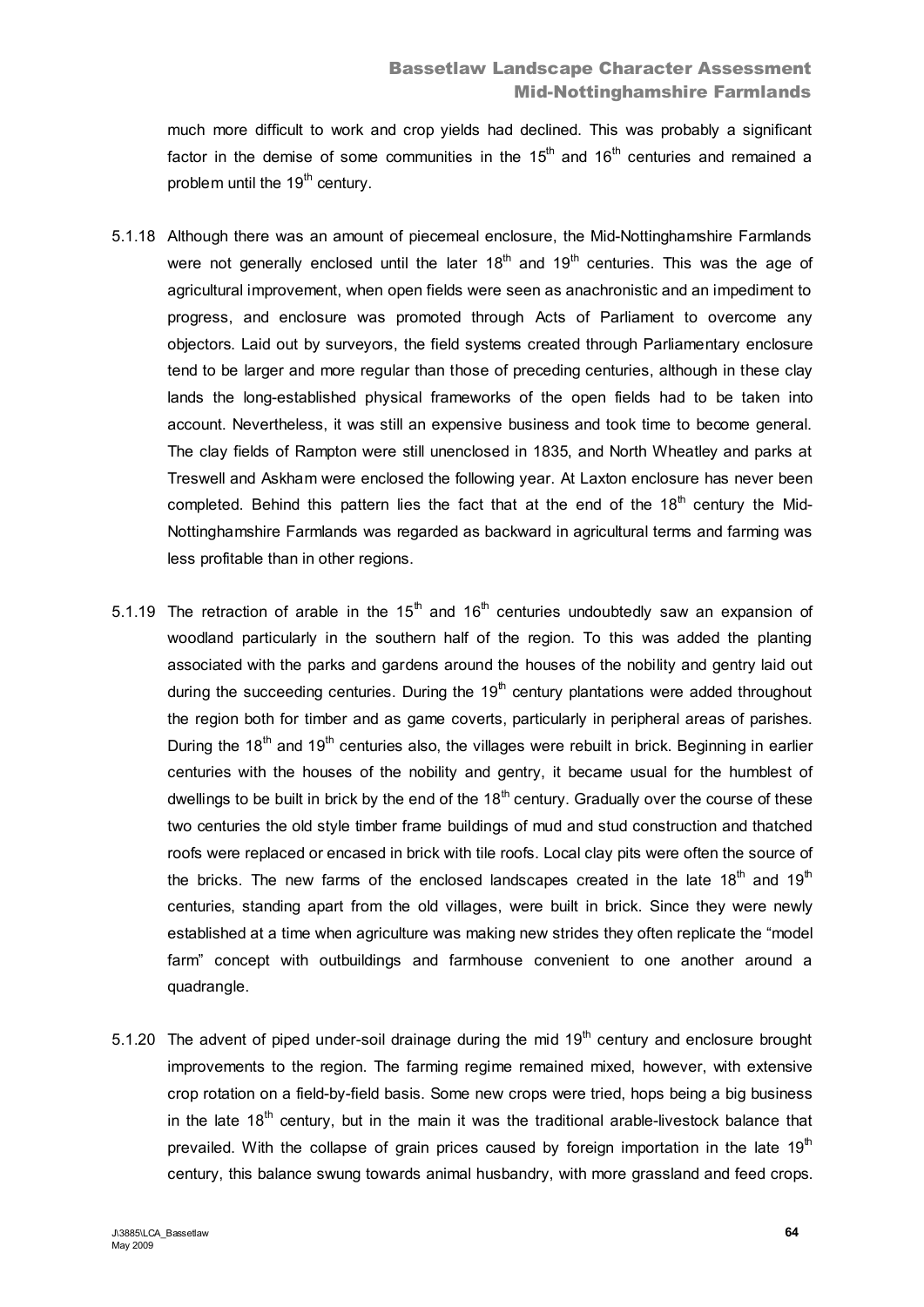much more difficult to work and crop yields had declined. This was probably a significant factor in the demise of some communities in the 15th and 16th centuries and remained a problem until the 19th century.

5.1.18 Although there was an amount of piecemeal enclosure, the Mid-Nottinghamshire Farmlands were not generally enclosed until the later 18th and 19th centuries. This was the age of agricultural improvement, when open fields were seen as anachronistic and an impediment to progress, and enclosure was promoted through Acts of Parliament to overcome any objectors. Laid out by surveyors, the field systems created through Parliamentary enclosure tend to be larger and more regular than those of preceding centuries, although in these clay lands the long-established physical frameworks of the open fields had to be taken into account. Nevertheless, it was still an expensive business and took time to become general. The clay fields of Rampton were still unenclosed in 1835, and North Wheatley and parks at Treswell and Askham were enclosed the following year. At Laxton enclosure has never been completed. Behind this pattern lies the fact that at the end of the 18th century the Mid-Nottinghamshire Farmlands was regarded as backward in agricultural terms and farming was less profitable than in other regions.

5.1.19 The retraction of arable in the 15th and 16th centuries undoubtedly saw an expansion of woodland particularly in the southern half of the region. To this was added the planting associated with the parks and gardens around the houses of the nobility and gentry laid out during the succeeding centuries. During the 19th century plantations were added throughout the region both for timber and as game coverts, particularly in peripheral areas of parishes. During the 18th and 19th centuries also, the villages were rebuilt in brick. Beginning in earlier centuries with the houses of the nobility and gentry, it became usual for the humblest of dwellings to be built in brick by the end of the 18th century. Gradually over the course of these two centuries the old style timber frame buildings of mud and stud construction and thatched roofs were replaced or encased in brick with tile roofs. Local clay pits were often the source of the bricks. The new farms of the enclosed landscapes created in the late 18th and 19th centuries, standing apart from the old villages, were built in brick. Since they were newly established at a time when agriculture was making new strides they often replicate the "model farm" concept with outbuildings and farmhouse convenient to one another around a quadrangle.

5.1.20 The advent of piped under-soil drainage during the mid 19th century and enclosure brought improvements to the region. The farming regime remained mixed, however, with extensive crop rotation on a field-by-field basis. Some new crops were tried, hops being a big business in the late 18th century, but in the main it was the traditional arable-livestock balance that prevailed. With the collapse of grain prices caused by foreign importation in the late 19th century, this balance swung towards animal husbandry, with more grassland and feed crops.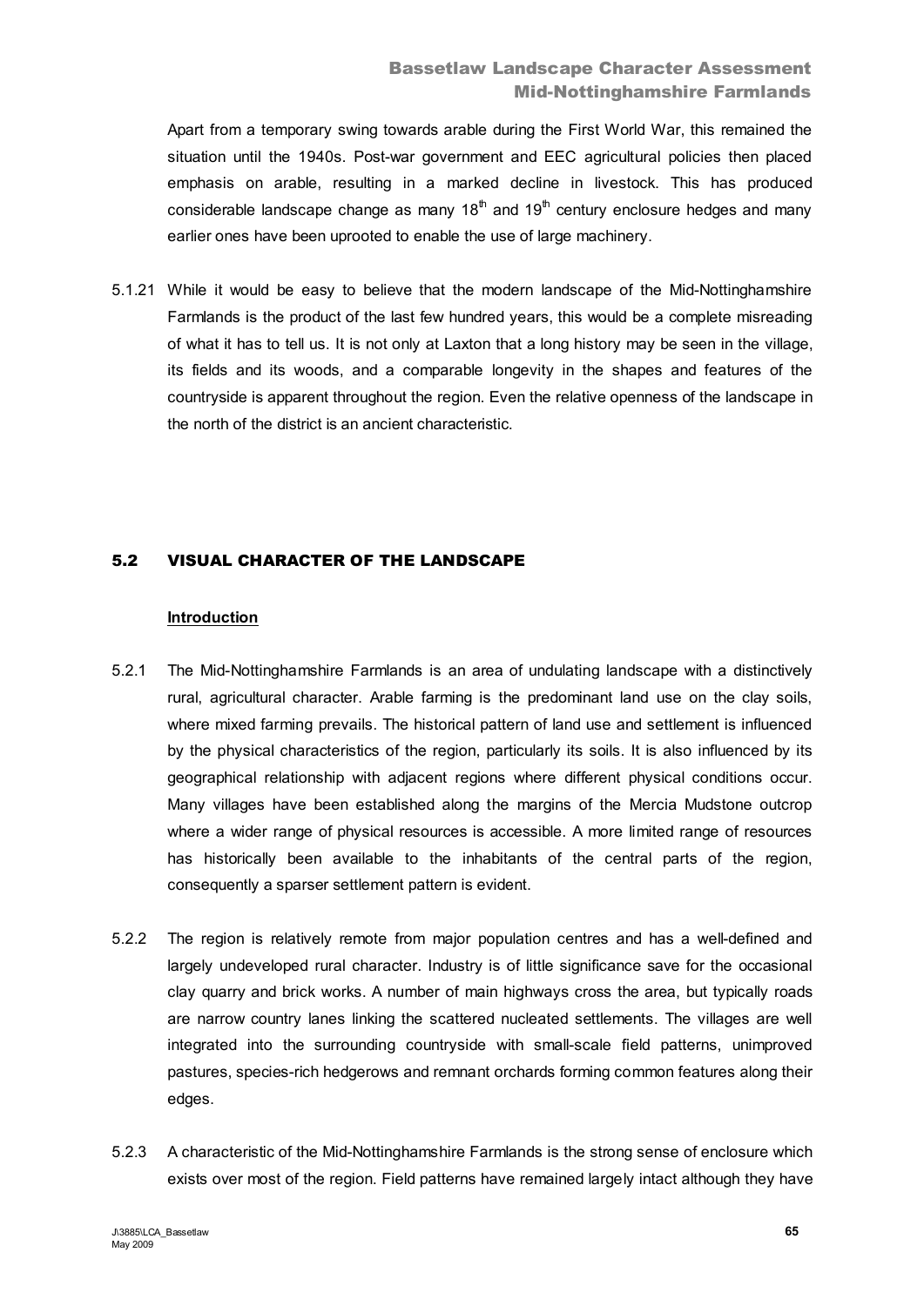Apart from a temporary swing towards arable during the First World War, this remained the situation until the 1940s. Post-war government and EEC agricultural policies then placed emphasis on arable, resulting in a marked decline in livestock. This has produced considerable landscape change as many 18th and 19th century enclosure hedges and many earlier ones have been uprooted to enable the use of large machinery.

5.1.21 While it would be easy to believe that the modern landscape of the Mid-Nottinghamshire Farmlands is the product of the last few hundred years, this would be a complete misreading of what it has to tell us. It is not only at Laxton that a long history may be seen in the village, its fields and its woods, and a comparable longevity in the shapes and features of the countryside is apparent throughout the region. Even the relative openness of the landscape in the north of the district is an ancient characteristic.

## 5.2 VISUAL CHARACTER OF THE LANDSCAPE

**Introduction**

5.2.1 The Mid-Nottinghamshire Farmlands is an area of undulating landscape with a distinctively rural, agricultural character. Arable farming is the predominant land use on the clay soils, where mixed farming prevails. The historical pattern of land use and settlement is influenced by the physical characteristics of the region, particularly its soils. It is also influenced by its geographical relationship with adjacent regions where different physical conditions occur. Many villages have been established along the margins of the Mercia Mudstone outcrop where a wider range of physical resources is accessible. A more limited range of resources has historically been available to the inhabitants of the central parts of the region, consequently a sparser settlement pattern is evident.

5.2.2 The region is relatively remote from major population centres and has a well-defined and largely undeveloped rural character. Industry is of little significance save for the occasional clay quarry and brick works. A number of main highways cross the area, but typically roads are narrow country lanes linking the scattered nucleated settlements. The villages are well integrated into the surrounding countryside with small-scale field patterns, unimproved pastures, species-rich hedgerows and remnant orchards forming common features along their edges.

5.2.3 A characteristic of the Mid-Nottinghamshire Farmlands is the strong sense of enclosure which exists over most of the region. Field patterns have remained largely intact although they have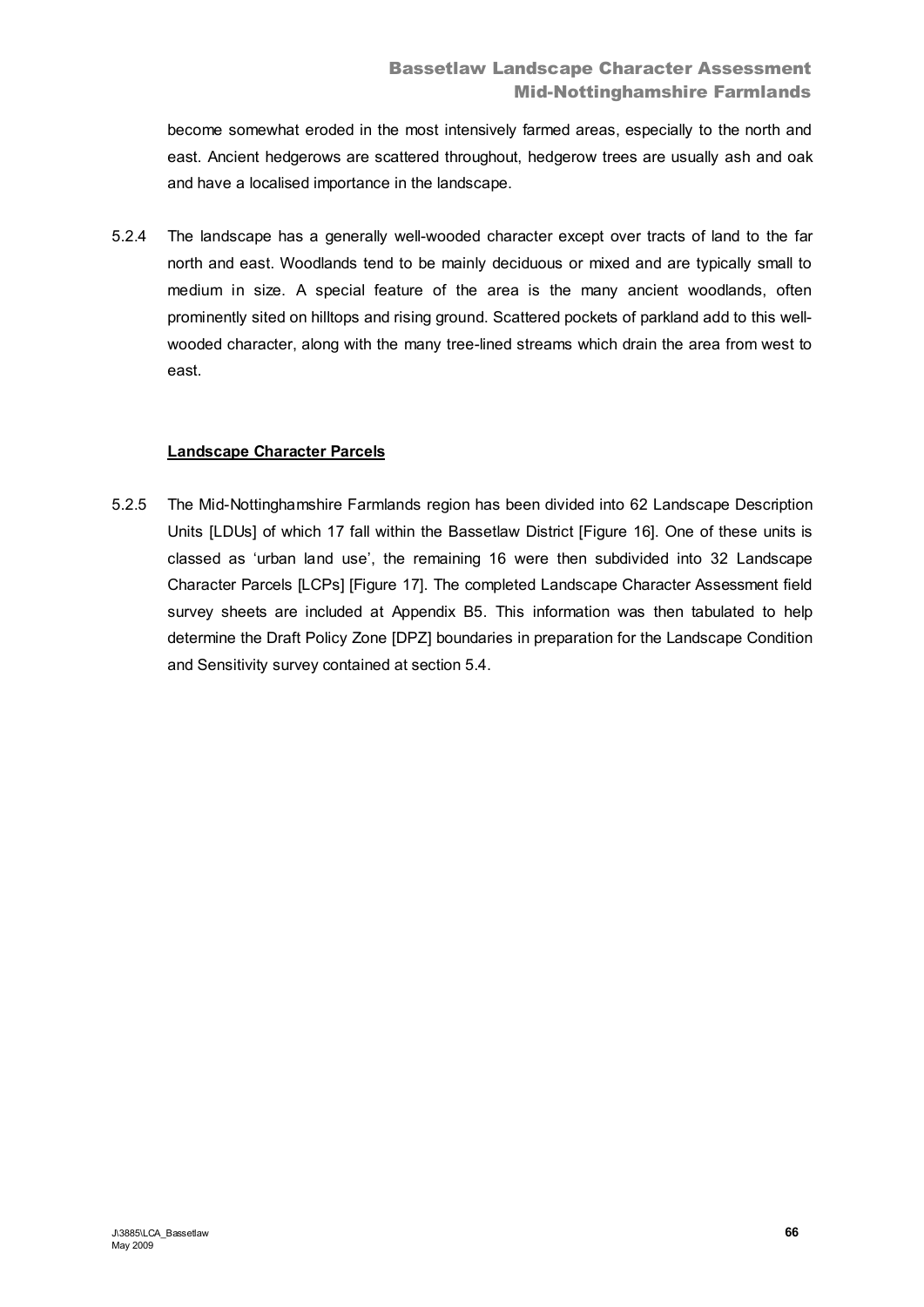become somewhat eroded in the most intensively farmed areas, especially to the north and east. Ancient hedgerows are scattered throughout, hedgerow trees are usually ash and oak and have a localised importance in the landscape.

5.2.4 The landscape has a generally well-wooded character except over tracts of land to the far north and east. Woodlands tend to be mainly deciduous or mixed and are typically small to medium in size. A special feature of the area is the many ancient woodlands, often prominently sited on hilltops and rising ground. Scattered pockets of parkland add to this well-wooded character, along with the many tree-lined streams which drain the area from west to east.

**Landscape Character Parcels**

5.2.5 The Mid-Nottinghamshire Farmlands region has been divided into 62 Landscape Description Units [LDUs] of which 17 fall within the Bassetlaw District [Figure 16]. One of these units is classed as 'urban land use', the remaining 16 were then subdivided into 32 Landscape Character Parcels [LCPs] [Figure 17]. The completed Landscape Character Assessment field survey sheets are included at Appendix B5. This information was then tabulated to help determine the Draft Policy Zone [DPZ] boundaries in preparation for the Landscape Condition and Sensitivity survey contained at section 5.4.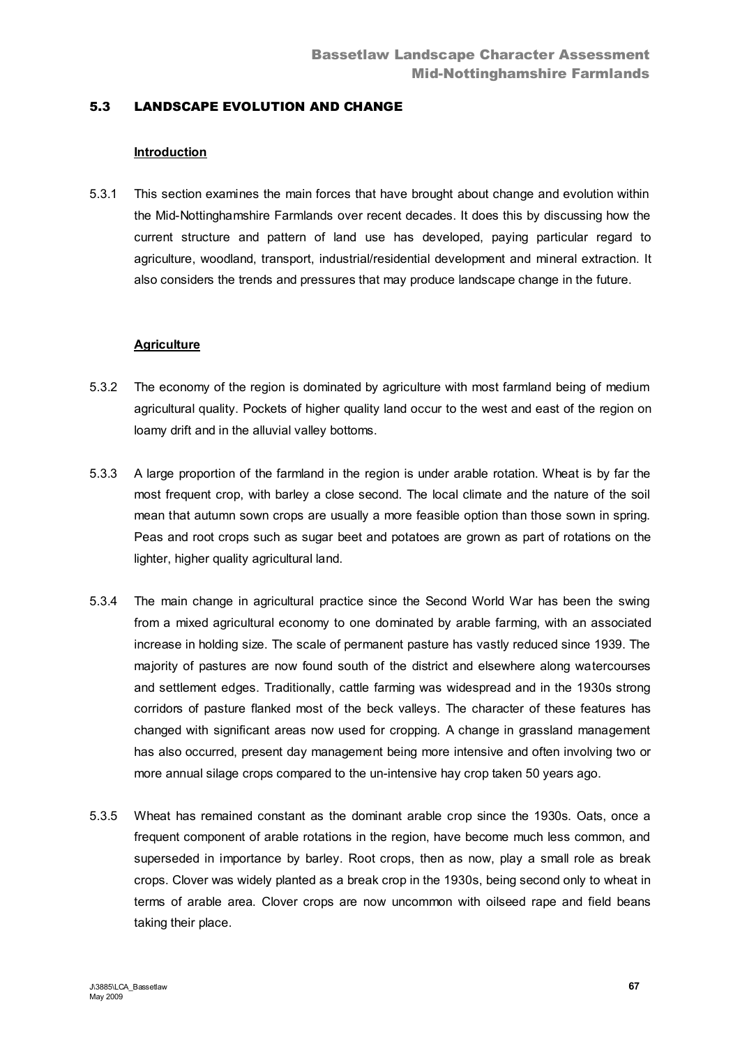## 5.3 LANDSCAPE EVOLUTION AND CHANGE

### Introduction

5.3.1 This section examines the main forces that have brought about change and evolution within the Mid-Nottinghamshire Farmlands over recent decades. It does this by discussing how the current structure and pattern of land use has developed, paying particular regard to agriculture, woodland, transport, industrial/residential development and mineral extraction. It also considers the trends and pressures that may produce landscape change in the future.

### Agriculture

5.3.2 The economy of the region is dominated by agriculture with most farmland being of medium agricultural quality. Pockets of higher quality land occur to the west and east of the region on loamy drift and in the alluvial valley bottoms.

5.3.3 A large proportion of the farmland in the region is under arable rotation. Wheat is by far the most frequent crop, with barley a close second. The local climate and the nature of the soil mean that autumn sown crops are usually a more feasible option than those sown in spring. Peas and root crops such as sugar beet and potatoes are grown as part of rotations on the lighter, higher quality agricultural land.

5.3.4 The main change in agricultural practice since the Second World War has been the swing from a mixed agricultural economy to one dominated by arable farming, with an associated increase in holding size. The scale of permanent pasture has vastly reduced since 1939. The majority of pastures are now found south of the district and elsewhere along watercourses and settlement edges. Traditionally, cattle farming was widespread and in the 1930s strong corridors of pasture flanked most of the beck valleys. The character of these features has changed with significant areas now used for cropping. A change in grassland management has also occurred, present day management being more intensive and often involving two or more annual silage crops compared to the un-intensive hay crop taken 50 years ago.

5.3.5 Wheat has remained constant as the dominant arable crop since the 1930s. Oats, once a frequent component of arable rotations in the region, have become much less common, and superseded in importance by barley. Root crops, then as now, play a small role as break crops. Clover was widely planted as a break crop in the 1930s, being second only to wheat in terms of arable area. Clover crops are now uncommon with oilseed rape and field beans taking their place.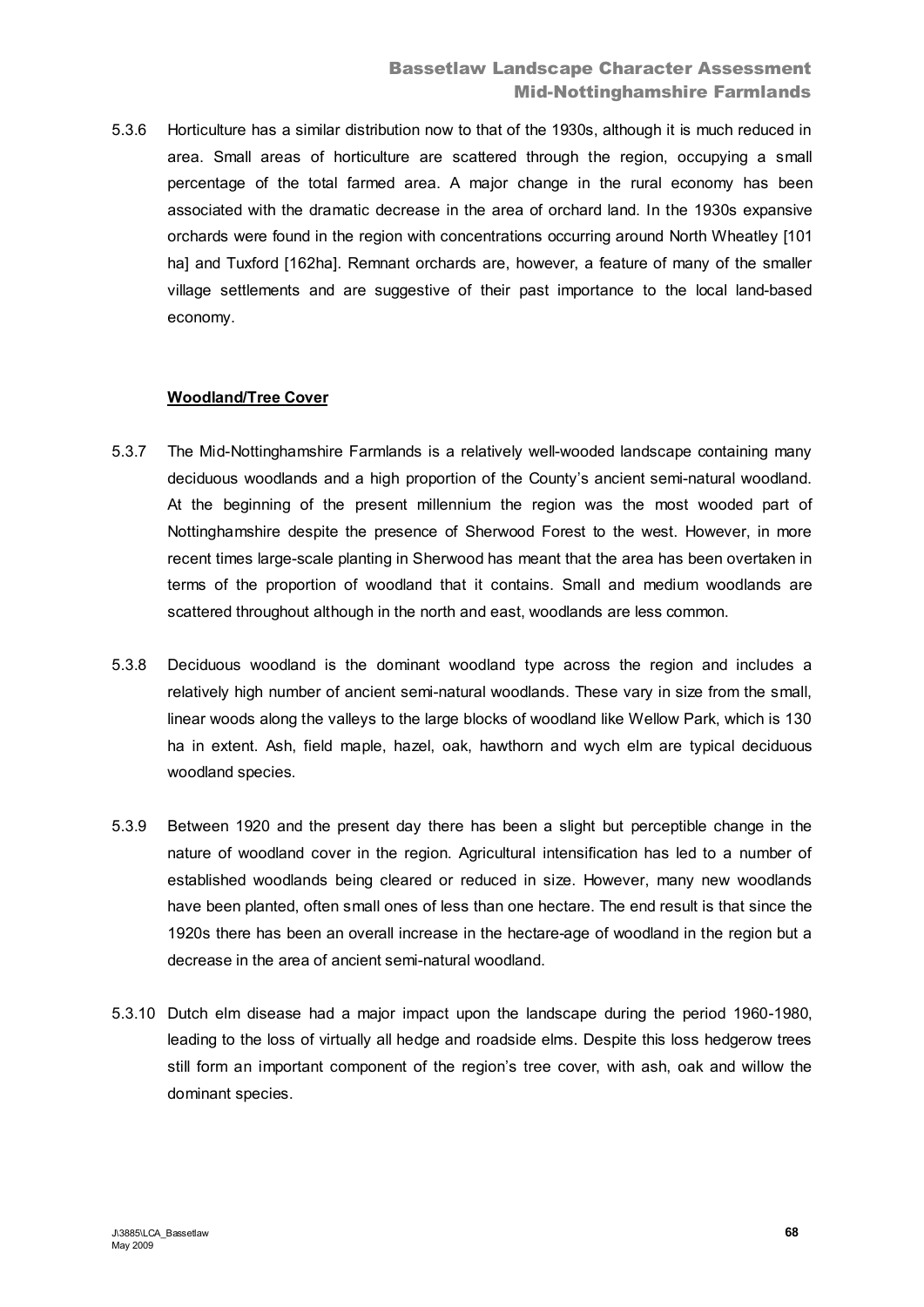5.3.6 Horticulture has a similar distribution now to that of the 1930s, although it is much reduced in area. Small areas of horticulture are scattered through the region, occupying a small percentage of the total farmed area. A major change in the rural economy has been associated with the dramatic decrease in the area of orchard land. In the 1930s expansive orchards were found in the region with concentrations occurring around North Wheatley [101 ha] and Tuxford [162ha]. Remnant orchards are, however, a feature of many of the smaller village settlements and are suggestive of their past importance to the local land-based economy.

**Woodland/Tree Cover**

5.3.7 The Mid-Nottinghamshire Farmlands is a relatively well-wooded landscape containing many deciduous woodlands and a high proportion of the County's ancient semi-natural woodland. At the beginning of the present millennium the region was the most wooded part of Nottinghamshire despite the presence of Sherwood Forest to the west. However, in more recent times large-scale planting in Sherwood has meant that the area has been overtaken in terms of the proportion of woodland that it contains. Small and medium woodlands are scattered throughout although in the north and east, woodlands are less common.

5.3.8 Deciduous woodland is the dominant woodland type across the region and includes a relatively high number of ancient semi-natural woodlands. These vary in size from the small, linear woods along the valleys to the large blocks of woodland like Wellow Park, which is 130 ha in extent. Ash, field maple, hazel, oak, hawthorn and wych elm are typical deciduous woodland species.

5.3.9 Between 1920 and the present day there has been a slight but perceptible change in the nature of woodland cover in the region. Agricultural intensification has led to a number of established woodlands being cleared or reduced in size. However, many new woodlands have been planted, often small ones of less than one hectare. The end result is that since the 1920s there has been an overall increase in the hectare-age of woodland in the region but a decrease in the area of ancient semi-natural woodland.

5.3.10 Dutch elm disease had a major impact upon the landscape during the period 1960-1980, leading to the loss of virtually all hedge and roadside elms. Despite this loss hedgerow trees still form an important component of the region's tree cover, with ash, oak and willow the dominant species.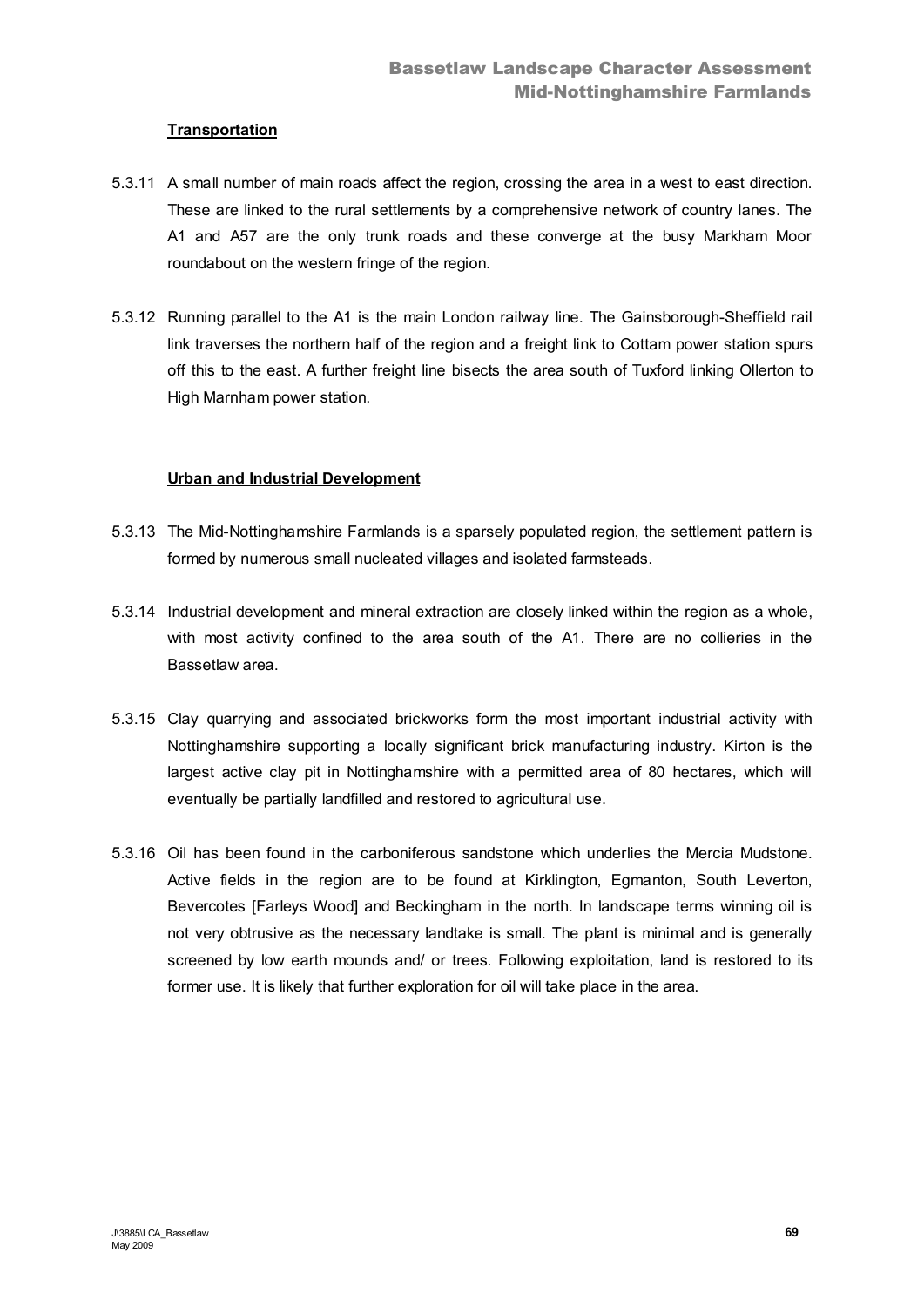### Transportation

5.3.11 A small number of main roads affect the region, crossing the area in a west to east direction. These are linked to the rural settlements by a comprehensive network of country lanes. The A1 and A57 are the only trunk roads and these converge at the busy Markham Moor roundabout on the western fringe of the region.

5.3.12 Running parallel to the A1 is the main London railway line. The Gainsborough-Sheffield rail link traverses the northern half of the region and a freight link to Cottam power station spurs off this to the east. A further freight line bisects the area south of Tuxford linking Ollerton to High Marnham power station.

### Urban and Industrial Development

5.3.13 The Mid-Nottinghamshire Farmlands is a sparsely populated region, the settlement pattern is formed by numerous small nucleated villages and isolated farmsteads.

5.3.14 Industrial development and mineral extraction are closely linked within the region as a whole, with most activity confined to the area south of the A1. There are no collieries in the Bassetlaw area.

5.3.15 Clay quarrying and associated brickworks form the most important industrial activity with Nottinghamshire supporting a locally significant brick manufacturing industry. Kirton is the largest active clay pit in Nottinghamshire with a permitted area of 80 hectares, which will eventually be partially landfilled and restored to agricultural use.

5.3.16 Oil has been found in the carboniferous sandstone which underlies the Mercia Mudstone. Active fields in the region are to be found at Kirklington, Egmanton, South Leverton, Bevercotes [Farleys Wood] and Beckingham in the north. In landscape terms winning oil is not very obtrusive as the necessary landtake is small. The plant is minimal and is generally screened by low earth mounds and/ or trees. Following exploitation, land is restored to its former use. It is likely that further exploration for oil will take place in the area.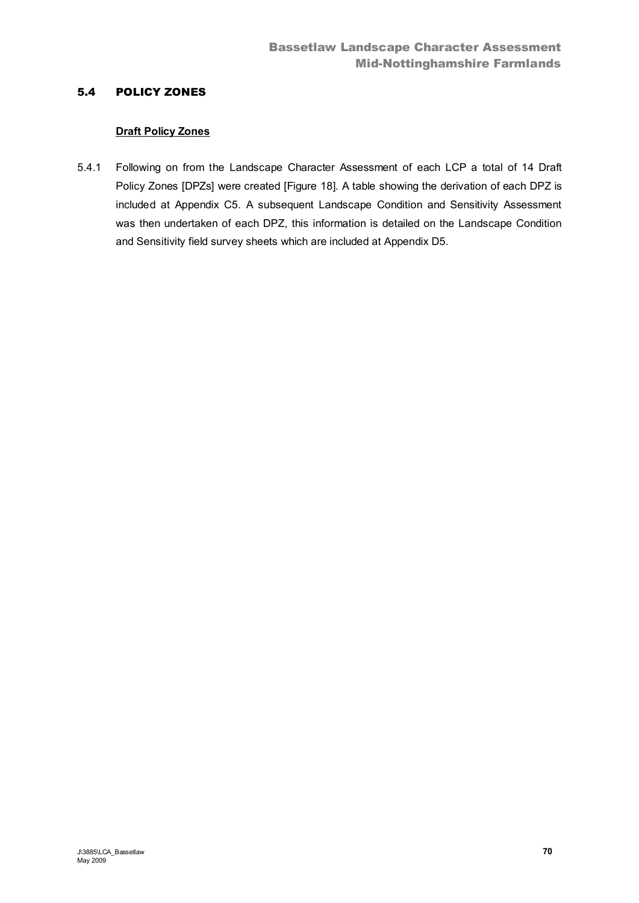## 5.4 POLICY ZONES

### Draft Policy Zones

5.4.1 Following on from the Landscape Character Assessment of each LCP a total of 14 Draft Policy Zones [DPZs] were created [Figure 18]. A table showing the derivation of each DPZ is included at Appendix C5. A subsequent Landscape Condition and Sensitivity Assessment was then undertaken of each DPZ, this information is detailed on the Landscape Condition and Sensitivity field survey sheets which are included at Appendix D5.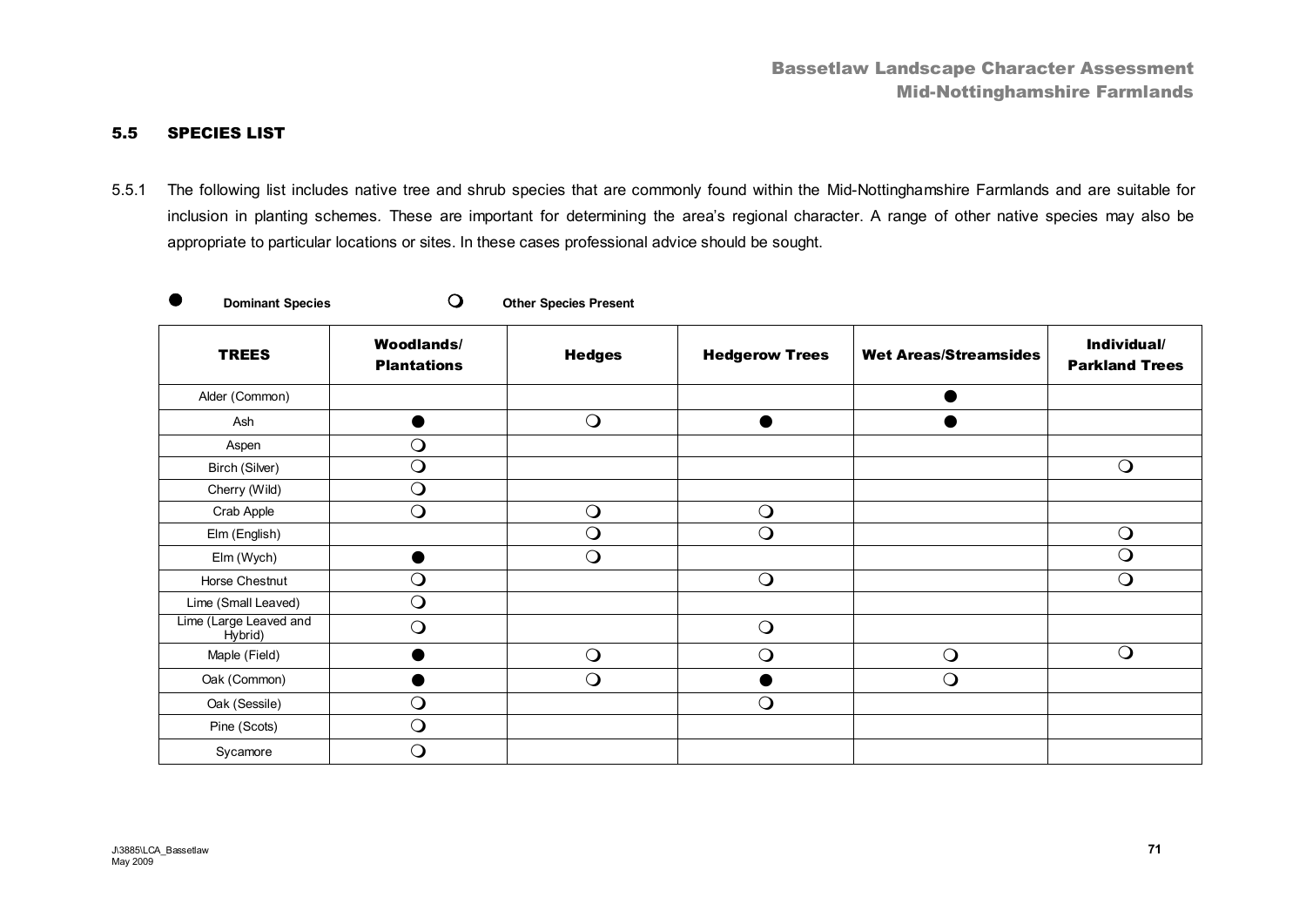## 5.5 SPECIES LIST

5.5.1 The following list includes native tree and shrub species that are commonly found within the Mid-Nottinghamshire Farmlands and are suitable for inclusion in planting schemes. These are important for determining the area's regional character. A range of other native species may also be appropriate to particular locations or sites. In these cases professional advice should be sought.

● Dominant Species ❍ Other Species Present

| TREES | Woodlands/ Plantations | Hedges | Hedgerow Trees | Wet Areas/Streamsides | Individual/ Parkland Trees |
|---|---|---|---|---|---|
| Alder (Common) | | | | ● | |
| Ash | ● | ❍ | ● | ● | |
| Aspen | ❍ | | | | |
| Birch (Silver) | ❍ | | | | ❍ |
| Cherry (Wild) | ❍ | | | | |
| Crab Apple | ❍ | ❍ | ❍ | | |
| Elm (English) | | ❍ | ❍ | | ❍ |
| Elm (Wych) | ● | ❍ | | | ❍ |
| Horse Chestnut | ❍ | | ❍ | | ❍ |
| Lime (Small Leaved) | ❍ | | | | |
| Lime (Large Leaved and Hybrid) | ❍ | | ❍ | | |
| Maple (Field) | ● | ❍ | ❍ | ❍ | ❍ |
| Oak (Common) | ● | ❍ | ● | ❍ | |
| Oak (Sessile) | ❍ | | ❍ | | |
| Pine (Scots) | ❍ | | | | |
| Sycamore | ❍ | | | | |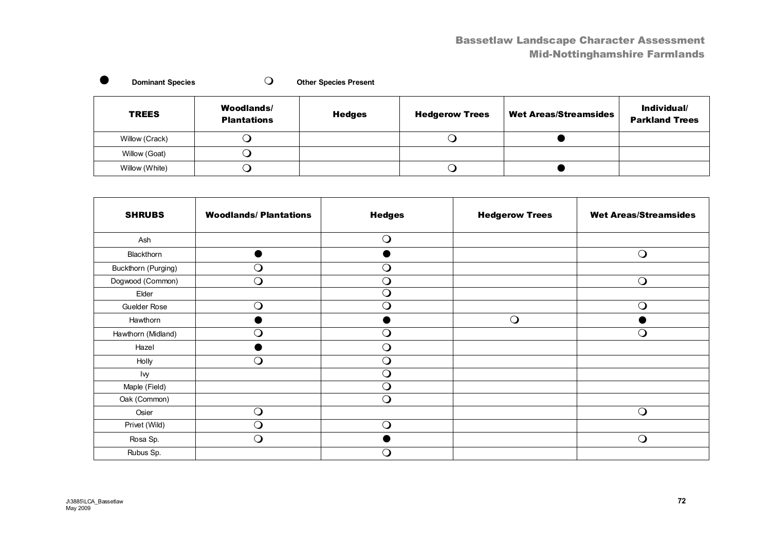● **Dominant Species** ❍ **Other Species Present**

| TREES | Woodlands/ Plantations | Hedges | Hedgerow Trees | Wet Areas/Streamsides | Individual/ Parkland Trees |
|---|---|---|---|---|---|
| Willow (Crack) | ❍ | | ❍ | ● | |
| Willow (Goat) | ❍ | | | | |
| Willow (White) | ❍ | | ❍ | ● | |

| SHRUBS | Woodlands/ Plantations | Hedges | Hedgerow Trees | Wet Areas/Streamsides |
|---|---|---|---|---|
| Ash | | ❍ | | |
| Blackthorn | ● | ● | | ❍ |
| Buckthorn (Purging) | ❍ | ❍ | | |
| Dogwood (Common) | ❍ | ❍ | | ❍ |
| Elder | | ❍ | | |
| Guelder Rose | ❍ | ❍ | | ❍ |
| Hawthorn | ● | ● | ❍ | ● |
| Hawthorn (Midland) | ❍ | ❍ | | ❍ |
| Hazel | ● | ❍ | | |
| Holly | ❍ | ❍ | | |
| Ivy | | ❍ | | |
| Maple (Field) | | ❍ | | |
| Oak (Common) | | ❍ | | |
| Osier | ❍ | | | ❍ |
| Privet (Wild) | ❍ | ❍ | | |
| Rosa Sp. | ❍ | ● | | ❍ |
| Rubus Sp. | | ❍ | | |